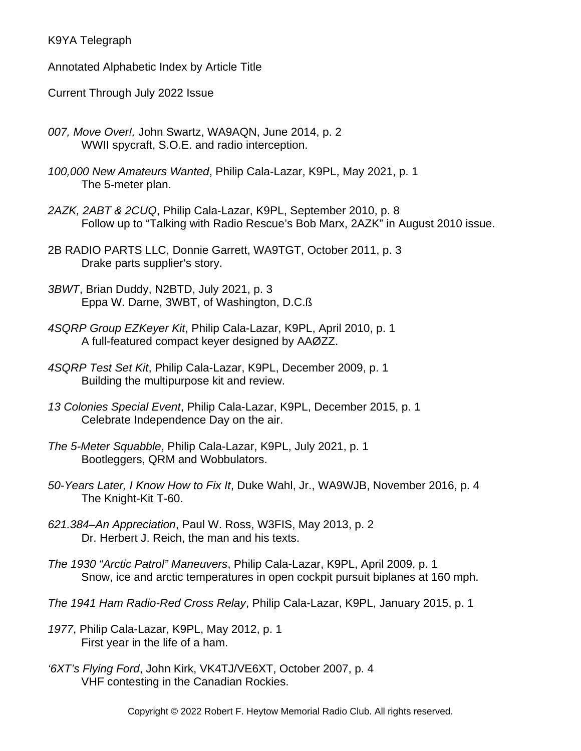K9YA Telegraph

Annotated Alphabetic Index by Article Title

Current Through July 2022 Issue

*007, Move Over!,* John Swartz, WA9AQN, June 2014, p. 2
WWII spycraft, S.O.E. and radio interception.

*100,000 New Amateurs Wanted*, Philip Cala-Lazar, K9PL, May 2021, p. 1
The 5-meter plan.

*2AZK, 2ABT & 2CUQ*, Philip Cala-Lazar, K9PL, September 2010, p. 8
Follow up to "Talking with Radio Rescue's Bob Marx, 2AZK" in August 2010 issue.

2B RADIO PARTS LLC, Donnie Garrett, WA9TGT, October 2011, p. 3
Drake parts supplier's story.

*3BWT*, Brian Duddy, N2BTD, July 2021, p. 3
Eppa W. Darne, 3WBT, of Washington, D.C.ß

*4SQRP Group EZKeyer Kit*, Philip Cala-Lazar, K9PL, April 2010, p. 1
A full-featured compact keyer designed by AAØZZ.

*4SQRP Test Set Kit*, Philip Cala-Lazar, K9PL, December 2009, p. 1
Building the multipurpose kit and review.

*13 Colonies Special Event*, Philip Cala-Lazar, K9PL, December 2015, p. 1
Celebrate Independence Day on the air.

*The 5-Meter Squabble*, Philip Cala-Lazar, K9PL, July 2021, p. 1
Bootleggers, QRM and Wobbulators.

*50-Years Later, I Know How to Fix It*, Duke Wahl, Jr., WA9WJB, November 2016, p. 4
The Knight-Kit T-60.

*621.384–An Appreciation*, Paul W. Ross, W3FIS, May 2013, p. 2
Dr. Herbert J. Reich, the man and his texts.

*The 1930 "Arctic Patrol" Maneuvers*, Philip Cala-Lazar, K9PL, April 2009, p. 1
Snow, ice and arctic temperatures in open cockpit pursuit biplanes at 160 mph.

*The 1941 Ham Radio-Red Cross Relay*, Philip Cala-Lazar, K9PL, January 2015, p. 1

*1977*, Philip Cala-Lazar, K9PL, May 2012, p. 1
First year in the life of a ham.

*'6XT's Flying Ford*, John Kirk, VK4TJ/VE6XT, October 2007, p. 4
VHF contesting in the Canadian Rockies.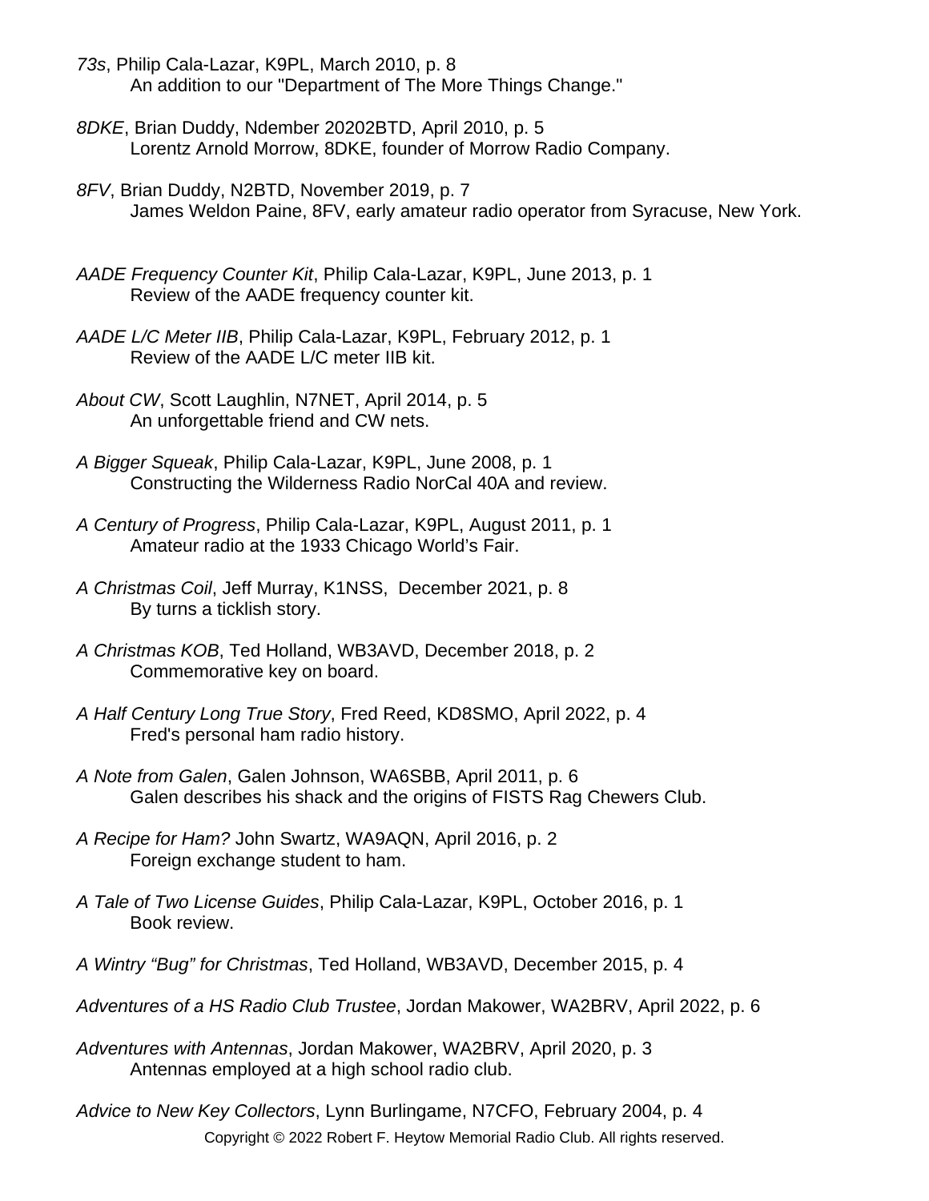*73s*, Philip Cala-Lazar, K9PL, March 2010, p. 8
An addition to our "Department of The More Things Change."

*8DKE*, Brian Duddy, Ndember 20202BTD, April 2010, p. 5
Lorentz Arnold Morrow, 8DKE, founder of Morrow Radio Company.

*8FV*, Brian Duddy, N2BTD, November 2019, p. 7
James Weldon Paine, 8FV, early amateur radio operator from Syracuse, New York.

*AADE Frequency Counter Kit*, Philip Cala-Lazar, K9PL, June 2013, p. 1
Review of the AADE frequency counter kit.

*AADE L/C Meter IIB*, Philip Cala-Lazar, K9PL, February 2012, p. 1
Review of the AADE L/C meter IIB kit.

*About CW*, Scott Laughlin, N7NET, April 2014, p. 5
An unforgettable friend and CW nets.

*A Bigger Squeak*, Philip Cala-Lazar, K9PL, June 2008, p. 1
Constructing the Wilderness Radio NorCal 40A and review.

*A Century of Progress*, Philip Cala-Lazar, K9PL, August 2011, p. 1
Amateur radio at the 1933 Chicago World's Fair.

*A Christmas Coil*, Jeff Murray, K1NSS, December 2021, p. 8
By turns a ticklish story.

*A Christmas KOB*, Ted Holland, WB3AVD, December 2018, p. 2
Commemorative key on board.

*A Half Century Long True Story*, Fred Reed, KD8SMO, April 2022, p. 4
Fred's personal ham radio history.

*A Note from Galen*, Galen Johnson, WA6SBB, April 2011, p. 6
Galen describes his shack and the origins of FISTS Rag Chewers Club.

*A Recipe for Ham?* John Swartz, WA9AQN, April 2016, p. 2
Foreign exchange student to ham.

*A Tale of Two License Guides*, Philip Cala-Lazar, K9PL, October 2016, p. 1
Book review.

*A Wintry "Bug" for Christmas*, Ted Holland, WB3AVD, December 2015, p. 4

*Adventures of a HS Radio Club Trustee*, Jordan Makower, WA2BRV, April 2022, p. 6

*Adventures with Antennas*, Jordan Makower, WA2BRV, April 2020, p. 3
Antennas employed at a high school radio club.

*Advice to New Key Collectors*, Lynn Burlingame, N7CFO, February 2004, p. 4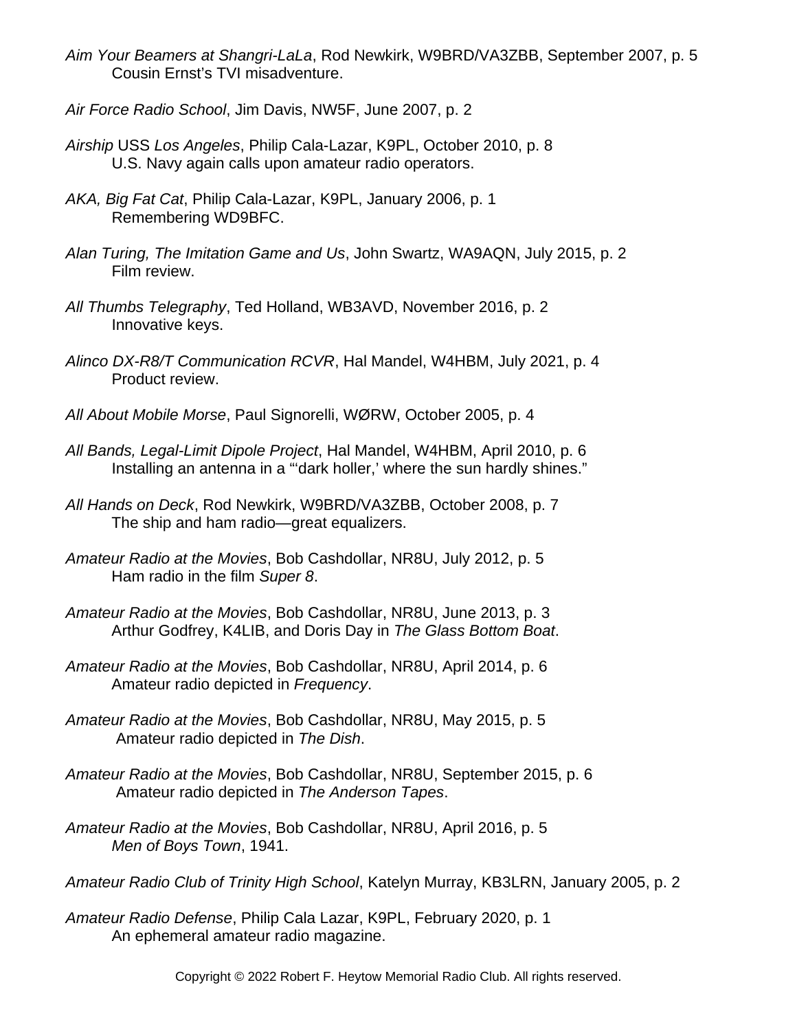*Aim Your Beamers at Shangri-LaLa*, Rod Newkirk, W9BRD/VA3ZBB, September 2007, p. 5
Cousin Ernst's TVI misadventure.

*Air Force Radio School*, Jim Davis, NW5F, June 2007, p. 2

*Airship* USS *Los Angeles*, Philip Cala-Lazar, K9PL, October 2010, p. 8
U.S. Navy again calls upon amateur radio operators.

*AKA, Big Fat Cat*, Philip Cala-Lazar, K9PL, January 2006, p. 1
Remembering WD9BFC.

*Alan Turing, The Imitation Game and Us*, John Swartz, WA9AQN, July 2015, p. 2
Film review.

*All Thumbs Telegraphy*, Ted Holland, WB3AVD, November 2016, p. 2
Innovative keys.

*Alinco DX-R8/T Communication RCVR*, Hal Mandel, W4HBM, July 2021, p. 4
Product review.

*All About Mobile Morse*, Paul Signorelli, WØRW, October 2005, p. 4

*All Bands, Legal-Limit Dipole Project*, Hal Mandel, W4HBM, April 2010, p. 6
Installing an antenna in a "'dark holler,' where the sun hardly shines."

*All Hands on Deck*, Rod Newkirk, W9BRD/VA3ZBB, October 2008, p. 7
The ship and ham radio—great equalizers.

*Amateur Radio at the Movies*, Bob Cashdollar, NR8U, July 2012, p. 5
Ham radio in the film *Super 8*.

*Amateur Radio at the Movies*, Bob Cashdollar, NR8U, June 2013, p. 3
Arthur Godfrey, K4LIB, and Doris Day in *The Glass Bottom Boat*.

*Amateur Radio at the Movies*, Bob Cashdollar, NR8U, April 2014, p. 6
Amateur radio depicted in *Frequency*.

*Amateur Radio at the Movies*, Bob Cashdollar, NR8U, May 2015, p. 5
Amateur radio depicted in *The Dish*.

*Amateur Radio at the Movies*, Bob Cashdollar, NR8U, September 2015, p. 6
Amateur radio depicted in *The Anderson Tapes*.

*Amateur Radio at the Movies*, Bob Cashdollar, NR8U, April 2016, p. 5
*Men of Boys Town*, 1941.

*Amateur Radio Club of Trinity High School*, Katelyn Murray, KB3LRN, January 2005, p. 2

*Amateur Radio Defense*, Philip Cala Lazar, K9PL, February 2020, p. 1
An ephemeral amateur radio magazine.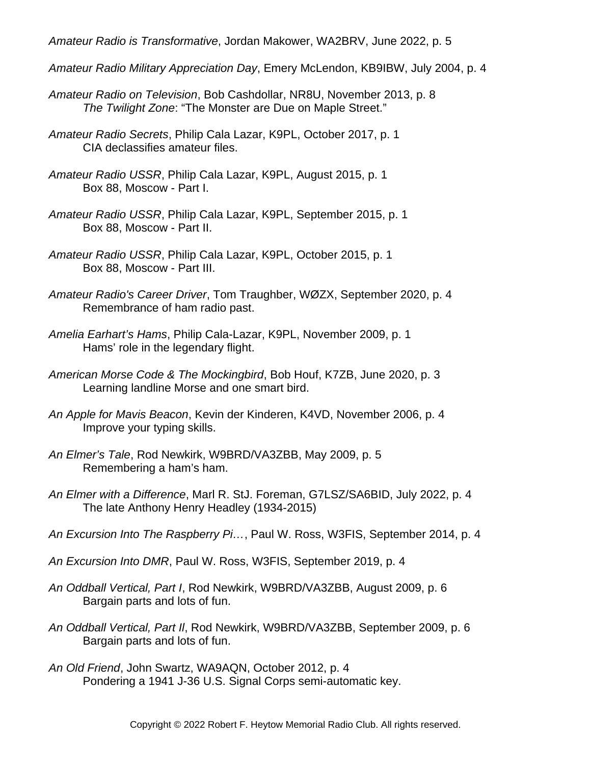*Amateur Radio is Transformative*, Jordan Makower, WA2BRV, June 2022, p. 5

*Amateur Radio Military Appreciation Day*, Emery McLendon, KB9IBW, July 2004, p. 4

*Amateur Radio on Television*, Bob Cashdollar, NR8U, November 2013, p. 8
    *The Twilight Zone*: "The Monster are Due on Maple Street."

*Amateur Radio Secrets*, Philip Cala Lazar, K9PL, October 2017, p. 1
    CIA declassifies amateur files.

*Amateur Radio USSR*, Philip Cala Lazar, K9PL, August 2015, p. 1
    Box 88, Moscow - Part I.

*Amateur Radio USSR*, Philip Cala Lazar, K9PL, September 2015, p. 1
    Box 88, Moscow - Part II.

*Amateur Radio USSR*, Philip Cala Lazar, K9PL, October 2015, p. 1
    Box 88, Moscow - Part III.

*Amateur Radio's Career Driver*, Tom Traughber, WØZX, September 2020, p. 4
    Remembrance of ham radio past.

*Amelia Earhart's Hams*, Philip Cala-Lazar, K9PL, November 2009, p. 1
    Hams' role in the legendary flight.

*American Morse Code & The Mockingbird*, Bob Houf, K7ZB, June 2020, p. 3
    Learning landline Morse and one smart bird.

*An Apple for Mavis Beacon*, Kevin der Kinderen, K4VD, November 2006, p. 4
    Improve your typing skills.

*An Elmer's Tale*, Rod Newkirk, W9BRD/VA3ZBB, May 2009, p. 5
    Remembering a ham's ham.

*An Elmer with a Difference*, Marl R. StJ. Foreman, G7LSZ/SA6BID, July 2022, p. 4
    The late Anthony Henry Headley (1934-2015)

*An Excursion Into The Raspberry Pi…*, Paul W. Ross, W3FIS, September 2014, p. 4

*An Excursion Into DMR*, Paul W. Ross, W3FIS, September 2019, p. 4

*An Oddball Vertical, Part I*, Rod Newkirk, W9BRD/VA3ZBB, August 2009, p. 6
    Bargain parts and lots of fun.

*An Oddball Vertical, Part II*, Rod Newkirk, W9BRD/VA3ZBB, September 2009, p. 6
    Bargain parts and lots of fun.

*An Old Friend*, John Swartz, WA9AQN, October 2012, p. 4
    Pondering a 1941 J-36 U.S. Signal Corps semi-automatic key.

Copyright © 2022 Robert F. Heytow Memorial Radio Club. All rights reserved.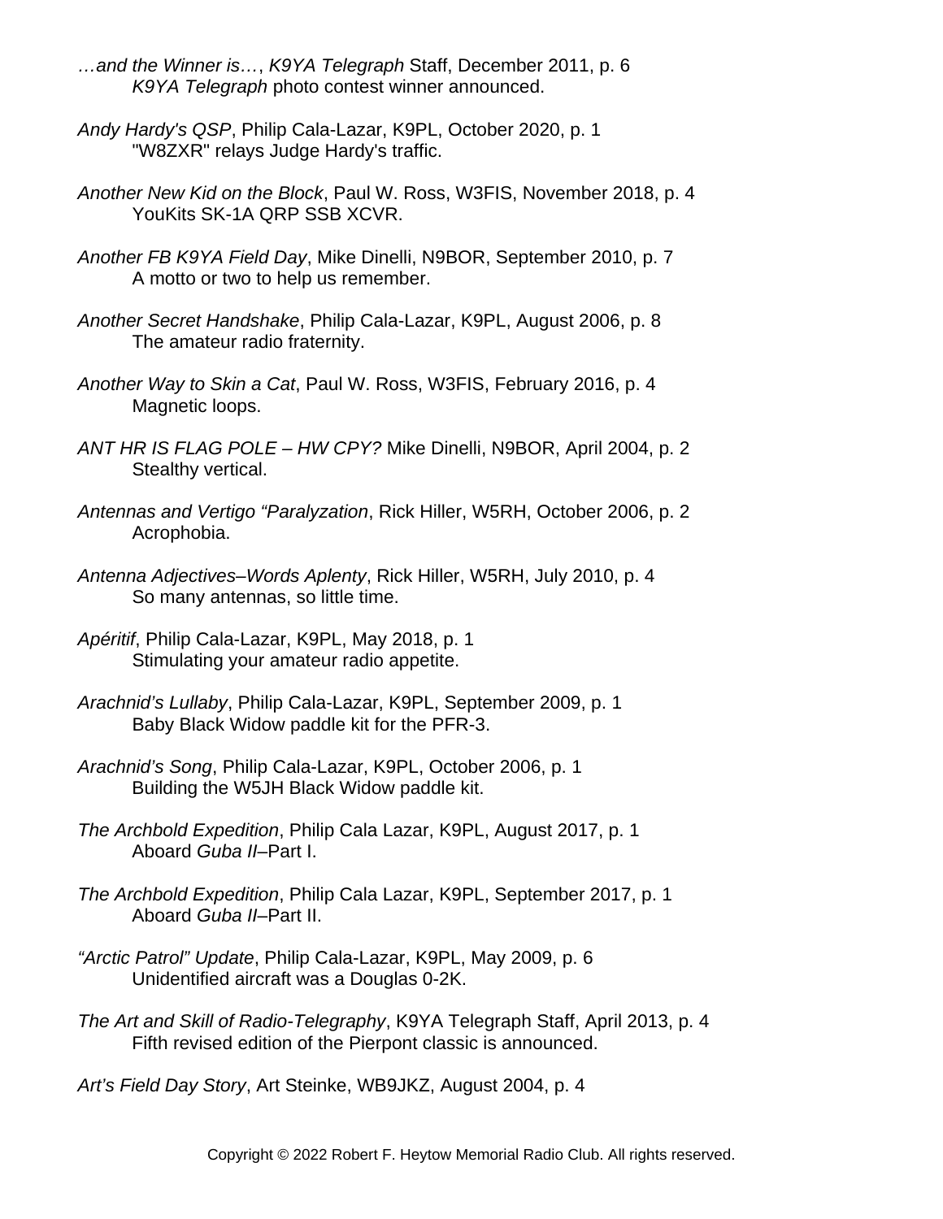*…and the Winner is…*, *K9YA Telegraph* Staff, December 2011, p. 6
*K9YA Telegraph* photo contest winner announced.

*Andy Hardy's QSP*, Philip Cala-Lazar, K9PL, October 2020, p. 1
"W8ZXR" relays Judge Hardy's traffic.

*Another New Kid on the Block*, Paul W. Ross, W3FIS, November 2018, p. 4
YouKits SK-1A QRP SSB XCVR.

*Another FB K9YA Field Day*, Mike Dinelli, N9BOR, September 2010, p. 7
A motto or two to help us remember.

*Another Secret Handshake*, Philip Cala-Lazar, K9PL, August 2006, p. 8
The amateur radio fraternity.

*Another Way to Skin a Cat*, Paul W. Ross, W3FIS, February 2016, p. 4
Magnetic loops.

*ANT HR IS FLAG POLE – HW CPY?* Mike Dinelli, N9BOR, April 2004, p. 2
Stealthy vertical.

*Antennas and Vertigo "Paralyzation*, Rick Hiller, W5RH, October 2006, p. 2
Acrophobia.

*Antenna Adjectives–Words Aplenty*, Rick Hiller, W5RH, July 2010, p. 4
So many antennas, so little time.

*Apéritif*, Philip Cala-Lazar, K9PL, May 2018, p. 1
Stimulating your amateur radio appetite.

*Arachnid's Lullaby*, Philip Cala-Lazar, K9PL, September 2009, p. 1
Baby Black Widow paddle kit for the PFR-3.

*Arachnid's Song*, Philip Cala-Lazar, K9PL, October 2006, p. 1
Building the W5JH Black Widow paddle kit.

*The Archbold Expedition*, Philip Cala Lazar, K9PL, August 2017, p. 1
Aboard *Guba II*–Part I.

*The Archbold Expedition*, Philip Cala Lazar, K9PL, September 2017, p. 1
Aboard *Guba II*–Part II.

*"Arctic Patrol" Update*, Philip Cala-Lazar, K9PL, May 2009, p. 6
Unidentified aircraft was a Douglas 0-2K.

*The Art and Skill of Radio-Telegraphy*, K9YA Telegraph Staff, April 2013, p. 4
Fifth revised edition of the Pierpont classic is announced.

*Art's Field Day Story*, Art Steinke, WB9JKZ, August 2004, p. 4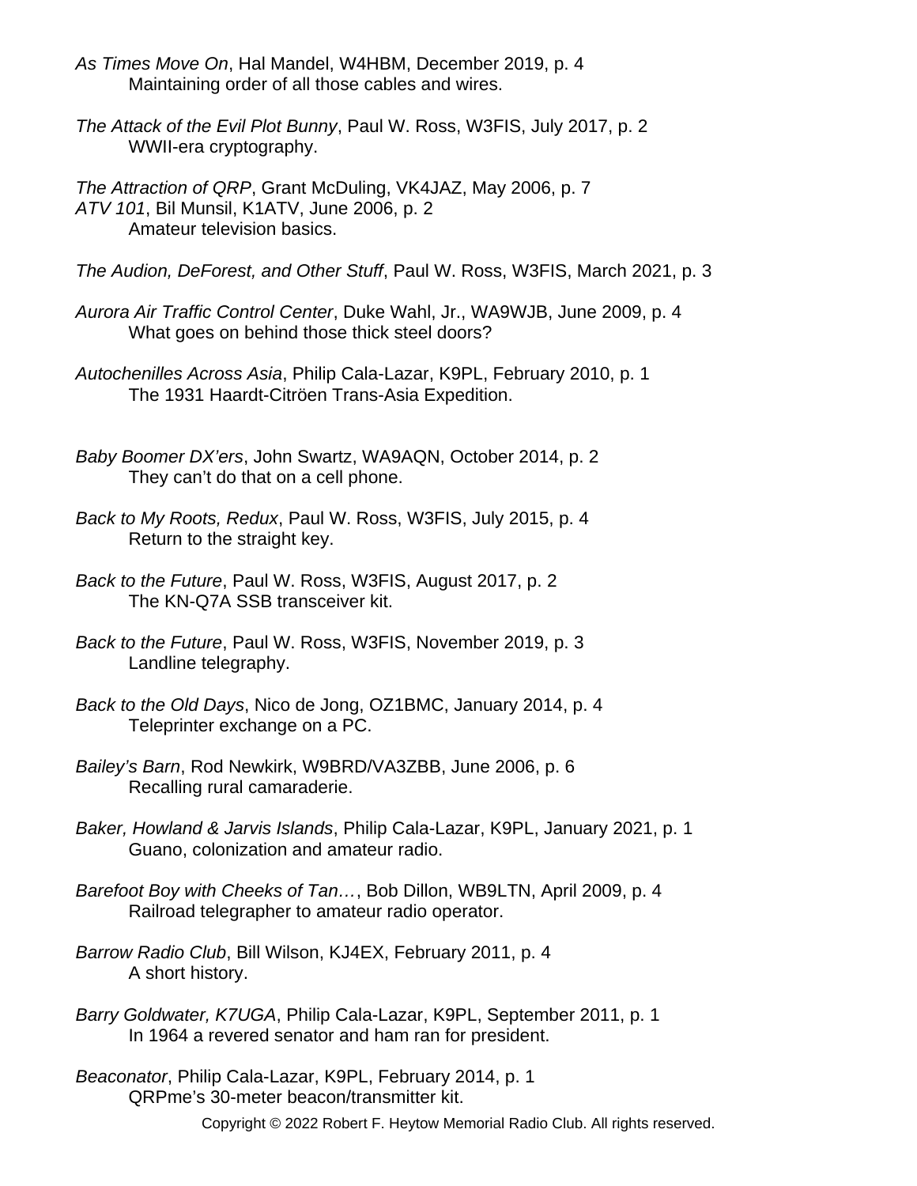*As Times Move On*, Hal Mandel, W4HBM, December 2019, p. 4
Maintaining order of all those cables and wires.

*The Attack of the Evil Plot Bunny*, Paul W. Ross, W3FIS, July 2017, p. 2
WWII-era cryptography.

*The Attraction of QRP*, Grant McDuling, VK4JAZ, May 2006, p. 7

*ATV 101*, Bil Munsil, K1ATV, June 2006, p. 2
Amateur television basics.

*The Audion, DeForest, and Other Stuff*, Paul W. Ross, W3FIS, March 2021, p. 3

*Aurora Air Traffic Control Center*, Duke Wahl, Jr., WA9WJB, June 2009, p. 4
What goes on behind those thick steel doors?

*Autochenilles Across Asia*, Philip Cala-Lazar, K9PL, February 2010, p. 1
The 1931 Haardt-Citröen Trans-Asia Expedition.

*Baby Boomer DX'ers*, John Swartz, WA9AQN, October 2014, p. 2
They can't do that on a cell phone.

*Back to My Roots, Redux*, Paul W. Ross, W3FIS, July 2015, p. 4
Return to the straight key.

*Back to the Future*, Paul W. Ross, W3FIS, August 2017, p. 2
The KN-Q7A SSB transceiver kit.

*Back to the Future*, Paul W. Ross, W3FIS, November 2019, p. 3
Landline telegraphy.

*Back to the Old Days*, Nico de Jong, OZ1BMC, January 2014, p. 4
Teleprinter exchange on a PC.

*Bailey's Barn*, Rod Newkirk, W9BRD/VA3ZBB, June 2006, p. 6
Recalling rural camaraderie.

*Baker, Howland & Jarvis Islands*, Philip Cala-Lazar, K9PL, January 2021, p. 1
Guano, colonization and amateur radio.

*Barefoot Boy with Cheeks of Tan…*, Bob Dillon, WB9LTN, April 2009, p. 4
Railroad telegrapher to amateur radio operator.

*Barrow Radio Club*, Bill Wilson, KJ4EX, February 2011, p. 4
A short history.

*Barry Goldwater, K7UGA*, Philip Cala-Lazar, K9PL, September 2011, p. 1
In 1964 a revered senator and ham ran for president.

*Beaconator*, Philip Cala-Lazar, K9PL, February 2014, p. 1
QRPme's 30-meter beacon/transmitter kit.

Copyright © 2022 Robert F. Heytow Memorial Radio Club. All rights reserved.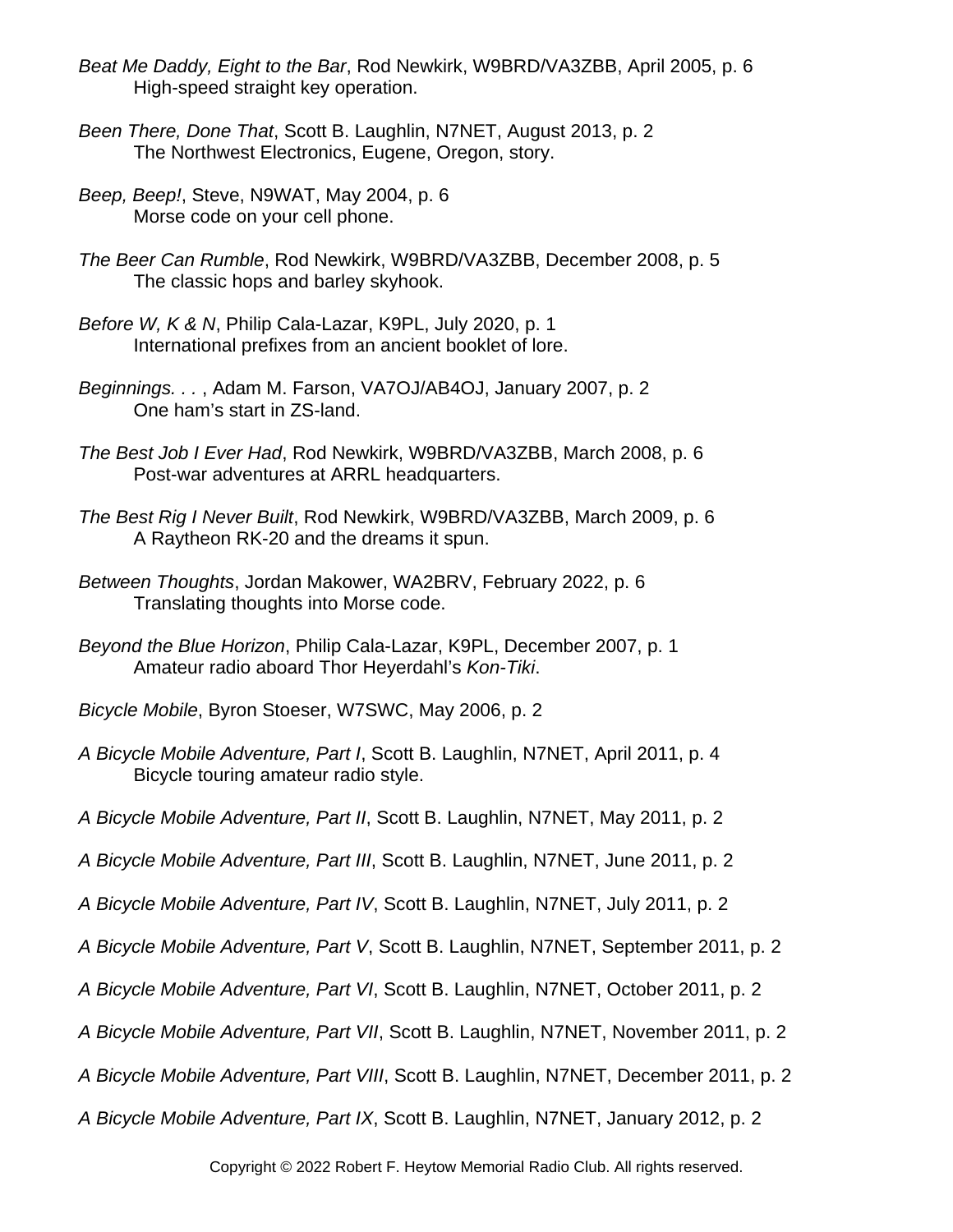*Beat Me Daddy, Eight to the Bar*, Rod Newkirk, W9BRD/VA3ZBB, April 2005, p. 6
High-speed straight key operation.

*Been There, Done That*, Scott B. Laughlin, N7NET, August 2013, p. 2
The Northwest Electronics, Eugene, Oregon, story.

*Beep, Beep!*, Steve, N9WAT, May 2004, p. 6
Morse code on your cell phone.

*The Beer Can Rumble*, Rod Newkirk, W9BRD/VA3ZBB, December 2008, p. 5
The classic hops and barley skyhook.

*Before W, K & N*, Philip Cala-Lazar, K9PL, July 2020, p. 1
International prefixes from an ancient booklet of lore.

*Beginnings. . .* , Adam M. Farson, VA7OJ/AB4OJ, January 2007, p. 2
One ham's start in ZS-land.

*The Best Job I Ever Had*, Rod Newkirk, W9BRD/VA3ZBB, March 2008, p. 6
Post-war adventures at ARRL headquarters.

*The Best Rig I Never Built*, Rod Newkirk, W9BRD/VA3ZBB, March 2009, p. 6
A Raytheon RK-20 and the dreams it spun.

*Between Thoughts*, Jordan Makower, WA2BRV, February 2022, p. 6
Translating thoughts into Morse code.

*Beyond the Blue Horizon*, Philip Cala-Lazar, K9PL, December 2007, p. 1
Amateur radio aboard Thor Heyerdahl's *Kon-Tiki*.

*Bicycle Mobile*, Byron Stoeser, W7SWC, May 2006, p. 2

*A Bicycle Mobile Adventure, Part I*, Scott B. Laughlin, N7NET, April 2011, p. 4
Bicycle touring amateur radio style.

*A Bicycle Mobile Adventure, Part II*, Scott B. Laughlin, N7NET, May 2011, p. 2

*A Bicycle Mobile Adventure, Part III*, Scott B. Laughlin, N7NET, June 2011, p. 2

*A Bicycle Mobile Adventure, Part IV*, Scott B. Laughlin, N7NET, July 2011, p. 2

*A Bicycle Mobile Adventure, Part V*, Scott B. Laughlin, N7NET, September 2011, p. 2

*A Bicycle Mobile Adventure, Part VI*, Scott B. Laughlin, N7NET, October 2011, p. 2

*A Bicycle Mobile Adventure, Part VII*, Scott B. Laughlin, N7NET, November 2011, p. 2

*A Bicycle Mobile Adventure, Part VIII*, Scott B. Laughlin, N7NET, December 2011, p. 2

*A Bicycle Mobile Adventure, Part IX*, Scott B. Laughlin, N7NET, January 2012, p. 2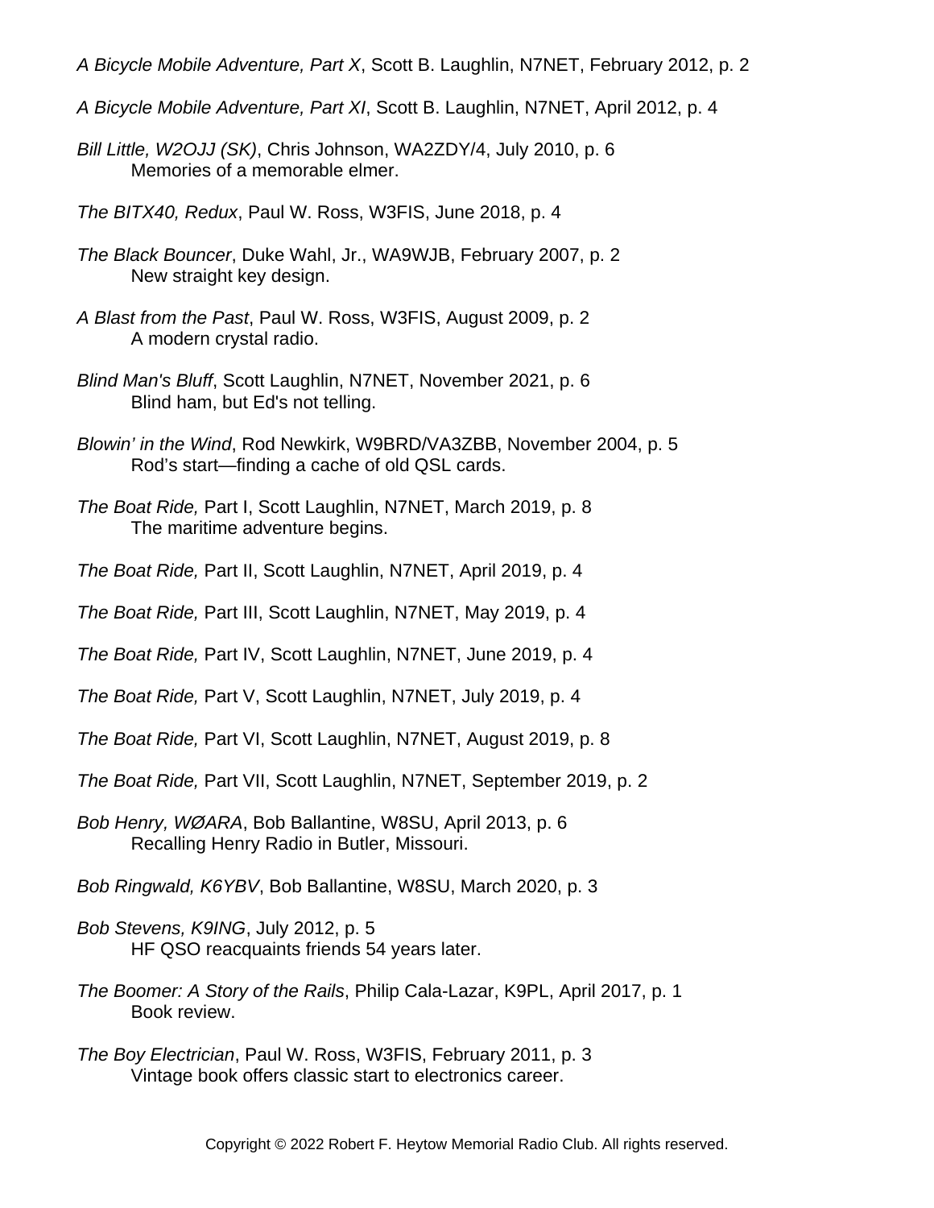*A Bicycle Mobile Adventure, Part X*, Scott B. Laughlin, N7NET, February 2012, p. 2

*A Bicycle Mobile Adventure, Part XI*, Scott B. Laughlin, N7NET, April 2012, p. 4

*Bill Little, W2OJJ (SK)*, Chris Johnson, WA2ZDY/4, July 2010, p. 6
    Memories of a memorable elmer.

*The BITX40, Redux*, Paul W. Ross, W3FIS, June 2018, p. 4

*The Black Bouncer*, Duke Wahl, Jr., WA9WJB, February 2007, p. 2
    New straight key design.

*A Blast from the Past*, Paul W. Ross, W3FIS, August 2009, p. 2
    A modern crystal radio.

*Blind Man's Bluff*, Scott Laughlin, N7NET, November 2021, p. 6
    Blind ham, but Ed's not telling.

*Blowin' in the Wind*, Rod Newkirk, W9BRD/VA3ZBB, November 2004, p. 5
    Rod's start—finding a cache of old QSL cards.

*The Boat Ride,* Part I, Scott Laughlin, N7NET, March 2019, p. 8
    The maritime adventure begins.

*The Boat Ride,* Part II, Scott Laughlin, N7NET, April 2019, p. 4

*The Boat Ride,* Part III, Scott Laughlin, N7NET, May 2019, p. 4

*The Boat Ride,* Part IV, Scott Laughlin, N7NET, June 2019, p. 4

*The Boat Ride,* Part V, Scott Laughlin, N7NET, July 2019, p. 4

*The Boat Ride,* Part VI, Scott Laughlin, N7NET, August 2019, p. 8

*The Boat Ride,* Part VII, Scott Laughlin, N7NET, September 2019, p. 2

*Bob Henry, WØARA*, Bob Ballantine, W8SU, April 2013, p. 6
    Recalling Henry Radio in Butler, Missouri.

*Bob Ringwald, K6YBV*, Bob Ballantine, W8SU, March 2020, p. 3

*Bob Stevens, K9ING*, July 2012, p. 5
    HF QSO reacquaints friends 54 years later.

*The Boomer: A Story of the Rails*, Philip Cala-Lazar, K9PL, April 2017, p. 1
    Book review.

*The Boy Electrician*, Paul W. Ross, W3FIS, February 2011, p. 3
    Vintage book offers classic start to electronics career.

Copyright © 2022 Robert F. Heytow Memorial Radio Club. All rights reserved.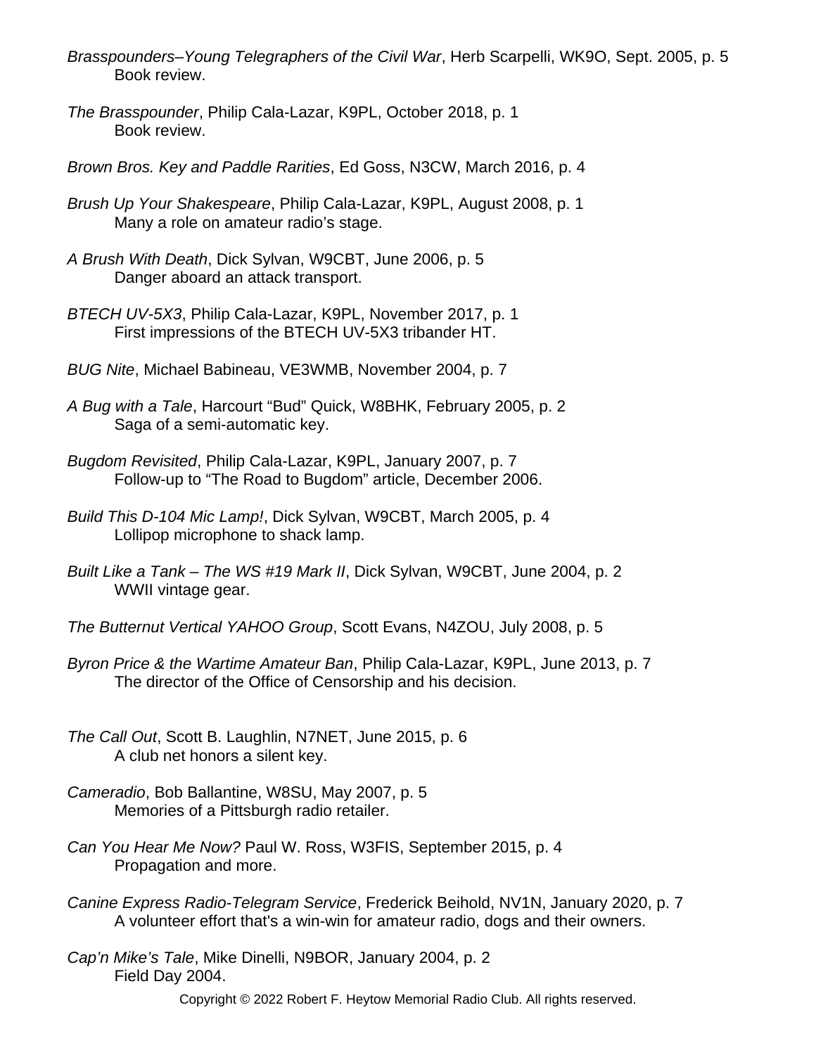*Brasspounders–Young Telegraphers of the Civil War*, Herb Scarpelli, WK9O, Sept. 2005, p. 5
Book review.

*The Brasspounder*, Philip Cala-Lazar, K9PL, October 2018, p. 1
Book review.

*Brown Bros. Key and Paddle Rarities*, Ed Goss, N3CW, March 2016, p. 4

*Brush Up Your Shakespeare*, Philip Cala-Lazar, K9PL, August 2008, p. 1
Many a role on amateur radio's stage.

*A Brush With Death*, Dick Sylvan, W9CBT, June 2006, p. 5
Danger aboard an attack transport.

*BTECH UV-5X3*, Philip Cala-Lazar, K9PL, November 2017, p. 1
First impressions of the BTECH UV-5X3 tribander HT.

*BUG Nite*, Michael Babineau, VE3WMB, November 2004, p. 7

*A Bug with a Tale*, Harcourt "Bud" Quick, W8BHK, February 2005, p. 2
Saga of a semi-automatic key.

*Bugdom Revisited*, Philip Cala-Lazar, K9PL, January 2007, p. 7
Follow-up to "The Road to Bugdom" article, December 2006.

*Build This D-104 Mic Lamp!*, Dick Sylvan, W9CBT, March 2005, p. 4
Lollipop microphone to shack lamp.

*Built Like a Tank – The WS #19 Mark II*, Dick Sylvan, W9CBT, June 2004, p. 2
WWII vintage gear.

*The Butternut Vertical YAHOO Group*, Scott Evans, N4ZOU, July 2008, p. 5

*Byron Price & the Wartime Amateur Ban*, Philip Cala-Lazar, K9PL, June 2013, p. 7
The director of the Office of Censorship and his decision.

*The Call Out*, Scott B. Laughlin, N7NET, June 2015, p. 6
A club net honors a silent key.

*Cameradio*, Bob Ballantine, W8SU, May 2007, p. 5
Memories of a Pittsburgh radio retailer.

*Can You Hear Me Now?* Paul W. Ross, W3FIS, September 2015, p. 4
Propagation and more.

*Canine Express Radio-Telegram Service*, Frederick Beihold, NV1N, January 2020, p. 7
A volunteer effort that's a win-win for amateur radio, dogs and their owners.

*Cap'n Mike's Tale*, Mike Dinelli, N9BOR, January 2004, p. 2
Field Day 2004.

Copyright © 2022 Robert F. Heytow Memorial Radio Club. All rights reserved.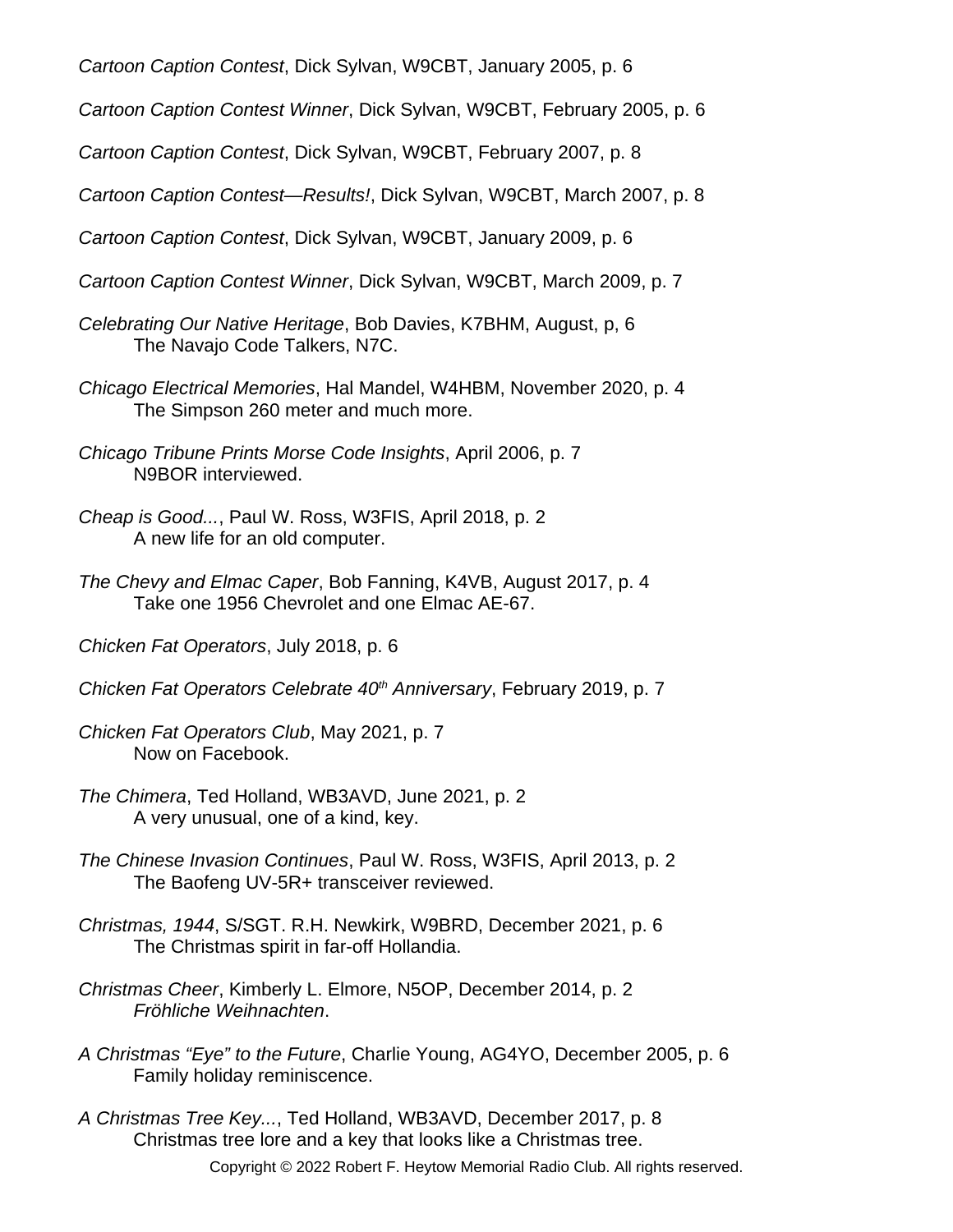*Cartoon Caption Contest*, Dick Sylvan, W9CBT, January 2005, p. 6

*Cartoon Caption Contest Winner*, Dick Sylvan, W9CBT, February 2005, p. 6

*Cartoon Caption Contest*, Dick Sylvan, W9CBT, February 2007, p. 8

*Cartoon Caption Contest—Results!*, Dick Sylvan, W9CBT, March 2007, p. 8

*Cartoon Caption Contest*, Dick Sylvan, W9CBT, January 2009, p. 6

*Cartoon Caption Contest Winner*, Dick Sylvan, W9CBT, March 2009, p. 7

*Celebrating Our Native Heritage*, Bob Davies, K7BHM, August, p, 6
    The Navajo Code Talkers, N7C.

*Chicago Electrical Memories*, Hal Mandel, W4HBM, November 2020, p. 4
    The Simpson 260 meter and much more.

*Chicago Tribune Prints Morse Code Insights*, April 2006, p. 7
    N9BOR interviewed.

*Cheap is Good...*, Paul W. Ross, W3FIS, April 2018, p. 2
    A new life for an old computer.

*The Chevy and Elmac Caper*, Bob Fanning, K4VB, August 2017, p. 4
    Take one 1956 Chevrolet and one Elmac AE-67.

*Chicken Fat Operators*, July 2018, p. 6

*Chicken Fat Operators Celebrate 40th Anniversary*, February 2019, p. 7

*Chicken Fat Operators Club*, May 2021, p. 7
    Now on Facebook.

*The Chimera*, Ted Holland, WB3AVD, June 2021, p. 2
    A very unusual, one of a kind, key.

*The Chinese Invasion Continues*, Paul W. Ross, W3FIS, April 2013, p. 2
    The Baofeng UV-5R+ transceiver reviewed.

*Christmas, 1944*, S/SGT. R.H. Newkirk, W9BRD, December 2021, p. 6
    The Christmas spirit in far-off Hollandia.

*Christmas Cheer*, Kimberly L. Elmore, N5OP, December 2014, p. 2
    *Fröhliche Weihnachten*.

*A Christmas "Eye" to the Future*, Charlie Young, AG4YO, December 2005, p. 6
    Family holiday reminiscence.

*A Christmas Tree Key...*, Ted Holland, WB3AVD, December 2017, p. 8
    Christmas tree lore and a key that looks like a Christmas tree.

Copyright © 2022 Robert F. Heytow Memorial Radio Club. All rights reserved.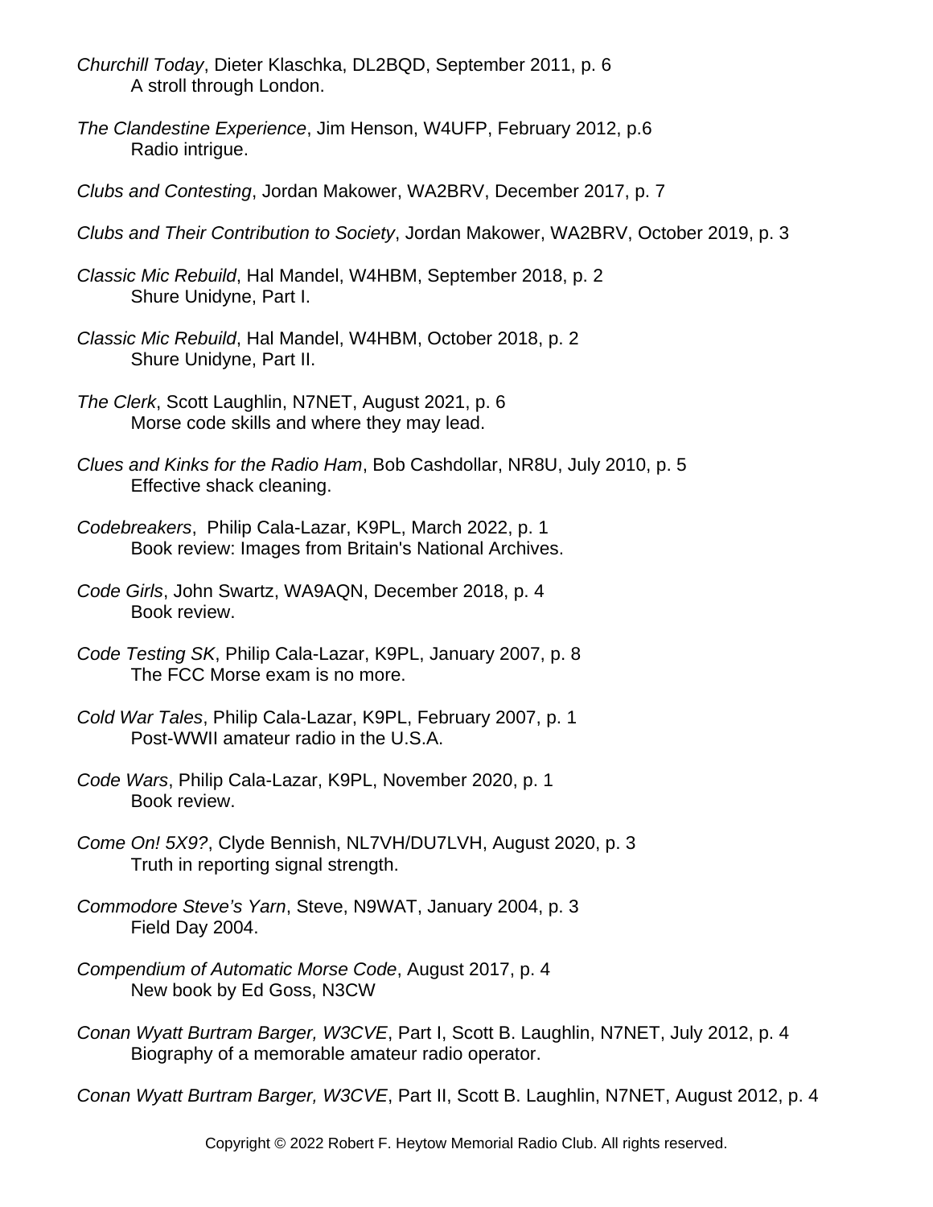*Churchill Today*, Dieter Klaschka, DL2BQD, September 2011, p. 6
A stroll through London.

*The Clandestine Experience*, Jim Henson, W4UFP, February 2012, p.6
Radio intrigue.

*Clubs and Contesting*, Jordan Makower, WA2BRV, December 2017, p. 7

*Clubs and Their Contribution to Society*, Jordan Makower, WA2BRV, October 2019, p. 3

*Classic Mic Rebuild*, Hal Mandel, W4HBM, September 2018, p. 2
Shure Unidyne, Part I.

*Classic Mic Rebuild*, Hal Mandel, W4HBM, October 2018, p. 2
Shure Unidyne, Part II.

*The Clerk*, Scott Laughlin, N7NET, August 2021, p. 6
Morse code skills and where they may lead.

*Clues and Kinks for the Radio Ham*, Bob Cashdollar, NR8U, July 2010, p. 5
Effective shack cleaning.

*Codebreakers*, Philip Cala-Lazar, K9PL, March 2022, p. 1
Book review: Images from Britain's National Archives.

*Code Girls*, John Swartz, WA9AQN, December 2018, p. 4
Book review.

*Code Testing SK*, Philip Cala-Lazar, K9PL, January 2007, p. 8
The FCC Morse exam is no more.

*Cold War Tales*, Philip Cala-Lazar, K9PL, February 2007, p. 1
Post-WWII amateur radio in the U.S.A.

*Code Wars*, Philip Cala-Lazar, K9PL, November 2020, p. 1
Book review.

*Come On! 5X9?*, Clyde Bennish, NL7VH/DU7LVH, August 2020, p. 3
Truth in reporting signal strength.

*Commodore Steve's Yarn*, Steve, N9WAT, January 2004, p. 3
Field Day 2004.

*Compendium of Automatic Morse Code*, August 2017, p. 4
New book by Ed Goss, N3CW

*Conan Wyatt Burtram Barger, W3CVE*, Part I, Scott B. Laughlin, N7NET, July 2012, p. 4
Biography of a memorable amateur radio operator.

*Conan Wyatt Burtram Barger, W3CVE*, Part II, Scott B. Laughlin, N7NET, August 2012, p. 4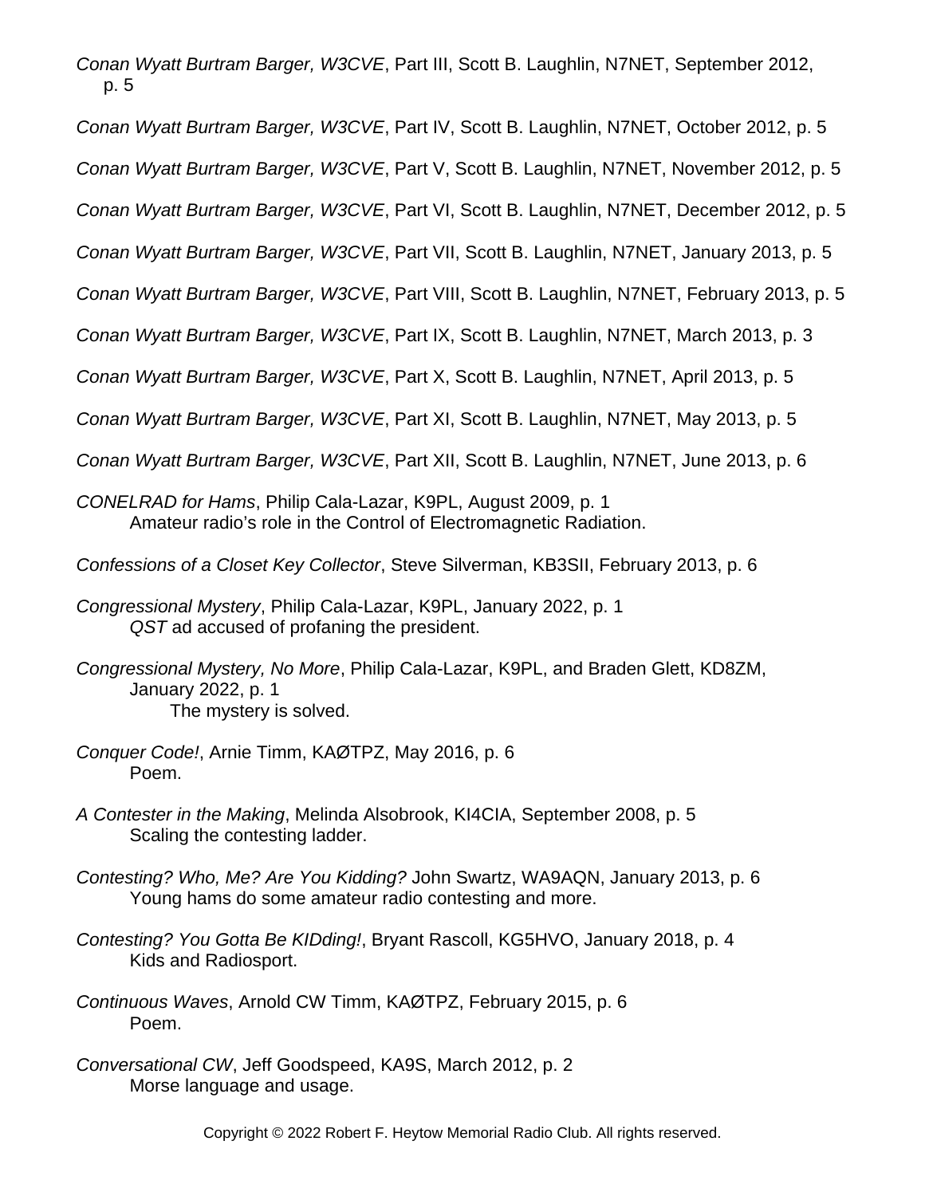*Conan Wyatt Burtram Barger, W3CVE*, Part III, Scott B. Laughlin, N7NET, September 2012, p. 5

*Conan Wyatt Burtram Barger, W3CVE*, Part IV, Scott B. Laughlin, N7NET, October 2012, p. 5

*Conan Wyatt Burtram Barger, W3CVE*, Part V, Scott B. Laughlin, N7NET, November 2012, p. 5

*Conan Wyatt Burtram Barger, W3CVE*, Part VI, Scott B. Laughlin, N7NET, December 2012, p. 5

*Conan Wyatt Burtram Barger, W3CVE*, Part VII, Scott B. Laughlin, N7NET, January 2013, p. 5

*Conan Wyatt Burtram Barger, W3CVE*, Part VIII, Scott B. Laughlin, N7NET, February 2013, p. 5

*Conan Wyatt Burtram Barger, W3CVE*, Part IX, Scott B. Laughlin, N7NET, March 2013, p. 3

*Conan Wyatt Burtram Barger, W3CVE*, Part X, Scott B. Laughlin, N7NET, April 2013, p. 5

*Conan Wyatt Burtram Barger, W3CVE*, Part XI, Scott B. Laughlin, N7NET, May 2013, p. 5

*Conan Wyatt Burtram Barger, W3CVE*, Part XII, Scott B. Laughlin, N7NET, June 2013, p. 6

*CONELRAD for Hams*, Philip Cala-Lazar, K9PL, August 2009, p. 1
Amateur radio's role in the Control of Electromagnetic Radiation.

*Confessions of a Closet Key Collector*, Steve Silverman, KB3SII, February 2013, p. 6

*Congressional Mystery*, Philip Cala-Lazar, K9PL, January 2022, p. 1
*QST* ad accused of profaning the president.

*Congressional Mystery, No More*, Philip Cala-Lazar, K9PL, and Braden Glett, KD8ZM, January 2022, p. 1
The mystery is solved.

*Conquer Code!*, Arnie Timm, KAØTPZ, May 2016, p. 6
Poem.

*A Contester in the Making*, Melinda Alsobrook, KI4CIA, September 2008, p. 5
Scaling the contesting ladder.

*Contesting? Who, Me? Are You Kidding?* John Swartz, WA9AQN, January 2013, p. 6
Young hams do some amateur radio contesting and more.

*Contesting? You Gotta Be KIDding!*, Bryant Rascoll, KG5HVO, January 2018, p. 4
Kids and Radiosport.

*Continuous Waves*, Arnold CW Timm, KAØTPZ, February 2015, p. 6
Poem.

*Conversational CW*, Jeff Goodspeed, KA9S, March 2012, p. 2
Morse language and usage.

Copyright © 2022 Robert F. Heytow Memorial Radio Club. All rights reserved.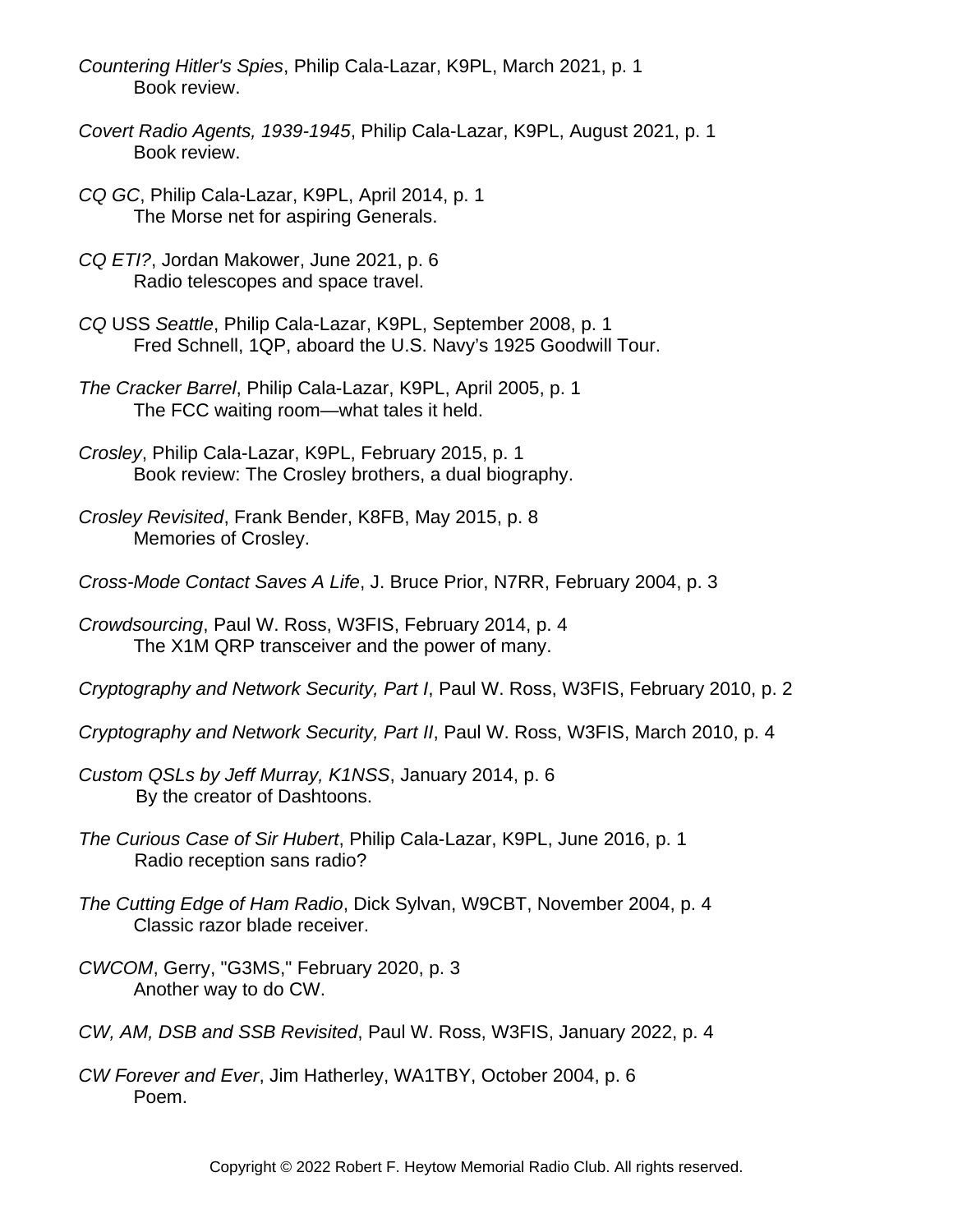*Countering Hitler's Spies*, Philip Cala-Lazar, K9PL, March 2021, p. 1
Book review.

*Covert Radio Agents, 1939-1945*, Philip Cala-Lazar, K9PL, August 2021, p. 1
Book review.

*CQ GC*, Philip Cala-Lazar, K9PL, April 2014, p. 1
The Morse net for aspiring Generals.

*CQ ETI?*, Jordan Makower, June 2021, p. 6
Radio telescopes and space travel.

*CQ* USS *Seattle*, Philip Cala-Lazar, K9PL, September 2008, p. 1
Fred Schnell, 1QP, aboard the U.S. Navy's 1925 Goodwill Tour.

*The Cracker Barrel*, Philip Cala-Lazar, K9PL, April 2005, p. 1
The FCC waiting room—what tales it held.

*Crosley*, Philip Cala-Lazar, K9PL, February 2015, p. 1
Book review: The Crosley brothers, a dual biography.

*Crosley Revisited*, Frank Bender, K8FB, May 2015, p. 8
Memories of Crosley.

*Cross-Mode Contact Saves A Life*, J. Bruce Prior, N7RR, February 2004, p. 3

*Crowdsourcing*, Paul W. Ross, W3FIS, February 2014, p. 4
The X1M QRP transceiver and the power of many.

*Cryptography and Network Security, Part I*, Paul W. Ross, W3FIS, February 2010, p. 2

*Cryptography and Network Security, Part II*, Paul W. Ross, W3FIS, March 2010, p. 4

*Custom QSLs by Jeff Murray, K1NSS*, January 2014, p. 6
By the creator of Dashtoons.

*The Curious Case of Sir Hubert*, Philip Cala-Lazar, K9PL, June 2016, p. 1
Radio reception sans radio?

*The Cutting Edge of Ham Radio*, Dick Sylvan, W9CBT, November 2004, p. 4
Classic razor blade receiver.

*CWCOM*, Gerry, "G3MS," February 2020, p. 3
Another way to do CW.

*CW, AM, DSB and SSB Revisited*, Paul W. Ross, W3FIS, January 2022, p. 4

*CW Forever and Ever*, Jim Hatherley, WA1TBY, October 2004, p. 6
Poem.

Copyright © 2022 Robert F. Heytow Memorial Radio Club. All rights reserved.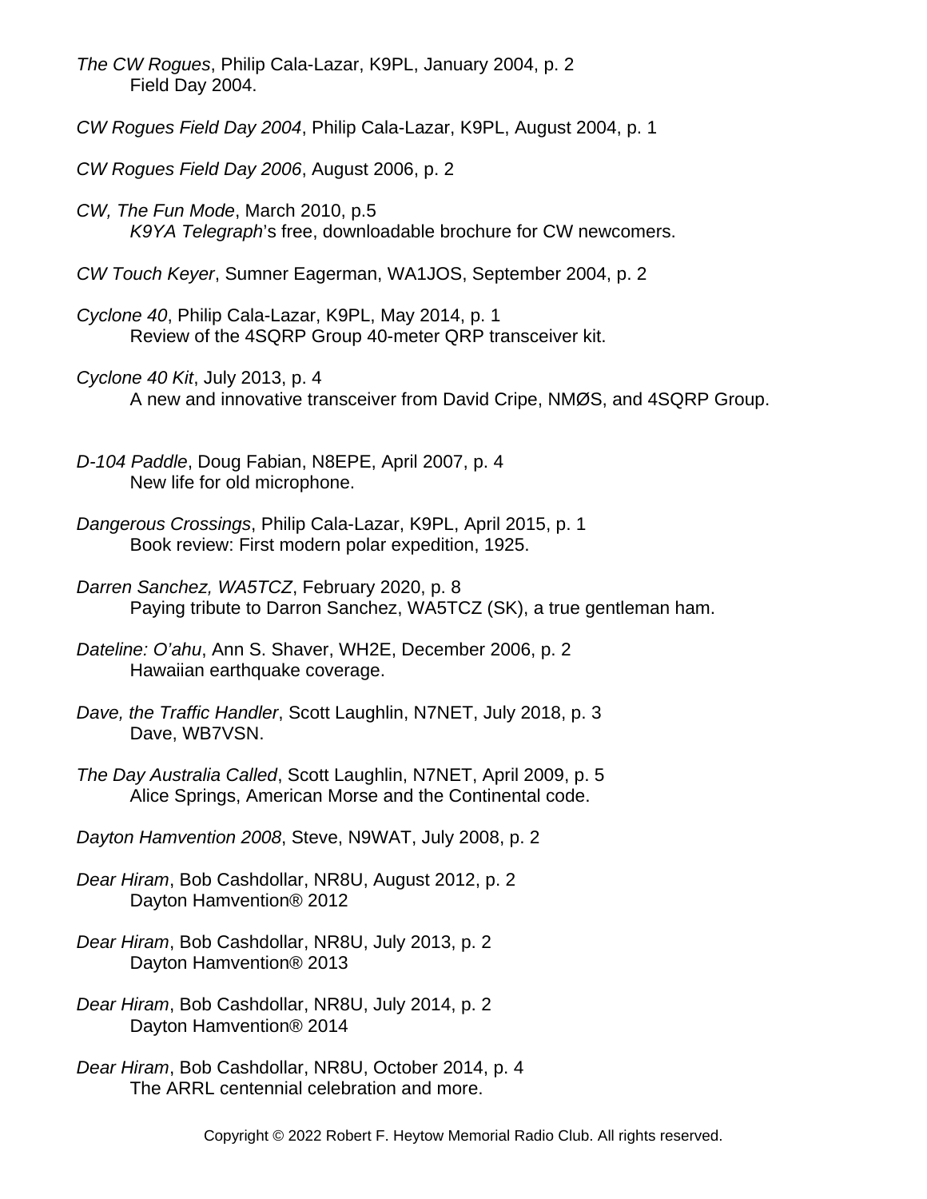*The CW Rogues*, Philip Cala-Lazar, K9PL, January 2004, p. 2
Field Day 2004.

*CW Rogues Field Day 2004*, Philip Cala-Lazar, K9PL, August 2004, p. 1

*CW Rogues Field Day 2006*, August 2006, p. 2

*CW, The Fun Mode*, March 2010, p.5
*K9YA Telegraph*'s free, downloadable brochure for CW newcomers.

*CW Touch Keyer*, Sumner Eagerman, WA1JOS, September 2004, p. 2

*Cyclone 40*, Philip Cala-Lazar, K9PL, May 2014, p. 1
Review of the 4SQRP Group 40-meter QRP transceiver kit.

*Cyclone 40 Kit*, July 2013, p. 4
A new and innovative transceiver from David Cripe, NMØS, and 4SQRP Group.

*D-104 Paddle*, Doug Fabian, N8EPE, April 2007, p. 4
New life for old microphone.

*Dangerous Crossings*, Philip Cala-Lazar, K9PL, April 2015, p. 1
Book review: First modern polar expedition, 1925.

*Darren Sanchez, WA5TCZ*, February 2020, p. 8
Paying tribute to Darron Sanchez, WA5TCZ (SK), a true gentleman ham.

*Dateline: O'ahu*, Ann S. Shaver, WH2E, December 2006, p. 2
Hawaiian earthquake coverage.

*Dave, the Traffic Handler*, Scott Laughlin, N7NET, July 2018, p. 3
Dave, WB7VSN.

*The Day Australia Called*, Scott Laughlin, N7NET, April 2009, p. 5
Alice Springs, American Morse and the Continental code.

*Dayton Hamvention 2008*, Steve, N9WAT, July 2008, p. 2

*Dear Hiram*, Bob Cashdollar, NR8U, August 2012, p. 2
Dayton Hamvention® 2012

*Dear Hiram*, Bob Cashdollar, NR8U, July 2013, p. 2
Dayton Hamvention® 2013

*Dear Hiram*, Bob Cashdollar, NR8U, July 2014, p. 2
Dayton Hamvention® 2014

*Dear Hiram*, Bob Cashdollar, NR8U, October 2014, p. 4
The ARRL centennial celebration and more.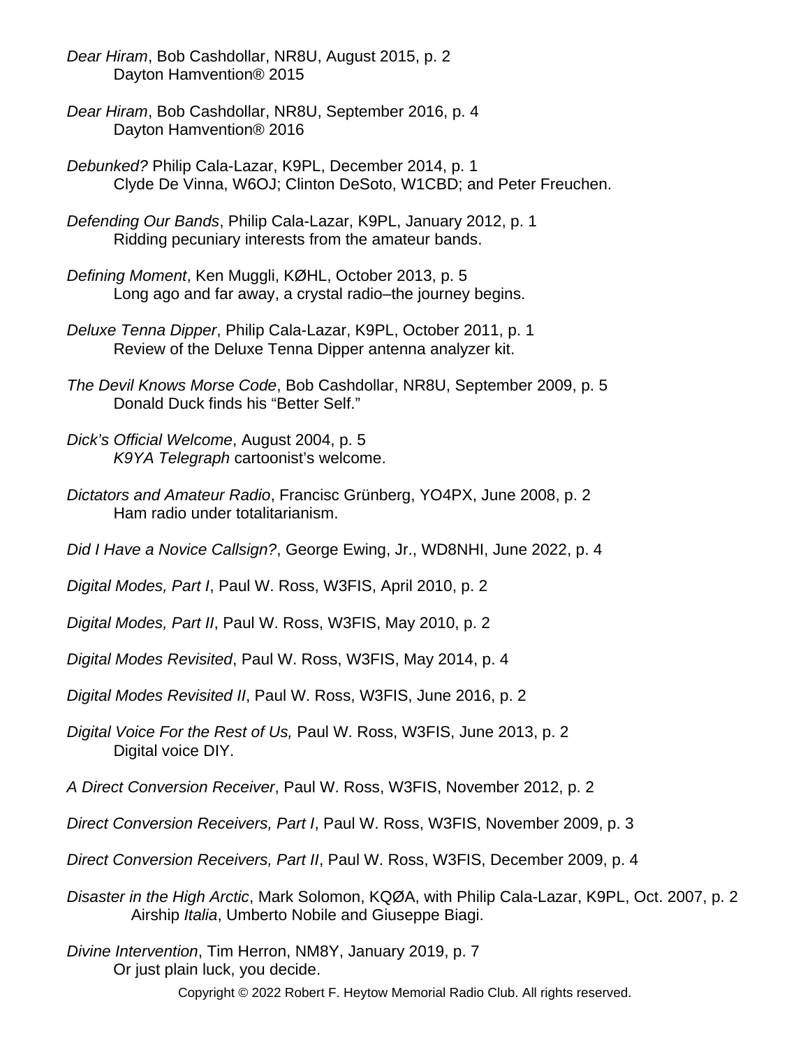*Dear Hiram*, Bob Cashdollar, NR8U, August 2015, p. 2
Dayton Hamvention® 2015

*Dear Hiram*, Bob Cashdollar, NR8U, September 2016, p. 4
Dayton Hamvention® 2016

*Debunked?* Philip Cala-Lazar, K9PL, December 2014, p. 1
Clyde De Vinna, W6OJ; Clinton DeSoto, W1CBD; and Peter Freuchen.

*Defending Our Bands*, Philip Cala-Lazar, K9PL, January 2012, p. 1
Ridding pecuniary interests from the amateur bands.

*Defining Moment*, Ken Muggli, KØHL, October 2013, p. 5
Long ago and far away, a crystal radio–the journey begins.

*Deluxe Tenna Dipper*, Philip Cala-Lazar, K9PL, October 2011, p. 1
Review of the Deluxe Tenna Dipper antenna analyzer kit.

*The Devil Knows Morse Code*, Bob Cashdollar, NR8U, September 2009, p. 5
Donald Duck finds his "Better Self."

*Dick's Official Welcome*, August 2004, p. 5
*K9YA Telegraph* cartoonist's welcome.

*Dictators and Amateur Radio*, Francisc Grünberg, YO4PX, June 2008, p. 2
Ham radio under totalitarianism.

*Did I Have a Novice Callsign?*, George Ewing, Jr., WD8NHI, June 2022, p. 4

*Digital Modes, Part I*, Paul W. Ross, W3FIS, April 2010, p. 2

*Digital Modes, Part II*, Paul W. Ross, W3FIS, May 2010, p. 2

*Digital Modes Revisited*, Paul W. Ross, W3FIS, May 2014, p. 4

*Digital Modes Revisited II*, Paul W. Ross, W3FIS, June 2016, p. 2

*Digital Voice For the Rest of Us,* Paul W. Ross, W3FIS, June 2013, p. 2
Digital voice DIY.

*A Direct Conversion Receiver*, Paul W. Ross, W3FIS, November 2012, p. 2

*Direct Conversion Receivers, Part I*, Paul W. Ross, W3FIS, November 2009, p. 3

*Direct Conversion Receivers, Part II*, Paul W. Ross, W3FIS, December 2009, p. 4

*Disaster in the High Arctic*, Mark Solomon, KQØA, with Philip Cala-Lazar, K9PL, Oct. 2007, p. 2
Airship *Italia*, Umberto Nobile and Giuseppe Biagi.

*Divine Intervention*, Tim Herron, NM8Y, January 2019, p. 7
Or just plain luck, you decide.

Copyright © 2022 Robert F. Heytow Memorial Radio Club. All rights reserved.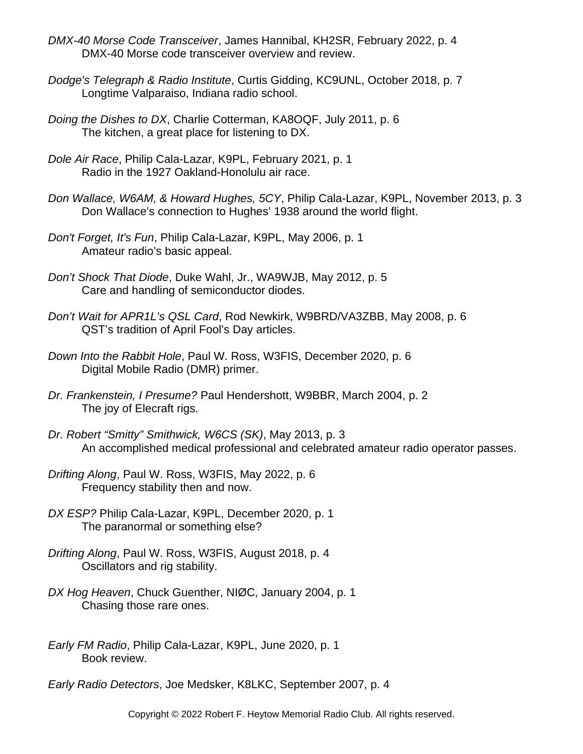*DMX-40 Morse Code Transceiver*, James Hannibal, KH2SR, February 2022, p. 4
DMX-40 Morse code transceiver overview and review.

*Dodge's Telegraph & Radio Institute*, Curtis Gidding, KC9UNL, October 2018, p. 7
Longtime Valparaiso, Indiana radio school.

*Doing the Dishes to DX*, Charlie Cotterman, KA8OQF, July 2011, p. 6
The kitchen, a great place for listening to DX.

*Dole Air Race*, Philip Cala-Lazar, K9PL, February 2021, p. 1
Radio in the 1927 Oakland-Honolulu air race.

*Don Wallace, W6AM, & Howard Hughes, 5CY*, Philip Cala-Lazar, K9PL, November 2013, p. 3
Don Wallace's connection to Hughes' 1938 around the world flight.

*Don't Forget, It's Fun*, Philip Cala-Lazar, K9PL, May 2006, p. 1
Amateur radio's basic appeal.

*Don't Shock That Diode*, Duke Wahl, Jr., WA9WJB, May 2012, p. 5
Care and handling of semiconductor diodes.

*Don't Wait for APR1L's QSL Card*, Rod Newkirk, W9BRD/VA3ZBB, May 2008, p. 6
QST's tradition of April Fool's Day articles.

*Down Into the Rabbit Hole*, Paul W. Ross, W3FIS, December 2020, p. 6
Digital Mobile Radio (DMR) primer.

*Dr. Frankenstein, I Presume?* Paul Hendershott, W9BBR, March 2004, p. 2
The joy of Elecraft rigs.

*Dr. Robert "Smitty" Smithwick, W6CS (SK)*, May 2013, p. 3
An accomplished medical professional and celebrated amateur radio operator passes.

*Drifting Along*, Paul W. Ross, W3FIS, May 2022, p. 6
Frequency stability then and now.

*DX ESP?* Philip Cala-Lazar, K9PL, December 2020, p. 1
The paranormal or something else?

*Drifting Along*, Paul W. Ross, W3FIS, August 2018, p. 4
Oscillators and rig stability.

*DX Hog Heaven*, Chuck Guenther, NIØC, January 2004, p. 1
Chasing those rare ones.

*Early FM Radio*, Philip Cala-Lazar, K9PL, June 2020, p. 1
Book review.

*Early Radio Detectors*, Joe Medsker, K8LKC, September 2007, p. 4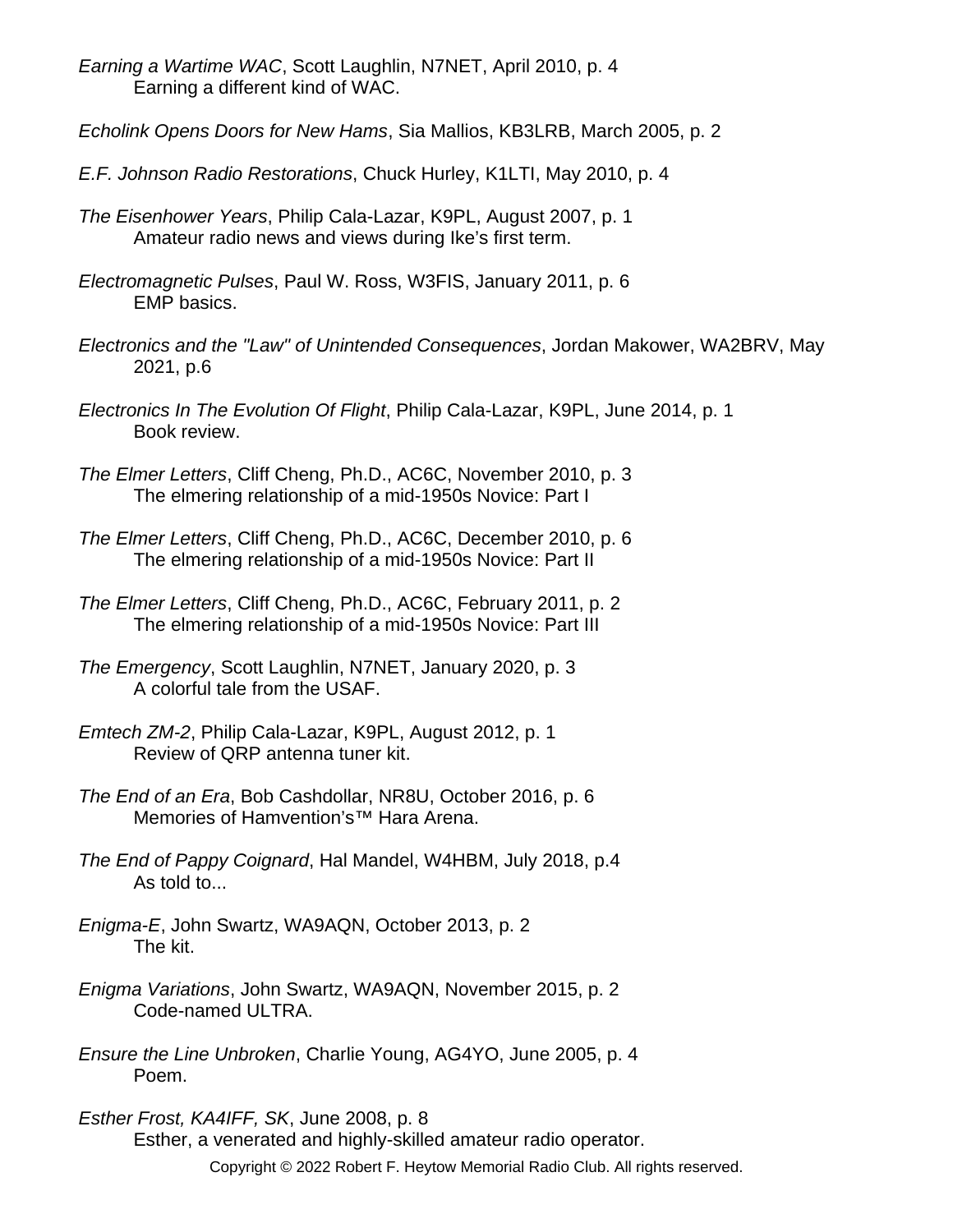*Earning a Wartime WAC*, Scott Laughlin, N7NET, April 2010, p. 4
Earning a different kind of WAC.

*Echolink Opens Doors for New Hams*, Sia Mallios, KB3LRB, March 2005, p. 2

*E.F. Johnson Radio Restorations*, Chuck Hurley, K1LTI, May 2010, p. 4

*The Eisenhower Years*, Philip Cala-Lazar, K9PL, August 2007, p. 1
Amateur radio news and views during Ike's first term.

*Electromagnetic Pulses*, Paul W. Ross, W3FIS, January 2011, p. 6
EMP basics.

*Electronics and the "Law" of Unintended Consequences*, Jordan Makower, WA2BRV, May 2021, p.6

*Electronics In The Evolution Of Flight*, Philip Cala-Lazar, K9PL, June 2014, p. 1
Book review.

*The Elmer Letters*, Cliff Cheng, Ph.D., AC6C, November 2010, p. 3
The elmering relationship of a mid-1950s Novice: Part I

*The Elmer Letters*, Cliff Cheng, Ph.D., AC6C, December 2010, p. 6
The elmering relationship of a mid-1950s Novice: Part II

*The Elmer Letters*, Cliff Cheng, Ph.D., AC6C, February 2011, p. 2
The elmering relationship of a mid-1950s Novice: Part III

*The Emergency*, Scott Laughlin, N7NET, January 2020, p. 3
A colorful tale from the USAF.

*Emtech ZM-2*, Philip Cala-Lazar, K9PL, August 2012, p. 1
Review of QRP antenna tuner kit.

*The End of an Era*, Bob Cashdollar, NR8U, October 2016, p. 6
Memories of Hamvention's™ Hara Arena.

*The End of Pappy Coignard*, Hal Mandel, W4HBM, July 2018, p.4
As told to...

*Enigma-E*, John Swartz, WA9AQN, October 2013, p. 2
The kit.

*Enigma Variations*, John Swartz, WA9AQN, November 2015, p. 2
Code-named ULTRA.

*Ensure the Line Unbroken*, Charlie Young, AG4YO, June 2005, p. 4
Poem.

*Esther Frost, KA4IFF, SK*, June 2008, p. 8
Esther, a venerated and highly-skilled amateur radio operator.

Copyright © 2022 Robert F. Heytow Memorial Radio Club. All rights reserved.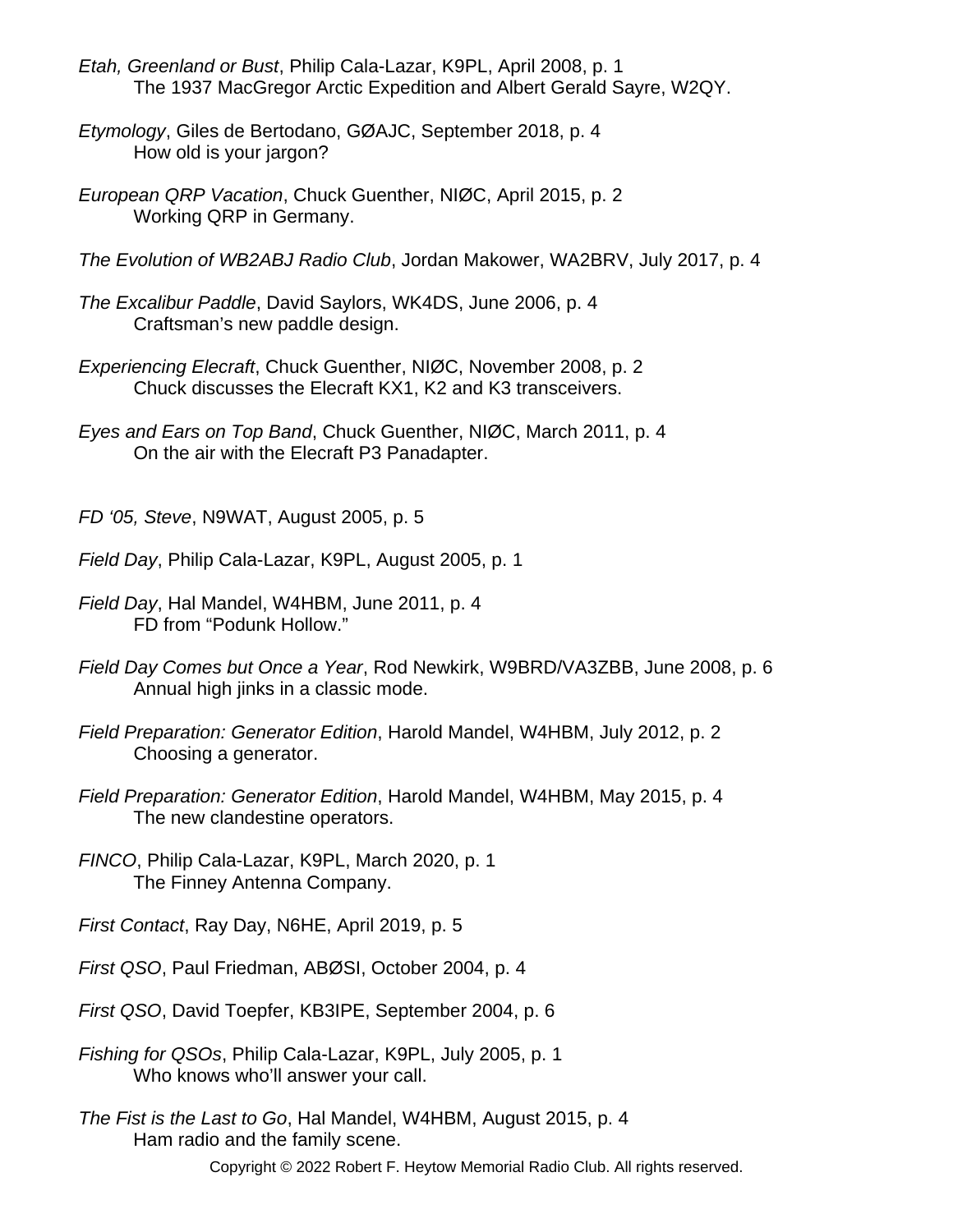*Etah, Greenland or Bust*, Philip Cala-Lazar, K9PL, April 2008, p. 1
The 1937 MacGregor Arctic Expedition and Albert Gerald Sayre, W2QY.

*Etymology*, Giles de Bertodano, GØAJC, September 2018, p. 4
How old is your jargon?

*European QRP Vacation*, Chuck Guenther, NIØC, April 2015, p. 2
Working QRP in Germany.

*The Evolution of WB2ABJ Radio Club*, Jordan Makower, WA2BRV, July 2017, p. 4

*The Excalibur Paddle*, David Saylors, WK4DS, June 2006, p. 4
Craftsman's new paddle design.

*Experiencing Elecraft*, Chuck Guenther, NIØC, November 2008, p. 2
Chuck discusses the Elecraft KX1, K2 and K3 transceivers.

*Eyes and Ears on Top Band*, Chuck Guenther, NIØC, March 2011, p. 4
On the air with the Elecraft P3 Panadapter.

*FD '05, Steve*, N9WAT, August 2005, p. 5

*Field Day*, Philip Cala-Lazar, K9PL, August 2005, p. 1

*Field Day*, Hal Mandel, W4HBM, June 2011, p. 4
FD from "Podunk Hollow."

*Field Day Comes but Once a Year*, Rod Newkirk, W9BRD/VA3ZBB, June 2008, p. 6
Annual high jinks in a classic mode.

*Field Preparation: Generator Edition*, Harold Mandel, W4HBM, July 2012, p. 2
Choosing a generator.

*Field Preparation: Generator Edition*, Harold Mandel, W4HBM, May 2015, p. 4
The new clandestine operators.

*FINCO*, Philip Cala-Lazar, K9PL, March 2020, p. 1
The Finney Antenna Company.

*First Contact*, Ray Day, N6HE, April 2019, p. 5

*First QSO*, Paul Friedman, ABØSI, October 2004, p. 4

*First QSO*, David Toepfer, KB3IPE, September 2004, p. 6

*Fishing for QSOs*, Philip Cala-Lazar, K9PL, July 2005, p. 1
Who knows who'll answer your call.

*The Fist is the Last to Go*, Hal Mandel, W4HBM, August 2015, p. 4
Ham radio and the family scene.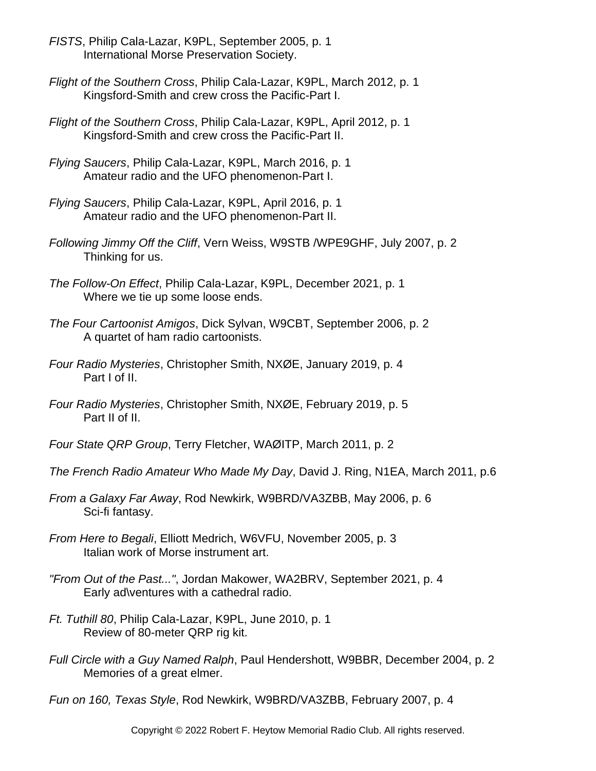*FISTS*, Philip Cala-Lazar, K9PL, September 2005, p. 1
International Morse Preservation Society.

*Flight of the Southern Cross*, Philip Cala-Lazar, K9PL, March 2012, p. 1
Kingsford-Smith and crew cross the Pacific-Part I.

*Flight of the Southern Cross*, Philip Cala-Lazar, K9PL, April 2012, p. 1
Kingsford-Smith and crew cross the Pacific-Part II.

*Flying Saucers*, Philip Cala-Lazar, K9PL, March 2016, p. 1
Amateur radio and the UFO phenomenon-Part I.

*Flying Saucers*, Philip Cala-Lazar, K9PL, April 2016, p. 1
Amateur radio and the UFO phenomenon-Part II.

*Following Jimmy Off the Cliff*, Vern Weiss, W9STB /WPE9GHF, July 2007, p. 2
Thinking for us.

*The Follow-On Effect*, Philip Cala-Lazar, K9PL, December 2021, p. 1
Where we tie up some loose ends.

*The Four Cartoonist Amigos*, Dick Sylvan, W9CBT, September 2006, p. 2
A quartet of ham radio cartoonists.

*Four Radio Mysteries*, Christopher Smith, NXØE, January 2019, p. 4
Part I of II.

*Four Radio Mysteries*, Christopher Smith, NXØE, February 2019, p. 5
Part II of II.

*Four State QRP Group*, Terry Fletcher, WAØITP, March 2011, p. 2

*The French Radio Amateur Who Made My Day*, David J. Ring, N1EA, March 2011, p.6

*From a Galaxy Far Away*, Rod Newkirk, W9BRD/VA3ZBB, May 2006, p. 6
Sci-fi fantasy.

*From Here to Begali*, Elliott Medrich, W6VFU, November 2005, p. 3
Italian work of Morse instrument art.

*"From Out of the Past..."*, Jordan Makower, WA2BRV, September 2021, p. 4
Early ad\ventures with a cathedral radio.

*Ft. Tuthill 80*, Philip Cala-Lazar, K9PL, June 2010, p. 1
Review of 80-meter QRP rig kit.

*Full Circle with a Guy Named Ralph*, Paul Hendershott, W9BBR, December 2004, p. 2
Memories of a great elmer.

*Fun on 160, Texas Style*, Rod Newkirk, W9BRD/VA3ZBB, February 2007, p. 4

Copyright © 2022 Robert F. Heytow Memorial Radio Club. All rights reserved.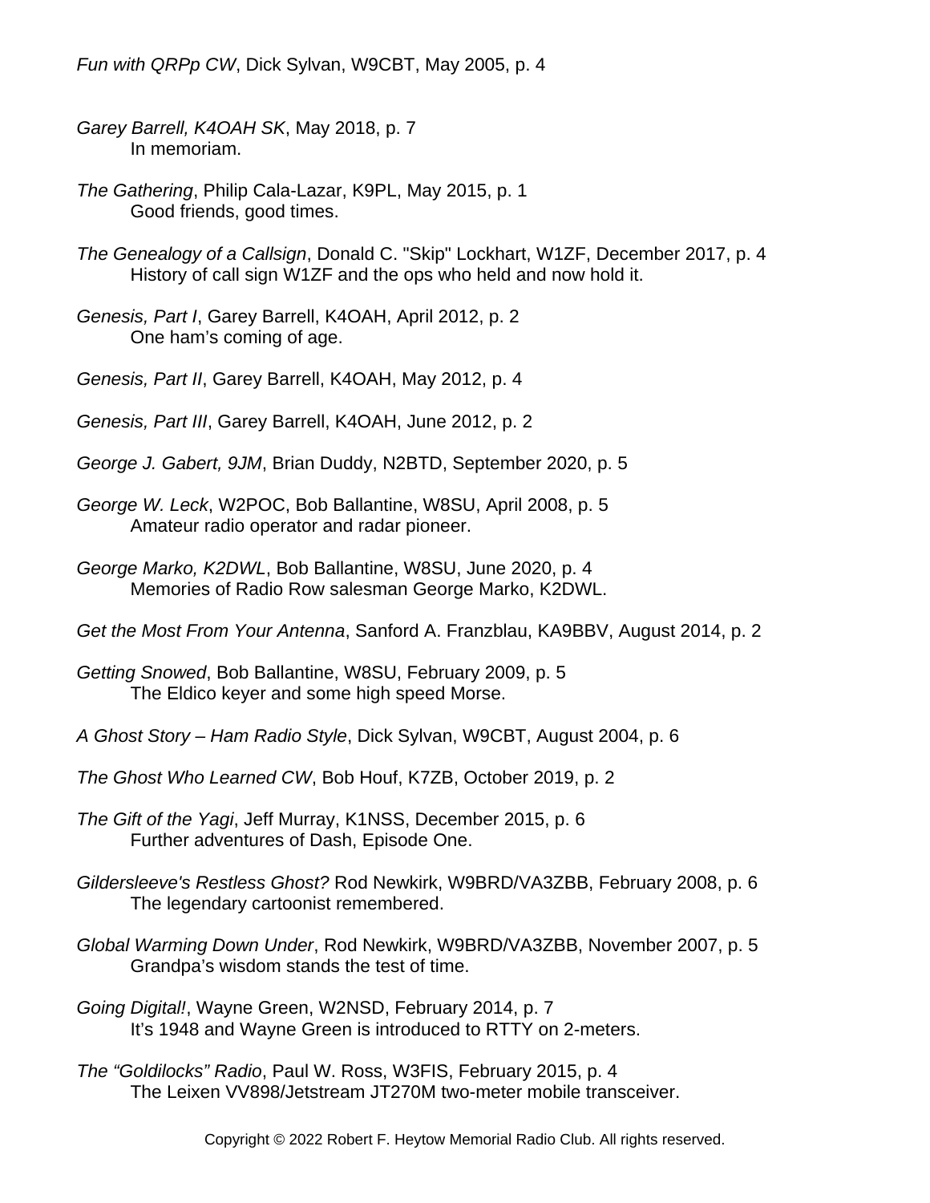*Fun with QRPp CW*, Dick Sylvan, W9CBT, May 2005, p. 4

*Garey Barrell, K4OAH SK*, May 2018, p. 7
In memoriam.

*The Gathering*, Philip Cala-Lazar, K9PL, May 2015, p. 1
Good friends, good times.

*The Genealogy of a Callsign*, Donald C. "Skip" Lockhart, W1ZF, December 2017, p. 4
History of call sign W1ZF and the ops who held and now hold it.

*Genesis, Part I*, Garey Barrell, K4OAH, April 2012, p. 2
One ham's coming of age.

*Genesis, Part II*, Garey Barrell, K4OAH, May 2012, p. 4

*Genesis, Part III*, Garey Barrell, K4OAH, June 2012, p. 2

*George J. Gabert, 9JM*, Brian Duddy, N2BTD, September 2020, p. 5

*George W. Leck*, W2POC, Bob Ballantine, W8SU, April 2008, p. 5
Amateur radio operator and radar pioneer.

*George Marko, K2DWL*, Bob Ballantine, W8SU, June 2020, p. 4
Memories of Radio Row salesman George Marko, K2DWL.

*Get the Most From Your Antenna*, Sanford A. Franzblau, KA9BBV, August 2014, p. 2

*Getting Snowed*, Bob Ballantine, W8SU, February 2009, p. 5
The Eldico keyer and some high speed Morse.

*A Ghost Story – Ham Radio Style*, Dick Sylvan, W9CBT, August 2004, p. 6

*The Ghost Who Learned CW*, Bob Houf, K7ZB, October 2019, p. 2

*The Gift of the Yagi*, Jeff Murray, K1NSS, December 2015, p. 6
Further adventures of Dash, Episode One.

*Gildersleeve's Restless Ghost?* Rod Newkirk, W9BRD/VA3ZBB, February 2008, p. 6
The legendary cartoonist remembered.

*Global Warming Down Under*, Rod Newkirk, W9BRD/VA3ZBB, November 2007, p. 5
Grandpa's wisdom stands the test of time.

*Going Digital!*, Wayne Green, W2NSD, February 2014, p. 7
It's 1948 and Wayne Green is introduced to RTTY on 2-meters.

*The "Goldilocks" Radio*, Paul W. Ross, W3FIS, February 2015, p. 4
The Leixen VV898/Jetstream JT270M two-meter mobile transceiver.

Copyright © 2022 Robert F. Heytow Memorial Radio Club. All rights reserved.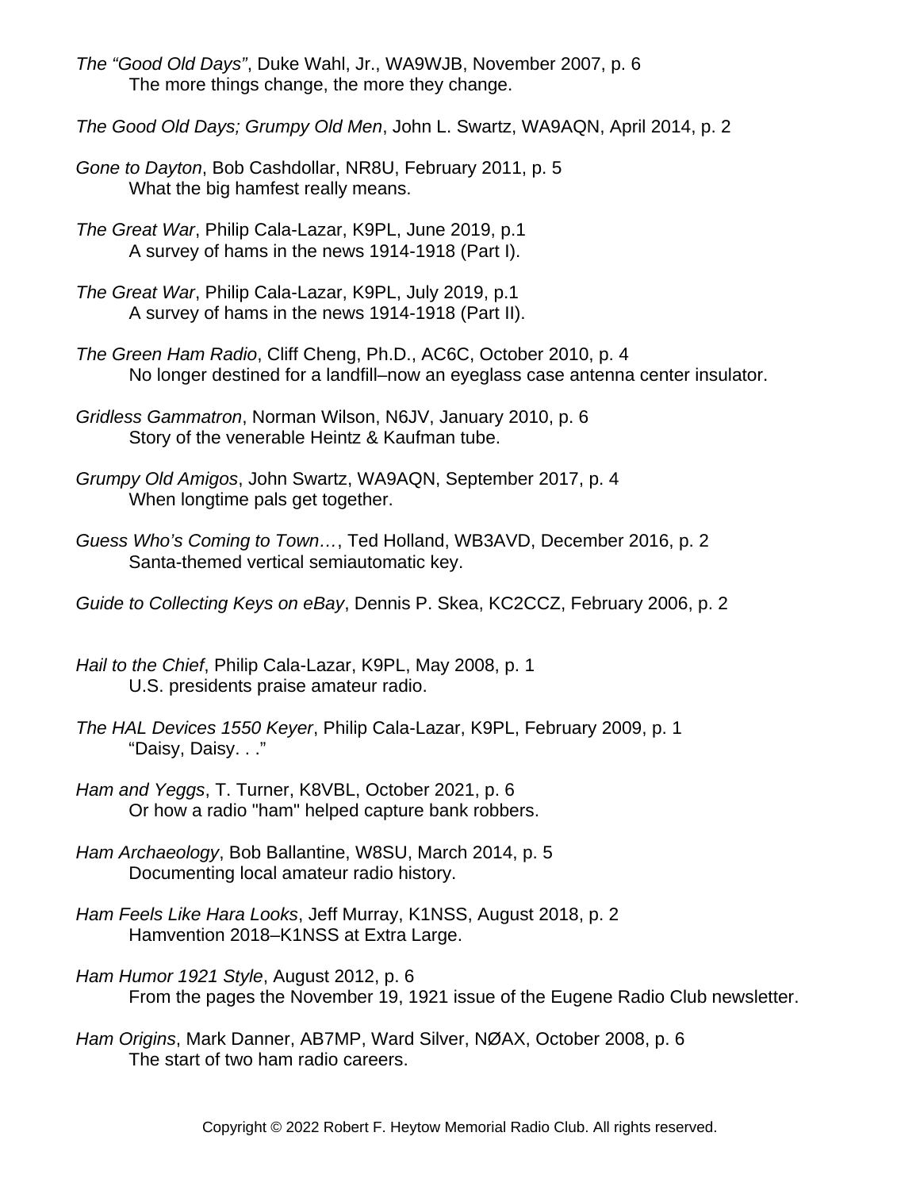*The "Good Old Days"*, Duke Wahl, Jr., WA9WJB, November 2007, p. 6
The more things change, the more they change.

*The Good Old Days; Grumpy Old Men*, John L. Swartz, WA9AQN, April 2014, p. 2

*Gone to Dayton*, Bob Cashdollar, NR8U, February 2011, p. 5
What the big hamfest really means.

*The Great War*, Philip Cala-Lazar, K9PL, June 2019, p.1
A survey of hams in the news 1914-1918 (Part I).

*The Great War*, Philip Cala-Lazar, K9PL, July 2019, p.1
A survey of hams in the news 1914-1918 (Part II).

*The Green Ham Radio*, Cliff Cheng, Ph.D., AC6C, October 2010, p. 4
No longer destined for a landfill–now an eyeglass case antenna center insulator.

*Gridless Gammatron*, Norman Wilson, N6JV, January 2010, p. 6
Story of the venerable Heintz & Kaufman tube.

*Grumpy Old Amigos*, John Swartz, WA9AQN, September 2017, p. 4
When longtime pals get together.

*Guess Who's Coming to Town…*, Ted Holland, WB3AVD, December 2016, p. 2
Santa-themed vertical semiautomatic key.

*Guide to Collecting Keys on eBay*, Dennis P. Skea, KC2CCZ, February 2006, p. 2

*Hail to the Chief*, Philip Cala-Lazar, K9PL, May 2008, p. 1
U.S. presidents praise amateur radio.

*The HAL Devices 1550 Keyer*, Philip Cala-Lazar, K9PL, February 2009, p. 1
"Daisy, Daisy. . ."

*Ham and Yeggs*, T. Turner, K8VBL, October 2021, p. 6
Or how a radio "ham" helped capture bank robbers.

*Ham Archaeology*, Bob Ballantine, W8SU, March 2014, p. 5
Documenting local amateur radio history.

*Ham Feels Like Hara Looks*, Jeff Murray, K1NSS, August 2018, p. 2
Hamvention 2018–K1NSS at Extra Large.

*Ham Humor 1921 Style*, August 2012, p. 6
From the pages the November 19, 1921 issue of the Eugene Radio Club newsletter.

*Ham Origins*, Mark Danner, AB7MP, Ward Silver, NØAX, October 2008, p. 6
The start of two ham radio careers.

Copyright © 2022 Robert F. Heytow Memorial Radio Club. All rights reserved.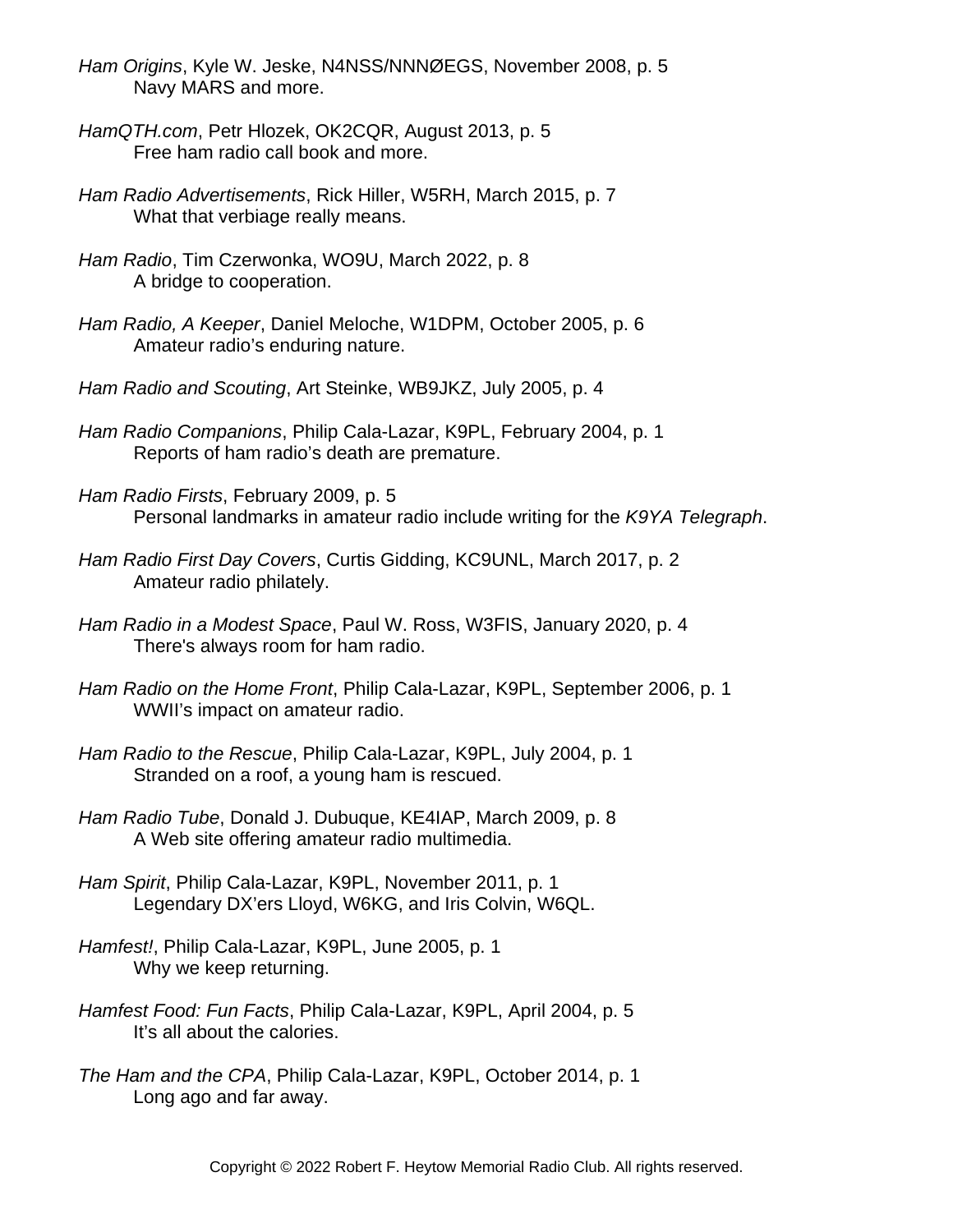*Ham Origins*, Kyle W. Jeske, N4NSS/NNNØEGS, November 2008, p. 5
Navy MARS and more.

*HamQTH.com*, Petr Hlozek, OK2CQR, August 2013, p. 5
Free ham radio call book and more.

*Ham Radio Advertisements*, Rick Hiller, W5RH, March 2015, p. 7
What that verbiage really means.

*Ham Radio*, Tim Czerwonka, WO9U, March 2022, p. 8
A bridge to cooperation.

*Ham Radio, A Keeper*, Daniel Meloche, W1DPM, October 2005, p. 6
Amateur radio's enduring nature.

*Ham Radio and Scouting*, Art Steinke, WB9JKZ, July 2005, p. 4

*Ham Radio Companions*, Philip Cala-Lazar, K9PL, February 2004, p. 1
Reports of ham radio's death are premature.

*Ham Radio Firsts*, February 2009, p. 5
Personal landmarks in amateur radio include writing for the *K9YA Telegraph*.

*Ham Radio First Day Covers*, Curtis Gidding, KC9UNL, March 2017, p. 2
Amateur radio philately.

*Ham Radio in a Modest Space*, Paul W. Ross, W3FIS, January 2020, p. 4
There's always room for ham radio.

*Ham Radio on the Home Front*, Philip Cala-Lazar, K9PL, September 2006, p. 1
WWII's impact on amateur radio.

*Ham Radio to the Rescue*, Philip Cala-Lazar, K9PL, July 2004, p. 1
Stranded on a roof, a young ham is rescued.

*Ham Radio Tube*, Donald J. Dubuque, KE4IAP, March 2009, p. 8
A Web site offering amateur radio multimedia.

*Ham Spirit*, Philip Cala-Lazar, K9PL, November 2011, p. 1
Legendary DX'ers Lloyd, W6KG, and Iris Colvin, W6QL.

*Hamfest!*, Philip Cala-Lazar, K9PL, June 2005, p. 1
Why we keep returning.

*Hamfest Food: Fun Facts*, Philip Cala-Lazar, K9PL, April 2004, p. 5
It's all about the calories.

*The Ham and the CPA*, Philip Cala-Lazar, K9PL, October 2014, p. 1
Long ago and far away.

Copyright © 2022 Robert F. Heytow Memorial Radio Club. All rights reserved.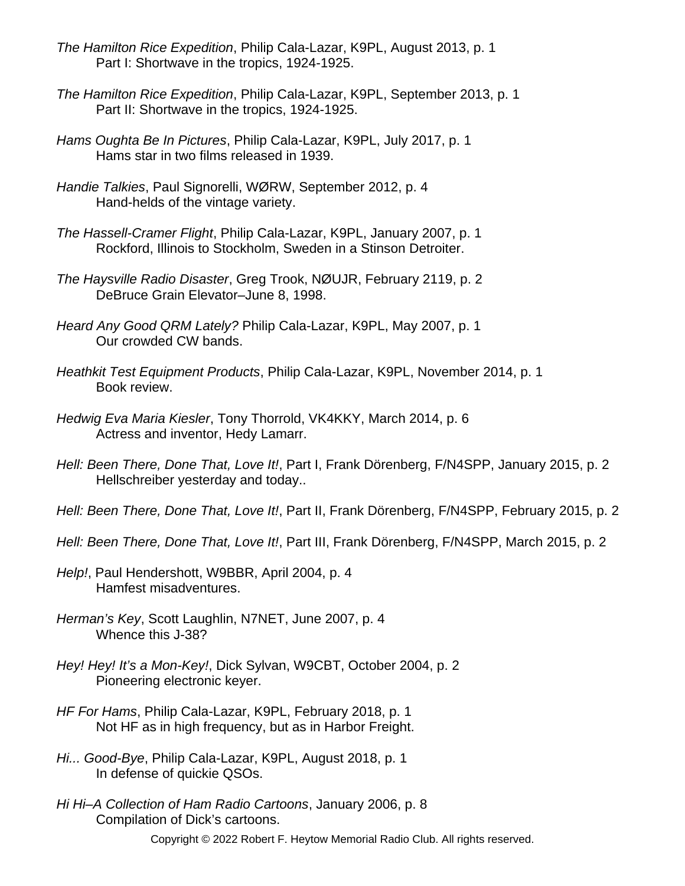*The Hamilton Rice Expedition*, Philip Cala-Lazar, K9PL, August 2013, p. 1
Part I: Shortwave in the tropics, 1924-1925.

*The Hamilton Rice Expedition*, Philip Cala-Lazar, K9PL, September 2013, p. 1
Part II: Shortwave in the tropics, 1924-1925.

*Hams Oughta Be In Pictures*, Philip Cala-Lazar, K9PL, July 2017, p. 1
Hams star in two films released in 1939.

*Handie Talkies*, Paul Signorelli, WØRW, September 2012, p. 4
Hand-helds of the vintage variety.

*The Hassell-Cramer Flight*, Philip Cala-Lazar, K9PL, January 2007, p. 1
Rockford, Illinois to Stockholm, Sweden in a Stinson Detroiter.

*The Haysville Radio Disaster*, Greg Trook, NØUJR, February 2119, p. 2
DeBruce Grain Elevator–June 8, 1998.

*Heard Any Good QRM Lately?* Philip Cala-Lazar, K9PL, May 2007, p. 1
Our crowded CW bands.

*Heathkit Test Equipment Products*, Philip Cala-Lazar, K9PL, November 2014, p. 1
Book review.

*Hedwig Eva Maria Kiesler*, Tony Thorrold, VK4KKY, March 2014, p. 6
Actress and inventor, Hedy Lamarr.

*Hell: Been There, Done That, Love It!*, Part I, Frank Dörenberg, F/N4SPP, January 2015, p. 2
Hellschreiber yesterday and today..

*Hell: Been There, Done That, Love It!*, Part II, Frank Dörenberg, F/N4SPP, February 2015, p. 2

*Hell: Been There, Done That, Love It!*, Part III, Frank Dörenberg, F/N4SPP, March 2015, p. 2

*Help!*, Paul Hendershott, W9BBR, April 2004, p. 4
Hamfest misadventures.

*Herman's Key*, Scott Laughlin, N7NET, June 2007, p. 4
Whence this J-38?

*Hey! Hey! It's a Mon-Key!*, Dick Sylvan, W9CBT, October 2004, p. 2
Pioneering electronic keyer.

*HF For Hams*, Philip Cala-Lazar, K9PL, February 2018, p. 1
Not HF as in high frequency, but as in Harbor Freight.

*Hi... Good-Bye*, Philip Cala-Lazar, K9PL, August 2018, p. 1
In defense of quickie QSOs.

*Hi Hi–A Collection of Ham Radio Cartoons*, January 2006, p. 8
Compilation of Dick's cartoons.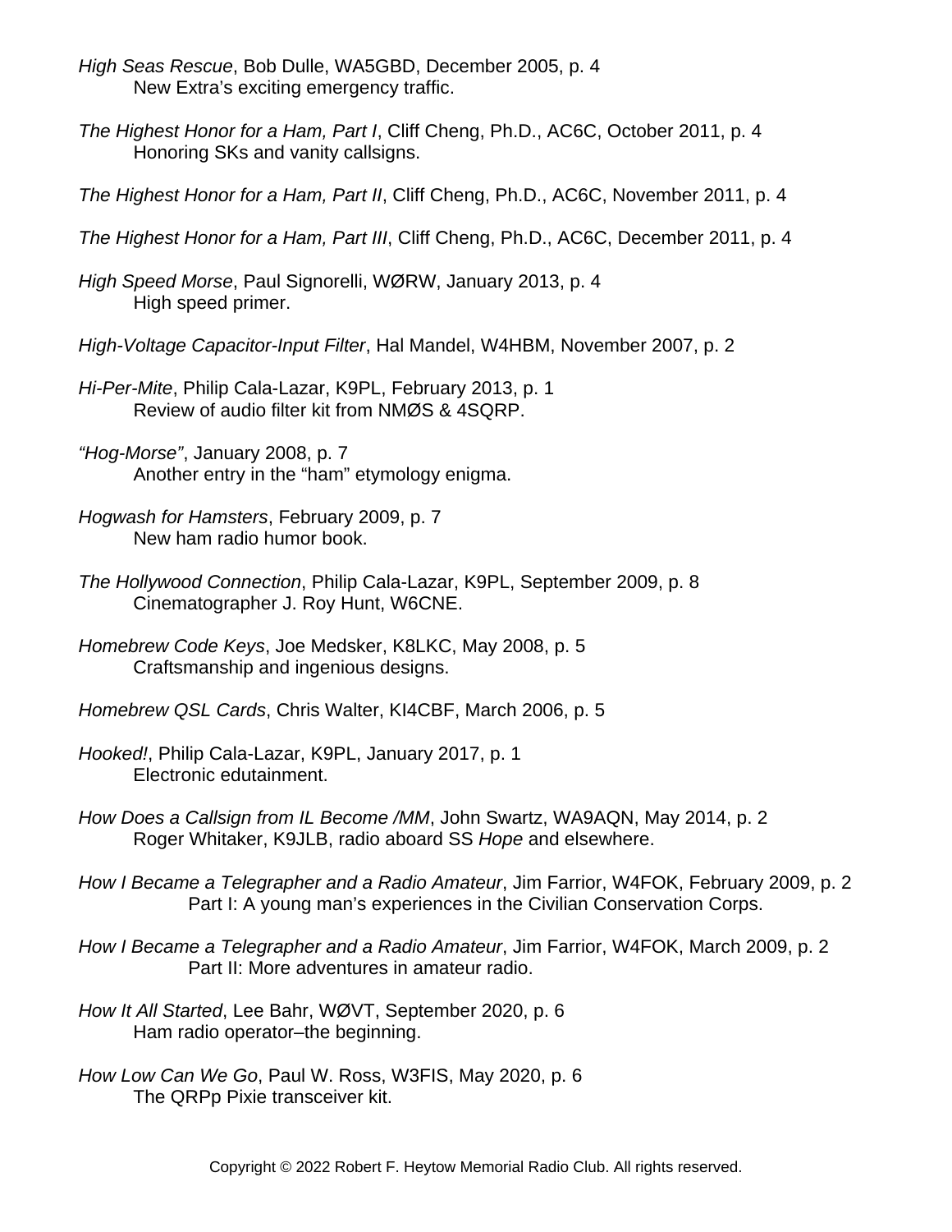*High Seas Rescue*, Bob Dulle, WA5GBD, December 2005, p. 4
New Extra's exciting emergency traffic.

*The Highest Honor for a Ham, Part I*, Cliff Cheng, Ph.D., AC6C, October 2011, p. 4
Honoring SKs and vanity callsigns.

*The Highest Honor for a Ham, Part II*, Cliff Cheng, Ph.D., AC6C, November 2011, p. 4

*The Highest Honor for a Ham, Part III*, Cliff Cheng, Ph.D., AC6C, December 2011, p. 4

*High Speed Morse*, Paul Signorelli, WØRW, January 2013, p. 4
High speed primer.

*High-Voltage Capacitor-Input Filter*, Hal Mandel, W4HBM, November 2007, p. 2

*Hi-Per-Mite*, Philip Cala-Lazar, K9PL, February 2013, p. 1
Review of audio filter kit from NMØS & 4SQRP.

*"Hog-Morse"*, January 2008, p. 7
Another entry in the "ham" etymology enigma.

*Hogwash for Hamsters*, February 2009, p. 7
New ham radio humor book.

*The Hollywood Connection*, Philip Cala-Lazar, K9PL, September 2009, p. 8
Cinematographer J. Roy Hunt, W6CNE.

*Homebrew Code Keys*, Joe Medsker, K8LKC, May 2008, p. 5
Craftsmanship and ingenious designs.

*Homebrew QSL Cards*, Chris Walter, KI4CBF, March 2006, p. 5

*Hooked!*, Philip Cala-Lazar, K9PL, January 2017, p. 1
Electronic edutainment.

*How Does a Callsign from IL Become /MM*, John Swartz, WA9AQN, May 2014, p. 2
Roger Whitaker, K9JLB, radio aboard SS *Hope* and elsewhere.

*How I Became a Telegrapher and a Radio Amateur*, Jim Farrior, W4FOK, February 2009, p. 2
Part I: A young man's experiences in the Civilian Conservation Corps.

*How I Became a Telegrapher and a Radio Amateur*, Jim Farrior, W4FOK, March 2009, p. 2
Part II: More adventures in amateur radio.

*How It All Started*, Lee Bahr, WØVT, September 2020, p. 6
Ham radio operator–the beginning.

*How Low Can We Go*, Paul W. Ross, W3FIS, May 2020, p. 6
The QRPp Pixie transceiver kit.

Copyright © 2022 Robert F. Heytow Memorial Radio Club. All rights reserved.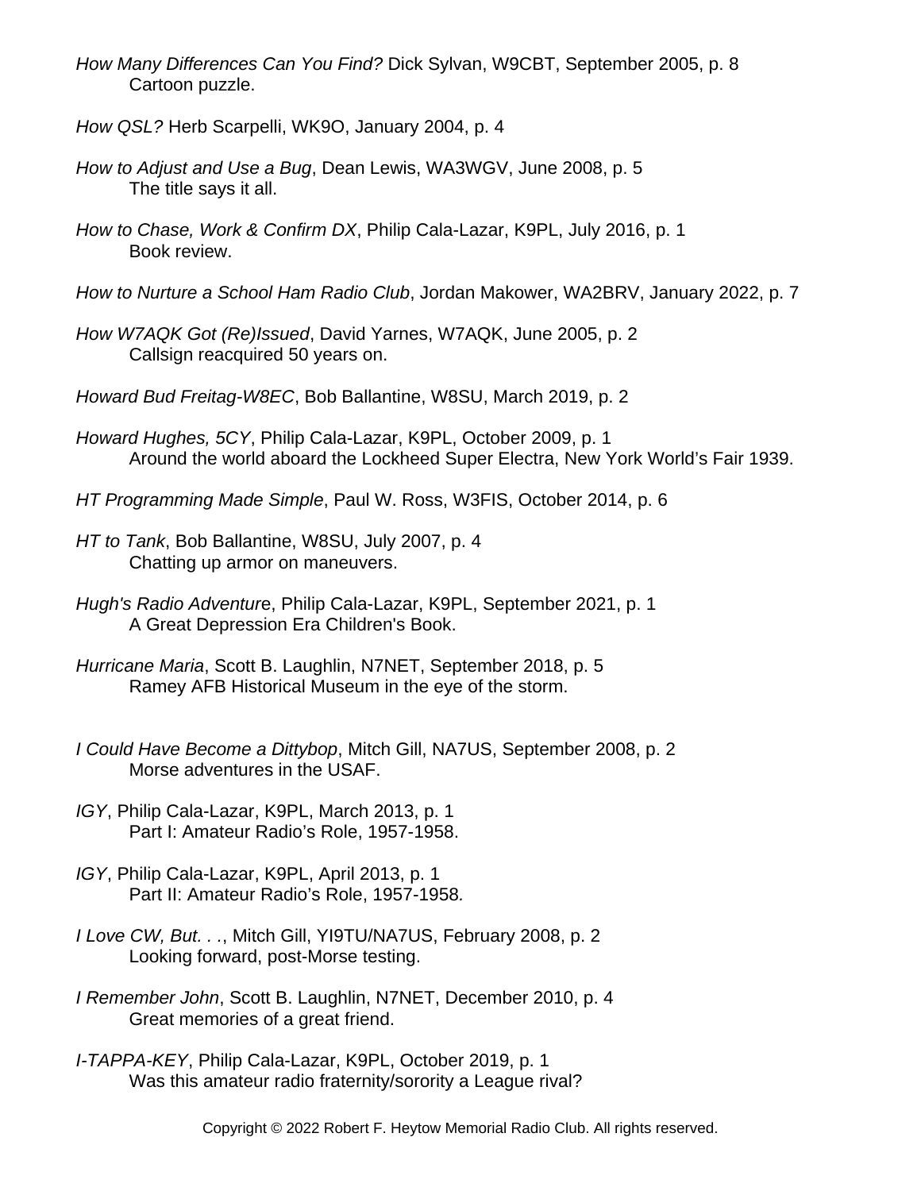*How Many Differences Can You Find?* Dick Sylvan, W9CBT, September 2005, p. 8
Cartoon puzzle.

*How QSL?* Herb Scarpelli, WK9O, January 2004, p. 4

*How to Adjust and Use a Bug*, Dean Lewis, WA3WGV, June 2008, p. 5
The title says it all.

*How to Chase, Work & Confirm DX*, Philip Cala-Lazar, K9PL, July 2016, p. 1
Book review.

*How to Nurture a School Ham Radio Club*, Jordan Makower, WA2BRV, January 2022, p. 7

*How W7AQK Got (Re)Issued*, David Yarnes, W7AQK, June 2005, p. 2
Callsign reacquired 50 years on.

*Howard Bud Freitag-W8EC*, Bob Ballantine, W8SU, March 2019, p. 2

*Howard Hughes, 5CY*, Philip Cala-Lazar, K9PL, October 2009, p. 1
Around the world aboard the Lockheed Super Electra, New York World's Fair 1939.

*HT Programming Made Simple*, Paul W. Ross, W3FIS, October 2014, p. 6

*HT to Tank*, Bob Ballantine, W8SU, July 2007, p. 4
Chatting up armor on maneuvers.

*Hugh's Radio Adventur*e, Philip Cala-Lazar, K9PL, September 2021, p. 1
A Great Depression Era Children's Book.

*Hurricane Maria*, Scott B. Laughlin, N7NET, September 2018, p. 5
Ramey AFB Historical Museum in the eye of the storm.

*I Could Have Become a Dittybop*, Mitch Gill, NA7US, September 2008, p. 2
Morse adventures in the USAF.

*IGY*, Philip Cala-Lazar, K9PL, March 2013, p. 1
Part I: Amateur Radio's Role, 1957-1958.

*IGY*, Philip Cala-Lazar, K9PL, April 2013, p. 1
Part II: Amateur Radio's Role, 1957-1958.

*I Love CW, But. . .*, Mitch Gill, YI9TU/NA7US, February 2008, p. 2
Looking forward, post-Morse testing.

*I Remember John*, Scott B. Laughlin, N7NET, December 2010, p. 4
Great memories of a great friend.

*I-TAPPA-KEY*, Philip Cala-Lazar, K9PL, October 2019, p. 1
Was this amateur radio fraternity/sorority a League rival?

Copyright © 2022 Robert F. Heytow Memorial Radio Club. All rights reserved.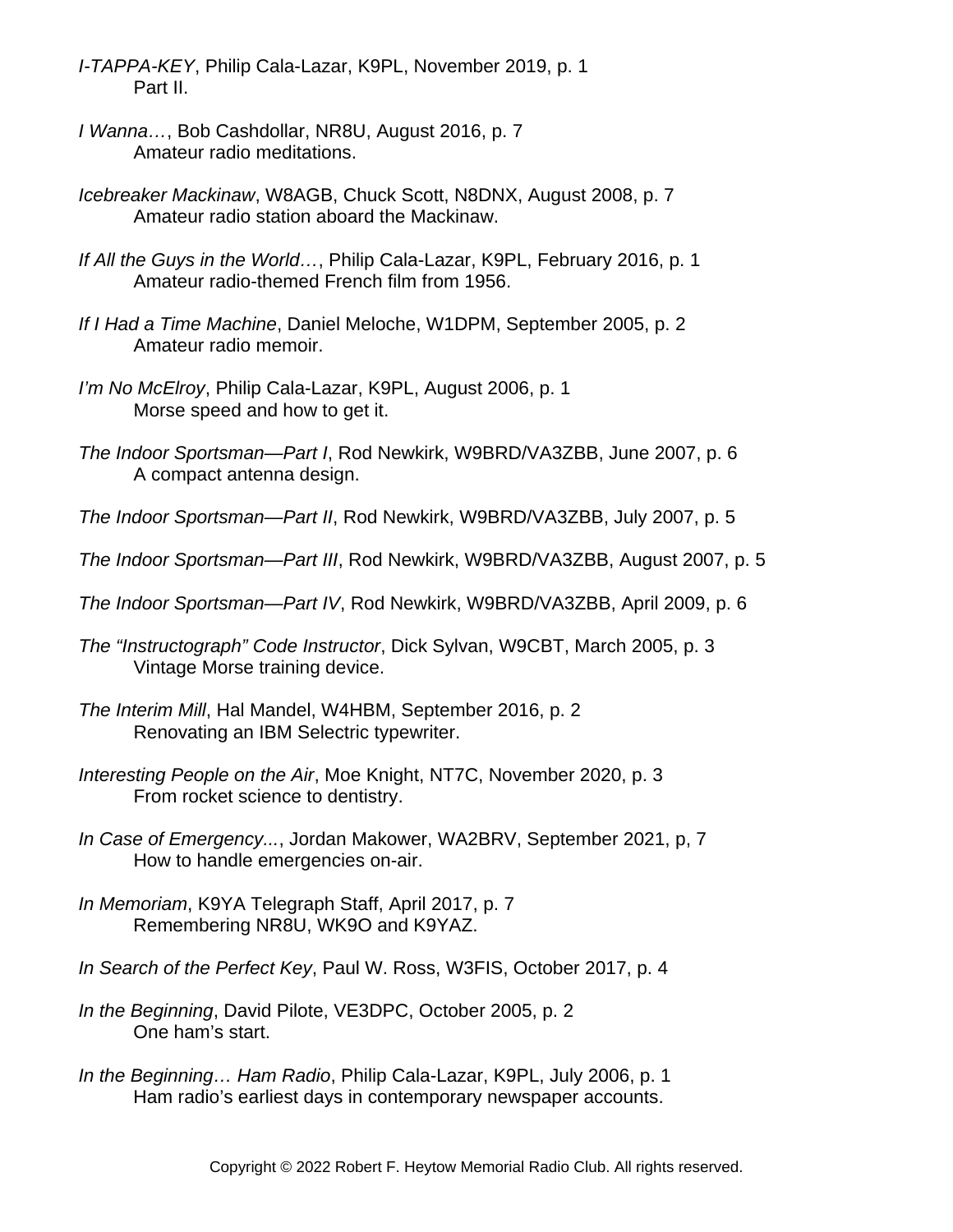*I-TAPPA-KEY*, Philip Cala-Lazar, K9PL, November 2019, p. 1
Part II.

*I Wanna…*, Bob Cashdollar, NR8U, August 2016, p. 7
Amateur radio meditations.

*Icebreaker Mackinaw*, W8AGB, Chuck Scott, N8DNX, August 2008, p. 7
Amateur radio station aboard the Mackinaw.

*If All the Guys in the World…*, Philip Cala-Lazar, K9PL, February 2016, p. 1
Amateur radio-themed French film from 1956.

*If I Had a Time Machine*, Daniel Meloche, W1DPM, September 2005, p. 2
Amateur radio memoir.

*I'm No McElroy*, Philip Cala-Lazar, K9PL, August 2006, p. 1
Morse speed and how to get it.

*The Indoor Sportsman—Part I*, Rod Newkirk, W9BRD/VA3ZBB, June 2007, p. 6
A compact antenna design.

*The Indoor Sportsman—Part II*, Rod Newkirk, W9BRD/VA3ZBB, July 2007, p. 5

*The Indoor Sportsman—Part III*, Rod Newkirk, W9BRD/VA3ZBB, August 2007, p. 5

*The Indoor Sportsman—Part IV*, Rod Newkirk, W9BRD/VA3ZBB, April 2009, p. 6

*The "Instructograph" Code Instructor*, Dick Sylvan, W9CBT, March 2005, p. 3
Vintage Morse training device.

*The Interim Mill*, Hal Mandel, W4HBM, September 2016, p. 2
Renovating an IBM Selectric typewriter.

*Interesting People on the Air*, Moe Knight, NT7C, November 2020, p. 3
From rocket science to dentistry.

*In Case of Emergency...*, Jordan Makower, WA2BRV, September 2021, p, 7
How to handle emergencies on-air.

*In Memoriam*, K9YA Telegraph Staff, April 2017, p. 7
Remembering NR8U, WK9O and K9YAZ.

*In Search of the Perfect Key*, Paul W. Ross, W3FIS, October 2017, p. 4

*In the Beginning*, David Pilote, VE3DPC, October 2005, p. 2
One ham's start.

*In the Beginning… Ham Radio*, Philip Cala-Lazar, K9PL, July 2006, p. 1
Ham radio's earliest days in contemporary newspaper accounts.

Copyright © 2022 Robert F. Heytow Memorial Radio Club. All rights reserved.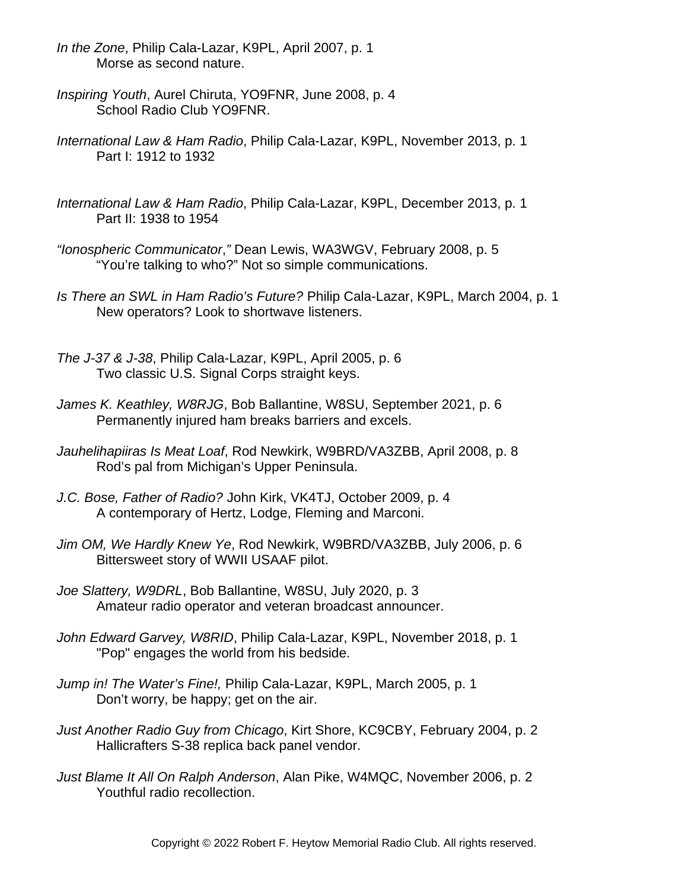*In the Zone*, Philip Cala-Lazar, K9PL, April 2007, p. 1
Morse as second nature.

*Inspiring Youth*, Aurel Chiruta, YO9FNR, June 2008, p. 4
School Radio Club YO9FNR.

*International Law & Ham Radio*, Philip Cala-Lazar, K9PL, November 2013, p. 1
Part I: 1912 to 1932

*International Law & Ham Radio*, Philip Cala-Lazar, K9PL, December 2013, p. 1
Part II: 1938 to 1954

*"Ionospheric Communicator*,*"* Dean Lewis, WA3WGV, February 2008, p. 5
"You're talking to who?" Not so simple communications.

*Is There an SWL in Ham Radio's Future?* Philip Cala-Lazar, K9PL, March 2004, p. 1
New operators? Look to shortwave listeners.

*The J-37 & J-38*, Philip Cala-Lazar, K9PL, April 2005, p. 6
Two classic U.S. Signal Corps straight keys.

*James K. Keathley, W8RJG*, Bob Ballantine, W8SU, September 2021, p. 6
Permanently injured ham breaks barriers and excels.

*Jauhelihapiiras Is Meat Loaf*, Rod Newkirk, W9BRD/VA3ZBB, April 2008, p. 8
Rod's pal from Michigan's Upper Peninsula.

*J.C. Bose, Father of Radio?* John Kirk, VK4TJ, October 2009, p. 4
A contemporary of Hertz, Lodge, Fleming and Marconi.

*Jim OM, We Hardly Knew Ye*, Rod Newkirk, W9BRD/VA3ZBB, July 2006, p. 6
Bittersweet story of WWII USAAF pilot.

*Joe Slattery, W9DRL*, Bob Ballantine, W8SU, July 2020, p. 3
Amateur radio operator and veteran broadcast announcer.

*John Edward Garvey, W8RID*, Philip Cala-Lazar, K9PL, November 2018, p. 1
"Pop" engages the world from his bedside.

*Jump in! The Water's Fine!,* Philip Cala-Lazar, K9PL, March 2005, p. 1
Don't worry, be happy; get on the air.

*Just Another Radio Guy from Chicago*, Kirt Shore, KC9CBY, February 2004, p. 2
Hallicrafters S-38 replica back panel vendor.

*Just Blame It All On Ralph Anderson*, Alan Pike, W4MQC, November 2006, p. 2
Youthful radio recollection.

Copyright © 2022 Robert F. Heytow Memorial Radio Club. All rights reserved.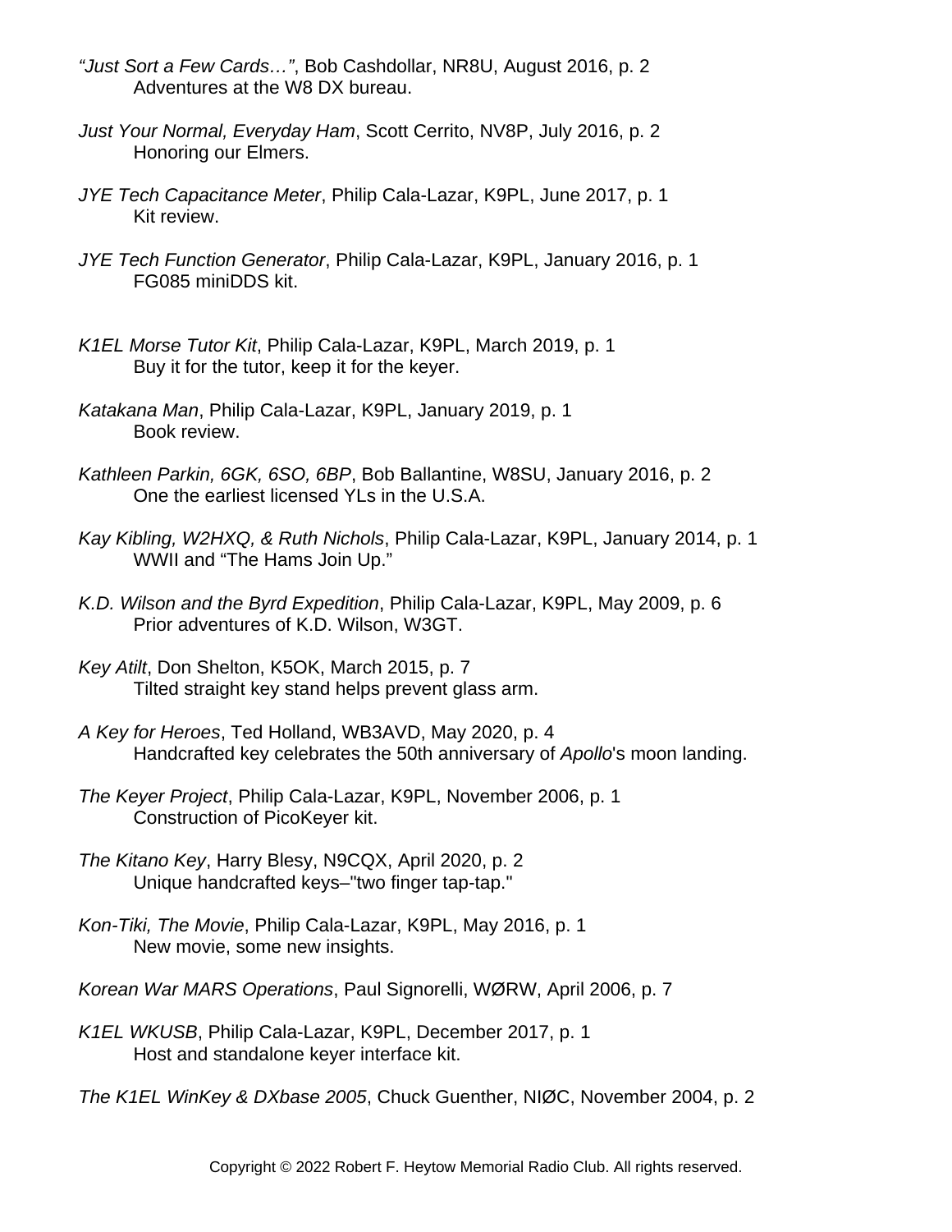*"Just Sort a Few Cards…"*, Bob Cashdollar, NR8U, August 2016, p. 2
Adventures at the W8 DX bureau.

*Just Your Normal, Everyday Ham*, Scott Cerrito, NV8P, July 2016, p. 2
Honoring our Elmers.

*JYE Tech Capacitance Meter*, Philip Cala-Lazar, K9PL, June 2017, p. 1
Kit review.

*JYE Tech Function Generator*, Philip Cala-Lazar, K9PL, January 2016, p. 1
FG085 miniDDS kit.

*K1EL Morse Tutor Kit*, Philip Cala-Lazar, K9PL, March 2019, p. 1
Buy it for the tutor, keep it for the keyer.

*Katakana Man*, Philip Cala-Lazar, K9PL, January 2019, p. 1
Book review.

*Kathleen Parkin, 6GK, 6SO, 6BP*, Bob Ballantine, W8SU, January 2016, p. 2
One the earliest licensed YLs in the U.S.A.

*Kay Kibling, W2HXQ, & Ruth Nichols*, Philip Cala-Lazar, K9PL, January 2014, p. 1
WWII and "The Hams Join Up."

*K.D. Wilson and the Byrd Expedition*, Philip Cala-Lazar, K9PL, May 2009, p. 6
Prior adventures of K.D. Wilson, W3GT.

*Key Atilt*, Don Shelton, K5OK, March 2015, p. 7
Tilted straight key stand helps prevent glass arm.

*A Key for Heroes*, Ted Holland, WB3AVD, May 2020, p. 4
Handcrafted key celebrates the 50th anniversary of *Apollo*'s moon landing.

*The Keyer Project*, Philip Cala-Lazar, K9PL, November 2006, p. 1
Construction of PicoKeyer kit.

*The Kitano Key*, Harry Blesy, N9CQX, April 2020, p. 2
Unique handcrafted keys–"two finger tap-tap."

*Kon-Tiki, The Movie*, Philip Cala-Lazar, K9PL, May 2016, p. 1
New movie, some new insights.

*Korean War MARS Operations*, Paul Signorelli, WØRW, April 2006, p. 7

*K1EL WKUSB*, Philip Cala-Lazar, K9PL, December 2017, p. 1
Host and standalone keyer interface kit.

*The K1EL WinKey & DXbase 2005*, Chuck Guenther, NIØC, November 2004, p. 2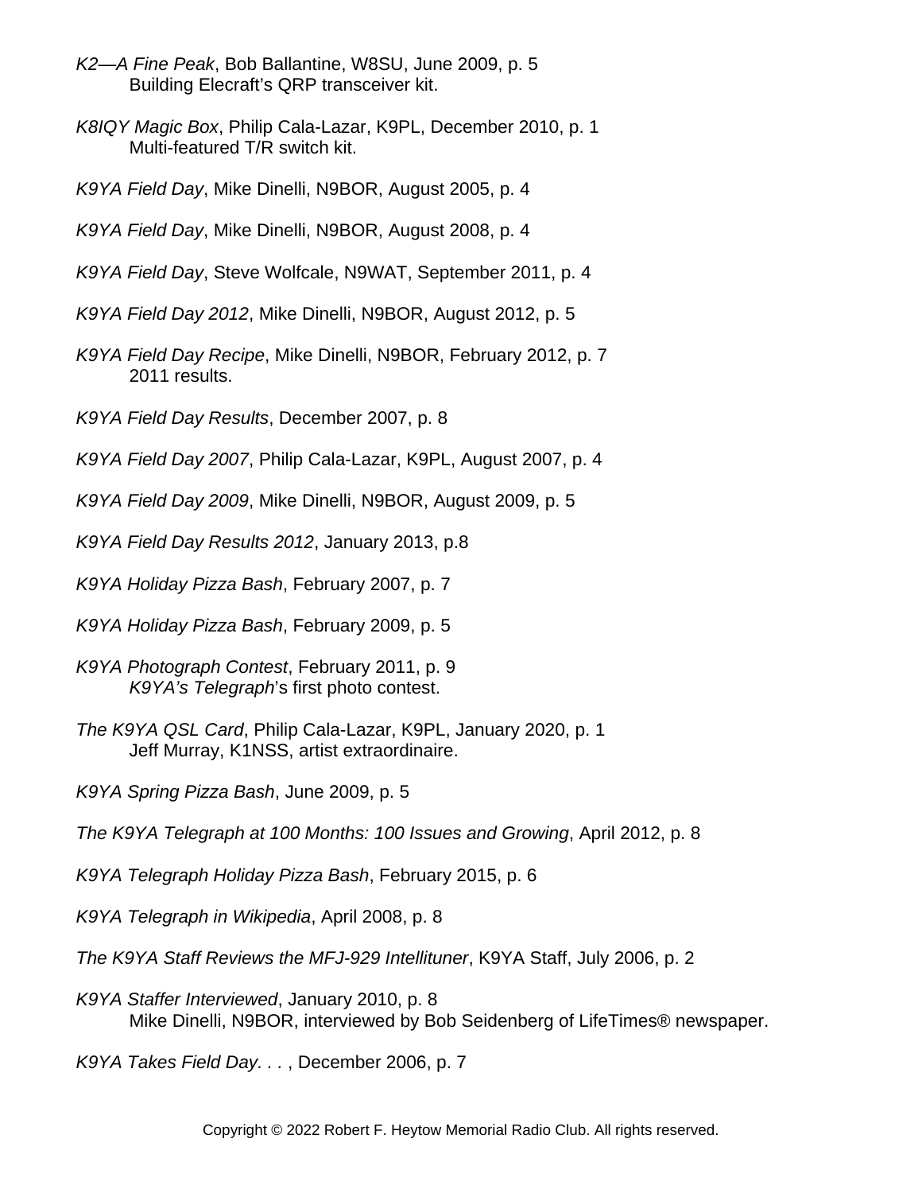*K2—A Fine Peak*, Bob Ballantine, W8SU, June 2009, p. 5
Building Elecraft's QRP transceiver kit.

*K8IQY Magic Box*, Philip Cala-Lazar, K9PL, December 2010, p. 1
Multi-featured T/R switch kit.

*K9YA Field Day*, Mike Dinelli, N9BOR, August 2005, p. 4

*K9YA Field Day*, Mike Dinelli, N9BOR, August 2008, p. 4

*K9YA Field Day*, Steve Wolfcale, N9WAT, September 2011, p. 4

*K9YA Field Day 2012*, Mike Dinelli, N9BOR, August 2012, p. 5

*K9YA Field Day Recipe*, Mike Dinelli, N9BOR, February 2012, p. 7
2011 results.

*K9YA Field Day Results*, December 2007, p. 8

*K9YA Field Day 2007*, Philip Cala-Lazar, K9PL, August 2007, p. 4

*K9YA Field Day 2009*, Mike Dinelli, N9BOR, August 2009, p. 5

*K9YA Field Day Results 2012*, January 2013, p.8

*K9YA Holiday Pizza Bash*, February 2007, p. 7

*K9YA Holiday Pizza Bash*, February 2009, p. 5

*K9YA Photograph Contest*, February 2011, p. 9
*K9YA's Telegraph*'s first photo contest.

*The K9YA QSL Card*, Philip Cala-Lazar, K9PL, January 2020, p. 1
Jeff Murray, K1NSS, artist extraordinaire.

*K9YA Spring Pizza Bash*, June 2009, p. 5

*The K9YA Telegraph at 100 Months: 100 Issues and Growing*, April 2012, p. 8

*K9YA Telegraph Holiday Pizza Bash*, February 2015, p. 6

*K9YA Telegraph in Wikipedia*, April 2008, p. 8

*The K9YA Staff Reviews the MFJ-929 Intellituner*, K9YA Staff, July 2006, p. 2

*K9YA Staffer Interviewed*, January 2010, p. 8
Mike Dinelli, N9BOR, interviewed by Bob Seidenberg of LifeTimes® newspaper.

*K9YA Takes Field Day. . .* , December 2006, p. 7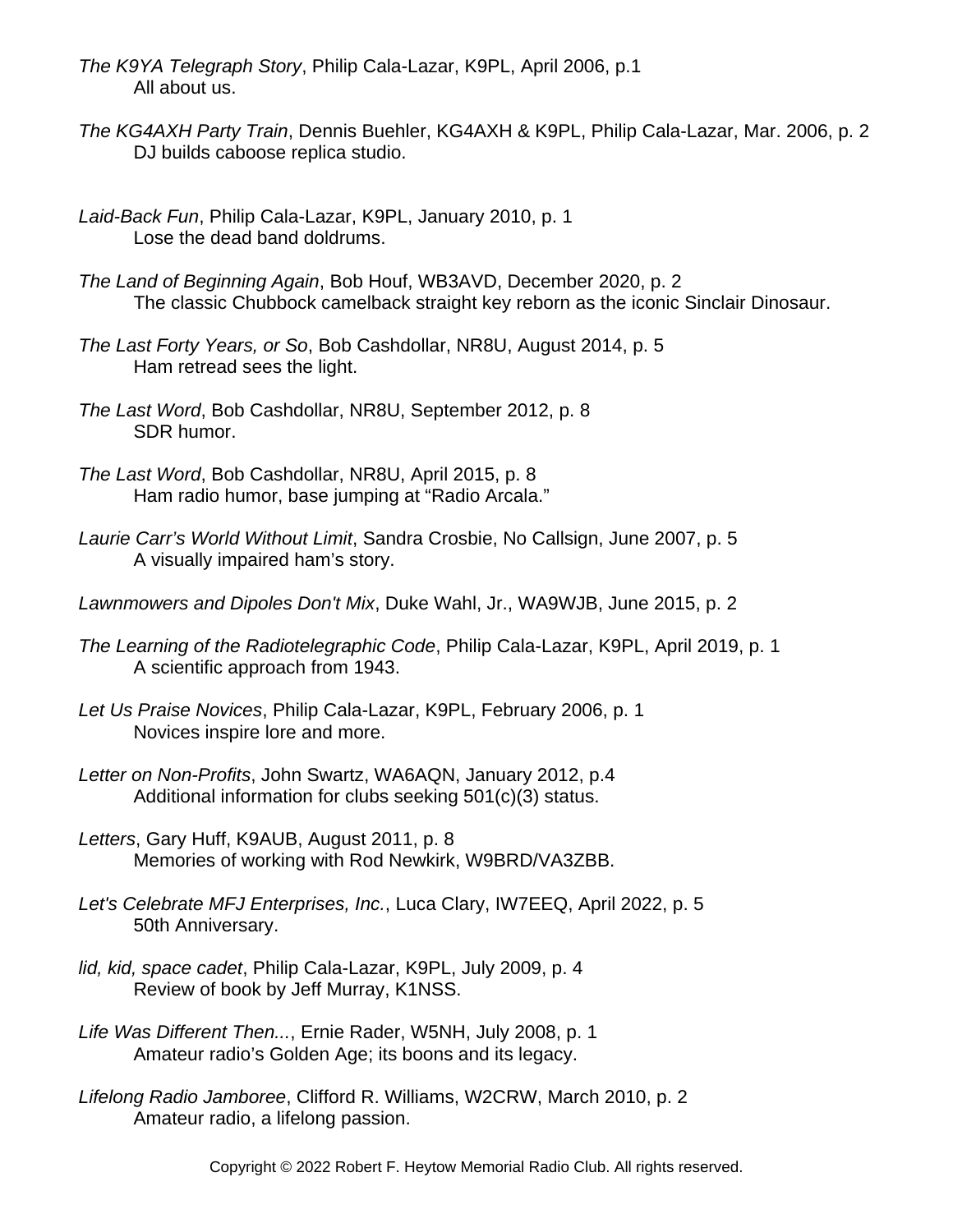*The K9YA Telegraph Story*, Philip Cala-Lazar, K9PL, April 2006, p.1
All about us.

*The KG4AXH Party Train*, Dennis Buehler, KG4AXH & K9PL, Philip Cala-Lazar, Mar. 2006, p. 2
DJ builds caboose replica studio.

*Laid-Back Fun*, Philip Cala-Lazar, K9PL, January 2010, p. 1
Lose the dead band doldrums.

*The Land of Beginning Again*, Bob Houf, WB3AVD, December 2020, p. 2
The classic Chubbock camelback straight key reborn as the iconic Sinclair Dinosaur.

*The Last Forty Years, or So*, Bob Cashdollar, NR8U, August 2014, p. 5
Ham retread sees the light.

*The Last Word*, Bob Cashdollar, NR8U, September 2012, p. 8
SDR humor.

*The Last Word*, Bob Cashdollar, NR8U, April 2015, p. 8
Ham radio humor, base jumping at "Radio Arcala."

*Laurie Carr's World Without Limit*, Sandra Crosbie, No Callsign, June 2007, p. 5
A visually impaired ham's story.

*Lawnmowers and Dipoles Don't Mix*, Duke Wahl, Jr., WA9WJB, June 2015, p. 2

*The Learning of the Radiotelegraphic Code*, Philip Cala-Lazar, K9PL, April 2019, p. 1
A scientific approach from 1943.

*Let Us Praise Novices*, Philip Cala-Lazar, K9PL, February 2006, p. 1
Novices inspire lore and more.

*Letter on Non-Profits*, John Swartz, WA6AQN, January 2012, p.4
Additional information for clubs seeking 501(c)(3) status.

*Letters*, Gary Huff, K9AUB, August 2011, p. 8
Memories of working with Rod Newkirk, W9BRD/VA3ZBB.

*Let's Celebrate MFJ Enterprises, Inc.*, Luca Clary, IW7EEQ, April 2022, p. 5
50th Anniversary.

*lid, kid, space cadet*, Philip Cala-Lazar, K9PL, July 2009, p. 4
Review of book by Jeff Murray, K1NSS.

*Life Was Different Then...*, Ernie Rader, W5NH, July 2008, p. 1
Amateur radio's Golden Age; its boons and its legacy.

*Lifelong Radio Jamboree*, Clifford R. Williams, W2CRW, March 2010, p. 2
Amateur radio, a lifelong passion.

Copyright © 2022 Robert F. Heytow Memorial Radio Club. All rights reserved.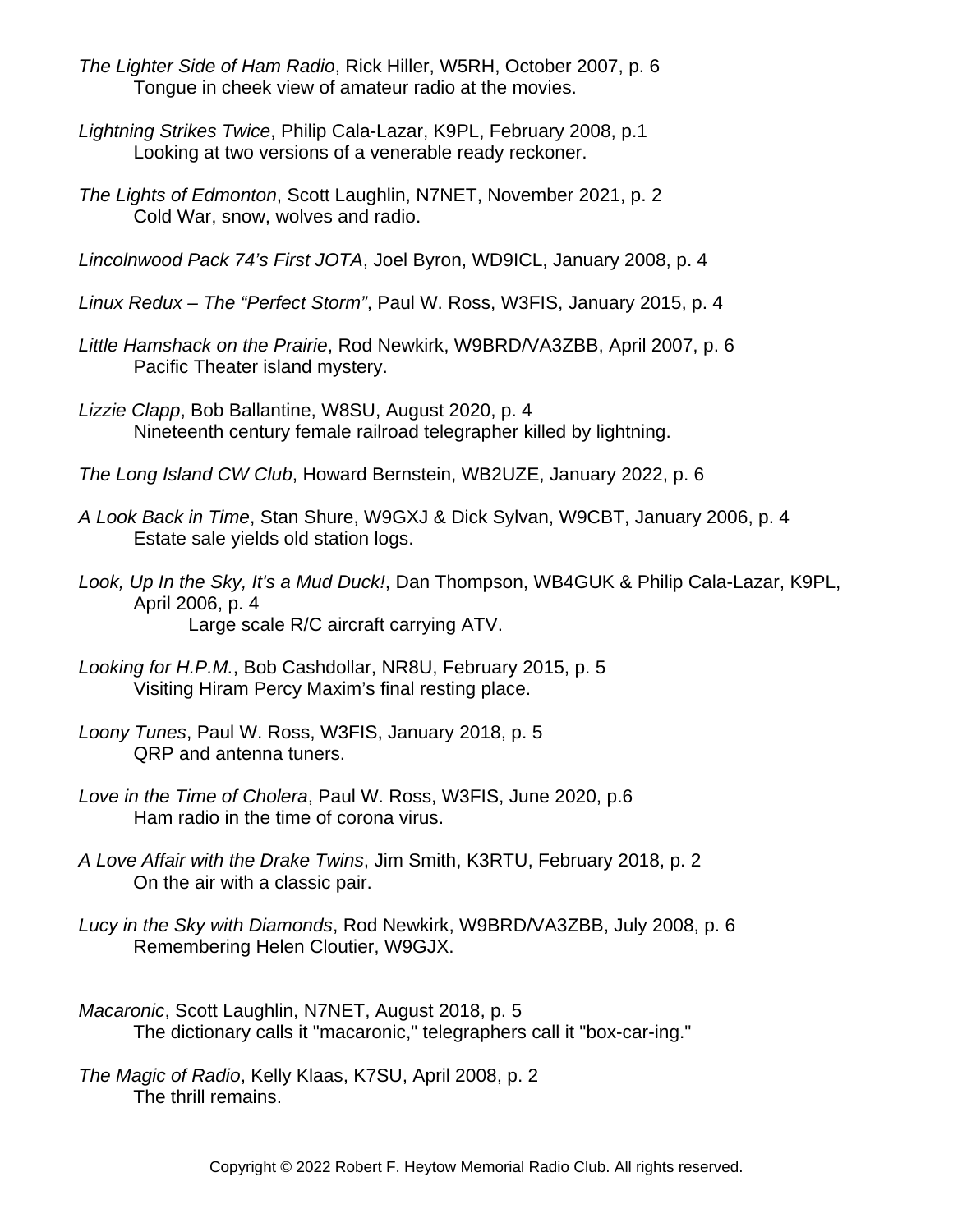*The Lighter Side of Ham Radio*, Rick Hiller, W5RH, October 2007, p. 6
Tongue in cheek view of amateur radio at the movies.

*Lightning Strikes Twice*, Philip Cala-Lazar, K9PL, February 2008, p.1
Looking at two versions of a venerable ready reckoner.

*The Lights of Edmonton*, Scott Laughlin, N7NET, November 2021, p. 2
Cold War, snow, wolves and radio.

*Lincolnwood Pack 74's First JOTA*, Joel Byron, WD9ICL, January 2008, p. 4

*Linux Redux – The "Perfect Storm"*, Paul W. Ross, W3FIS, January 2015, p. 4

*Little Hamshack on the Prairie*, Rod Newkirk, W9BRD/VA3ZBB, April 2007, p. 6
Pacific Theater island mystery.

*Lizzie Clapp*, Bob Ballantine, W8SU, August 2020, p. 4
Nineteenth century female railroad telegrapher killed by lightning.

*The Long Island CW Club*, Howard Bernstein, WB2UZE, January 2022, p. 6

*A Look Back in Time*, Stan Shure, W9GXJ & Dick Sylvan, W9CBT, January 2006, p. 4
Estate sale yields old station logs.

*Look, Up In the Sky, It's a Mud Duck!*, Dan Thompson, WB4GUK & Philip Cala-Lazar, K9PL, April 2006, p. 4
Large scale R/C aircraft carrying ATV.

*Looking for H.P.M.*, Bob Cashdollar, NR8U, February 2015, p. 5
Visiting Hiram Percy Maxim's final resting place.

*Loony Tunes*, Paul W. Ross, W3FIS, January 2018, p. 5
QRP and antenna tuners.

*Love in the Time of Cholera*, Paul W. Ross, W3FIS, June 2020, p.6
Ham radio in the time of corona virus.

*A Love Affair with the Drake Twins*, Jim Smith, K3RTU, February 2018, p. 2
On the air with a classic pair.

*Lucy in the Sky with Diamonds*, Rod Newkirk, W9BRD/VA3ZBB, July 2008, p. 6
Remembering Helen Cloutier, W9GJX.

*Macaronic*, Scott Laughlin, N7NET, August 2018, p. 5
The dictionary calls it "macaronic," telegraphers call it "box-car-ing."

*The Magic of Radio*, Kelly Klaas, K7SU, April 2008, p. 2
The thrill remains.

Copyright © 2022 Robert F. Heytow Memorial Radio Club. All rights reserved.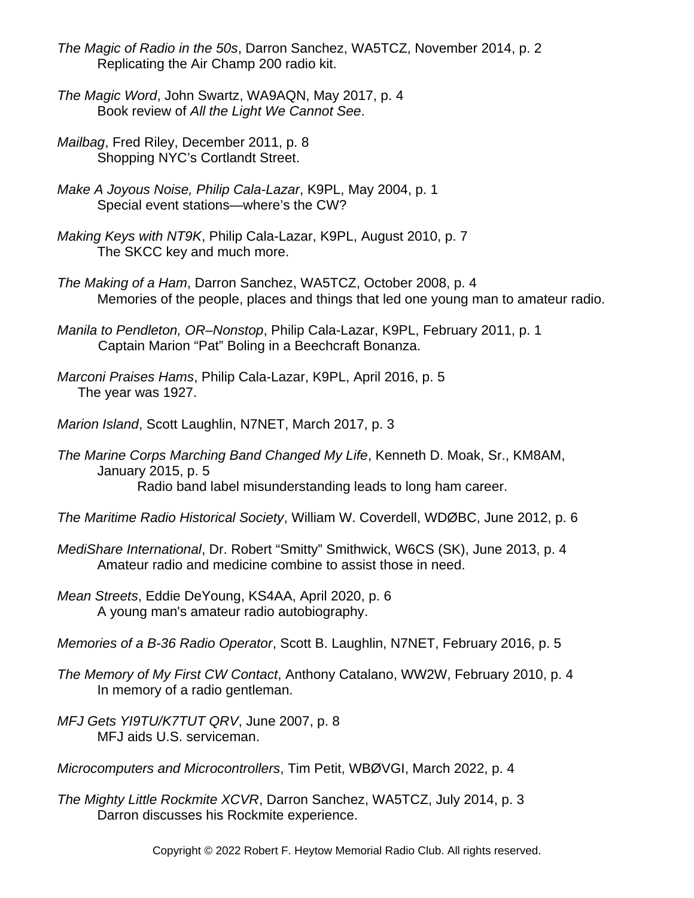*The Magic of Radio in the 50s*, Darron Sanchez, WA5TCZ, November 2014, p. 2
Replicating the Air Champ 200 radio kit.

*The Magic Word*, John Swartz, WA9AQN, May 2017, p. 4
Book review of *All the Light We Cannot See*.

*Mailbag*, Fred Riley, December 2011, p. 8
Shopping NYC's Cortlandt Street.

*Make A Joyous Noise, Philip Cala-Lazar*, K9PL, May 2004, p. 1
Special event stations—where's the CW?

*Making Keys with NT9K*, Philip Cala-Lazar, K9PL, August 2010, p. 7
The SKCC key and much more.

*The Making of a Ham*, Darron Sanchez, WA5TCZ, October 2008, p. 4
Memories of the people, places and things that led one young man to amateur radio.

*Manila to Pendleton, OR–Nonstop*, Philip Cala-Lazar, K9PL, February 2011, p. 1
Captain Marion "Pat" Boling in a Beechcraft Bonanza.

*Marconi Praises Hams*, Philip Cala-Lazar, K9PL, April 2016, p. 5
The year was 1927.

*Marion Island*, Scott Laughlin, N7NET, March 2017, p. 3

*The Marine Corps Marching Band Changed My Life*, Kenneth D. Moak, Sr., KM8AM, January 2015, p. 5
Radio band label misunderstanding leads to long ham career.

*The Maritime Radio Historical Society*, William W. Coverdell, WDØBC, June 2012, p. 6

*MediShare International*, Dr. Robert "Smitty" Smithwick, W6CS (SK), June 2013, p. 4
Amateur radio and medicine combine to assist those in need.

*Mean Streets*, Eddie DeYoung, KS4AA, April 2020, p. 6
A young man's amateur radio autobiography.

*Memories of a B-36 Radio Operator*, Scott B. Laughlin, N7NET, February 2016, p. 5

*The Memory of My First CW Contact*, Anthony Catalano, WW2W, February 2010, p. 4
In memory of a radio gentleman.

*MFJ Gets YI9TU/K7TUT QRV*, June 2007, p. 8
MFJ aids U.S. serviceman.

*Microcomputers and Microcontrollers*, Tim Petit, WBØVGI, March 2022, p. 4

*The Mighty Little Rockmite XCVR*, Darron Sanchez, WA5TCZ, July 2014, p. 3
Darron discusses his Rockmite experience.

Copyright © 2022 Robert F. Heytow Memorial Radio Club. All rights reserved.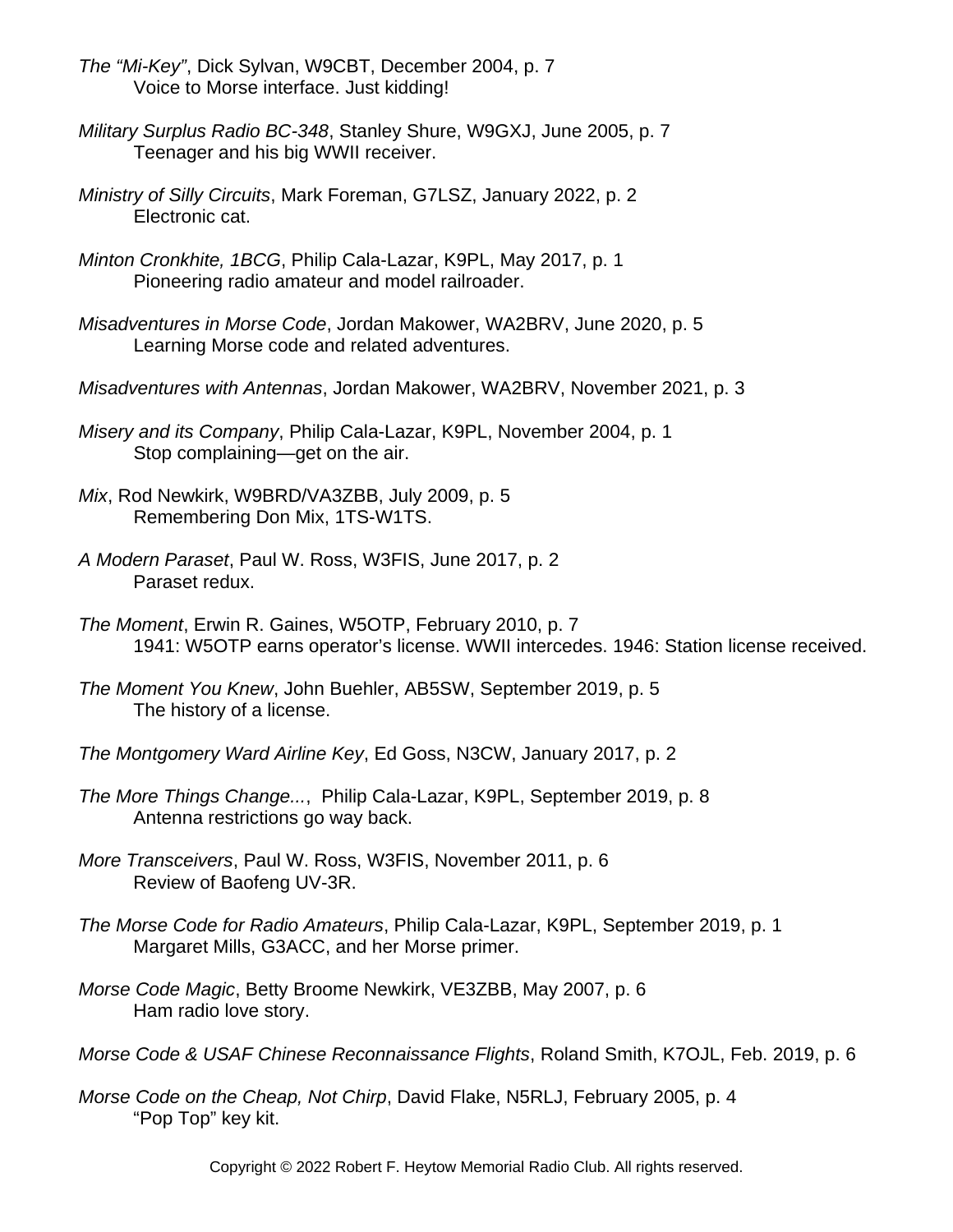*The “Mi-Key”*, Dick Sylvan, W9CBT, December 2004, p. 7
Voice to Morse interface. Just kidding!

*Military Surplus Radio BC-348*, Stanley Shure, W9GXJ, June 2005, p. 7
Teenager and his big WWII receiver.

*Ministry of Silly Circuits*, Mark Foreman, G7LSZ, January 2022, p. 2
Electronic cat.

*Minton Cronkhite, 1BCG*, Philip Cala-Lazar, K9PL, May 2017, p. 1
Pioneering radio amateur and model railroader.

*Misadventures in Morse Code*, Jordan Makower, WA2BRV, June 2020, p. 5
Learning Morse code and related adventures.

*Misadventures with Antennas*, Jordan Makower, WA2BRV, November 2021, p. 3

*Misery and its Company*, Philip Cala-Lazar, K9PL, November 2004, p. 1
Stop complaining—get on the air.

*Mix*, Rod Newkirk, W9BRD/VA3ZBB, July 2009, p. 5
Remembering Don Mix, 1TS-W1TS.

*A Modern Paraset*, Paul W. Ross, W3FIS, June 2017, p. 2
Paraset redux.

*The Moment*, Erwin R. Gaines, W5OTP, February 2010, p. 7
1941: W5OTP earns operator’s license. WWII intercedes. 1946: Station license received.

*The Moment You Knew*, John Buehler, AB5SW, September 2019, p. 5
The history of a license.

*The Montgomery Ward Airline Key*, Ed Goss, N3CW, January 2017, p. 2

*The More Things Change...*, Philip Cala-Lazar, K9PL, September 2019, p. 8
Antenna restrictions go way back.

*More Transceivers*, Paul W. Ross, W3FIS, November 2011, p. 6
Review of Baofeng UV-3R.

*The Morse Code for Radio Amateurs*, Philip Cala-Lazar, K9PL, September 2019, p. 1
Margaret Mills, G3ACC, and her Morse primer.

*Morse Code Magic*, Betty Broome Newkirk, VE3ZBB, May 2007, p. 6
Ham radio love story.

*Morse Code & USAF Chinese Reconnaissance Flights*, Roland Smith, K7OJL, Feb. 2019, p. 6

*Morse Code on the Cheap, Not Chirp*, David Flake, N5RLJ, February 2005, p. 4
“Pop Top” key kit.

Copyright © 2022 Robert F. Heytow Memorial Radio Club. All rights reserved.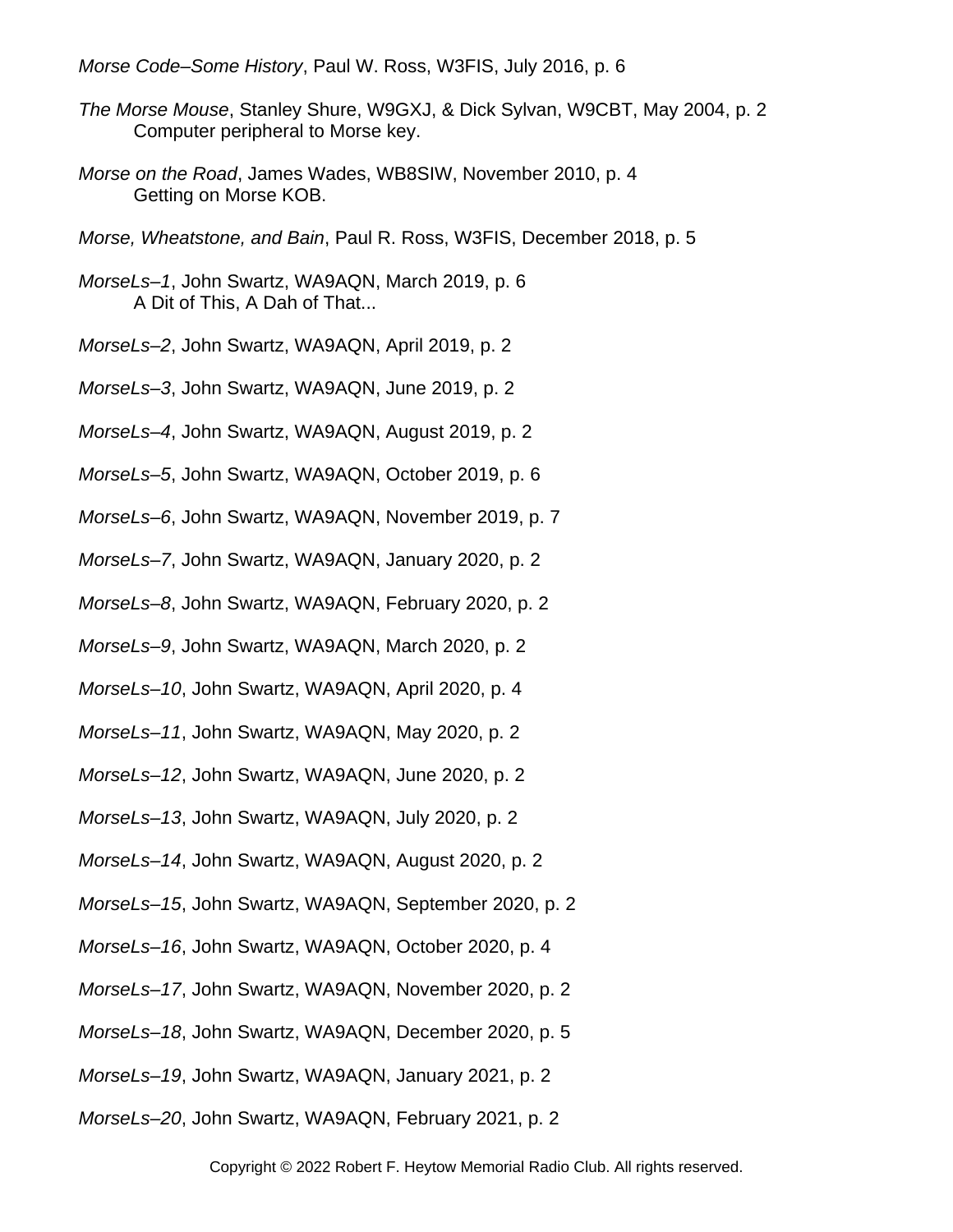*Morse Code–Some History*, Paul W. Ross, W3FIS, July 2016, p. 6

*The Morse Mouse*, Stanley Shure, W9GXJ, & Dick Sylvan, W9CBT, May 2004, p. 2
    Computer peripheral to Morse key.

*Morse on the Road*, James Wades, WB8SIW, November 2010, p. 4
    Getting on Morse KOB.

*Morse, Wheatstone, and Bain*, Paul R. Ross, W3FIS, December 2018, p. 5

*MorseLs–1*, John Swartz, WA9AQN, March 2019, p. 6
    A Dit of This, A Dah of That...

*MorseLs–2*, John Swartz, WA9AQN, April 2019, p. 2

*MorseLs–3*, John Swartz, WA9AQN, June 2019, p. 2

*MorseLs–4*, John Swartz, WA9AQN, August 2019, p. 2

*MorseLs–5*, John Swartz, WA9AQN, October 2019, p. 6

*MorseLs–6*, John Swartz, WA9AQN, November 2019, p. 7

*MorseLs–7*, John Swartz, WA9AQN, January 2020, p. 2

*MorseLs–8*, John Swartz, WA9AQN, February 2020, p. 2

*MorseLs–9*, John Swartz, WA9AQN, March 2020, p. 2

*MorseLs–10*, John Swartz, WA9AQN, April 2020, p. 4

*MorseLs–11*, John Swartz, WA9AQN, May 2020, p. 2

*MorseLs–12*, John Swartz, WA9AQN, June 2020, p. 2

*MorseLs–13*, John Swartz, WA9AQN, July 2020, p. 2

*MorseLs–14*, John Swartz, WA9AQN, August 2020, p. 2

*MorseLs–15*, John Swartz, WA9AQN, September 2020, p. 2

*MorseLs–16*, John Swartz, WA9AQN, October 2020, p. 4

*MorseLs–17*, John Swartz, WA9AQN, November 2020, p. 2

*MorseLs–18*, John Swartz, WA9AQN, December 2020, p. 5

*MorseLs–19*, John Swartz, WA9AQN, January 2021, p. 2

*MorseLs–20*, John Swartz, WA9AQN, February 2021, p. 2

Copyright © 2022 Robert F. Heytow Memorial Radio Club. All rights reserved.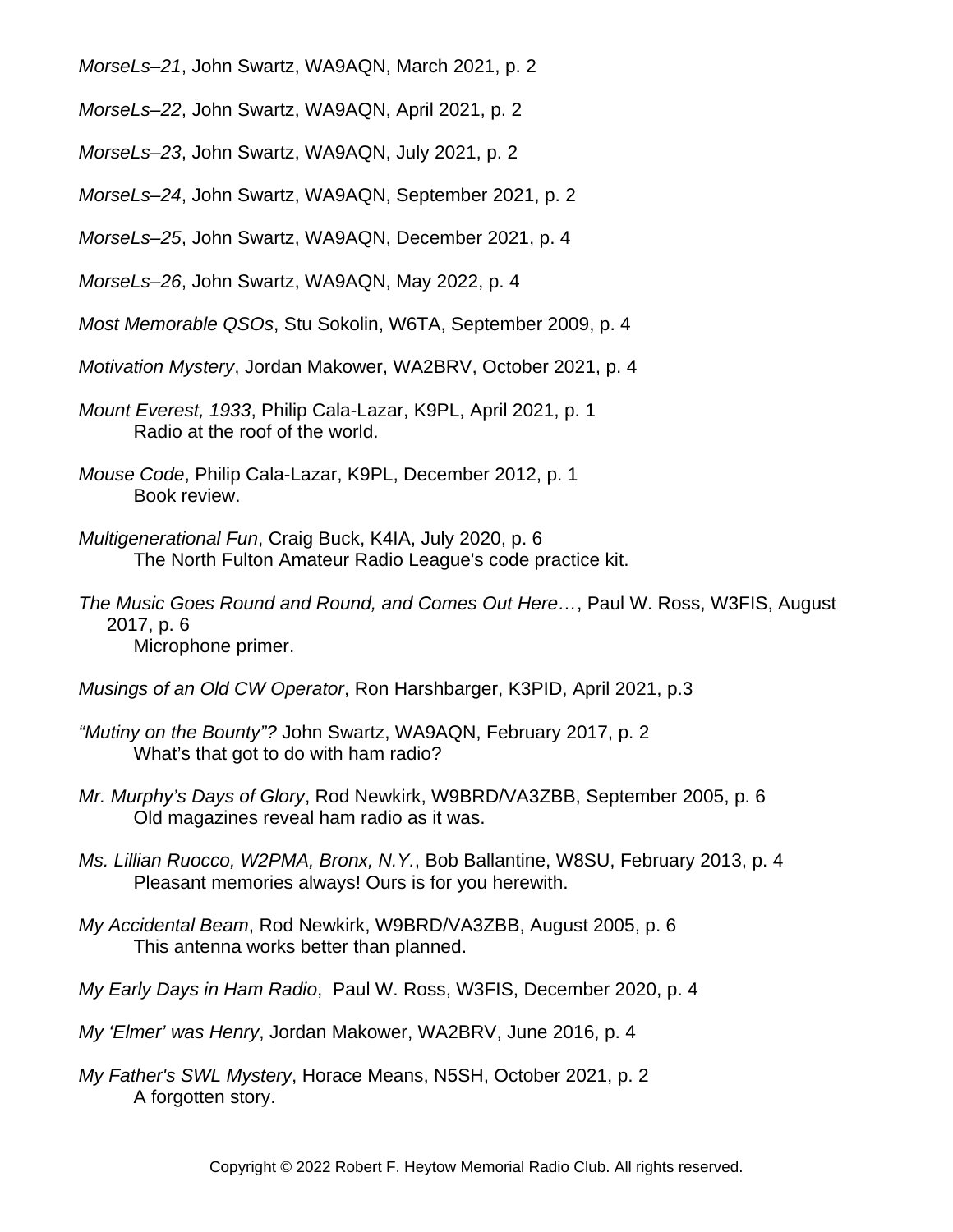*MorseLs–21*, John Swartz, WA9AQN, March 2021, p. 2

*MorseLs–22*, John Swartz, WA9AQN, April 2021, p. 2

*MorseLs–23*, John Swartz, WA9AQN, July 2021, p. 2

*MorseLs–24*, John Swartz, WA9AQN, September 2021, p. 2

*MorseLs–25*, John Swartz, WA9AQN, December 2021, p. 4

*MorseLs–26*, John Swartz, WA9AQN, May 2022, p. 4

*Most Memorable QSOs*, Stu Sokolin, W6TA, September 2009, p. 4

*Motivation Mystery*, Jordan Makower, WA2BRV, October 2021, p. 4

*Mount Everest, 1933*, Philip Cala-Lazar, K9PL, April 2021, p. 1
   Radio at the roof of the world.

*Mouse Code*, Philip Cala-Lazar, K9PL, December 2012, p. 1
   Book review.

*Multigenerational Fun*, Craig Buck, K4IA, July 2020, p. 6
   The North Fulton Amateur Radio League's code practice kit.

*The Music Goes Round and Round, and Comes Out Here…*, Paul W. Ross, W3FIS, August 2017, p. 6
   Microphone primer.

*Musings of an Old CW Operator*, Ron Harshbarger, K3PID, April 2021, p.3

*"Mutiny on the Bounty"?* John Swartz, WA9AQN, February 2017, p. 2
   What's that got to do with ham radio?

*Mr. Murphy's Days of Glory*, Rod Newkirk, W9BRD/VA3ZBB, September 2005, p. 6
   Old magazines reveal ham radio as it was.

*Ms. Lillian Ruocco, W2PMA, Bronx, N.Y.*, Bob Ballantine, W8SU, February 2013, p. 4
   Pleasant memories always! Ours is for you herewith.

*My Accidental Beam*, Rod Newkirk, W9BRD/VA3ZBB, August 2005, p. 6
   This antenna works better than planned.

*My Early Days in Ham Radio*, Paul W. Ross, W3FIS, December 2020, p. 4

*My 'Elmer' was Henry*, Jordan Makower, WA2BRV, June 2016, p. 4

*My Father's SWL Mystery*, Horace Means, N5SH, October 2021, p. 2
   A forgotten story.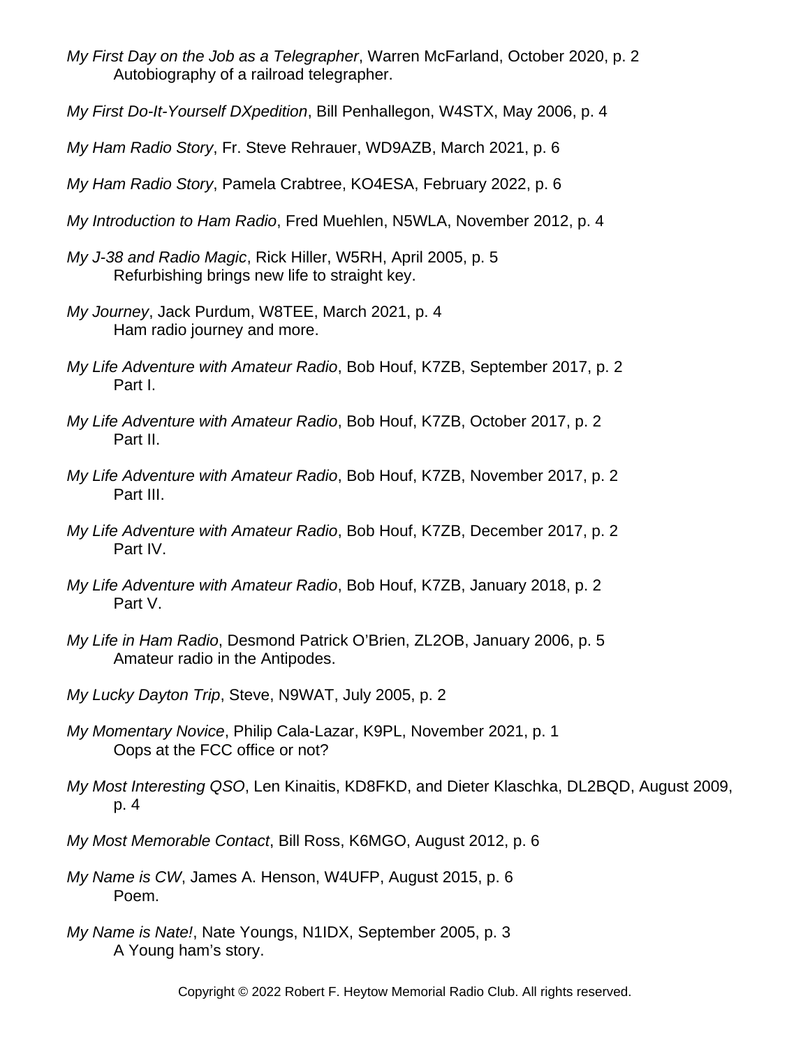*My First Day on the Job as a Telegrapher*, Warren McFarland, October 2020, p. 2
Autobiography of a railroad telegrapher.

*My First Do-It-Yourself DXpedition*, Bill Penhallegon, W4STX, May 2006, p. 4

*My Ham Radio Story*, Fr. Steve Rehrauer, WD9AZB, March 2021, p. 6

*My Ham Radio Story*, Pamela Crabtree, KO4ESA, February 2022, p. 6

*My Introduction to Ham Radio*, Fred Muehlen, N5WLA, November 2012, p. 4

*My J-38 and Radio Magic*, Rick Hiller, W5RH, April 2005, p. 5
Refurbishing brings new life to straight key.

*My Journey*, Jack Purdum, W8TEE, March 2021, p. 4
Ham radio journey and more.

*My Life Adventure with Amateur Radio*, Bob Houf, K7ZB, September 2017, p. 2
Part I.

*My Life Adventure with Amateur Radio*, Bob Houf, K7ZB, October 2017, p. 2
Part II.

*My Life Adventure with Amateur Radio*, Bob Houf, K7ZB, November 2017, p. 2
Part III.

*My Life Adventure with Amateur Radio*, Bob Houf, K7ZB, December 2017, p. 2
Part IV.

*My Life Adventure with Amateur Radio*, Bob Houf, K7ZB, January 2018, p. 2
Part V.

*My Life in Ham Radio*, Desmond Patrick O'Brien, ZL2OB, January 2006, p. 5
Amateur radio in the Antipodes.

*My Lucky Dayton Trip*, Steve, N9WAT, July 2005, p. 2

*My Momentary Novice*, Philip Cala-Lazar, K9PL, November 2021, p. 1
Oops at the FCC office or not?

*My Most Interesting QSO*, Len Kinaitis, KD8FKD, and Dieter Klaschka, DL2BQD, August 2009, p. 4

*My Most Memorable Contact*, Bill Ross, K6MGO, August 2012, p. 6

*My Name is CW*, James A. Henson, W4UFP, August 2015, p. 6
Poem.

*My Name is Nate!*, Nate Youngs, N1IDX, September 2005, p. 3
A Young ham's story.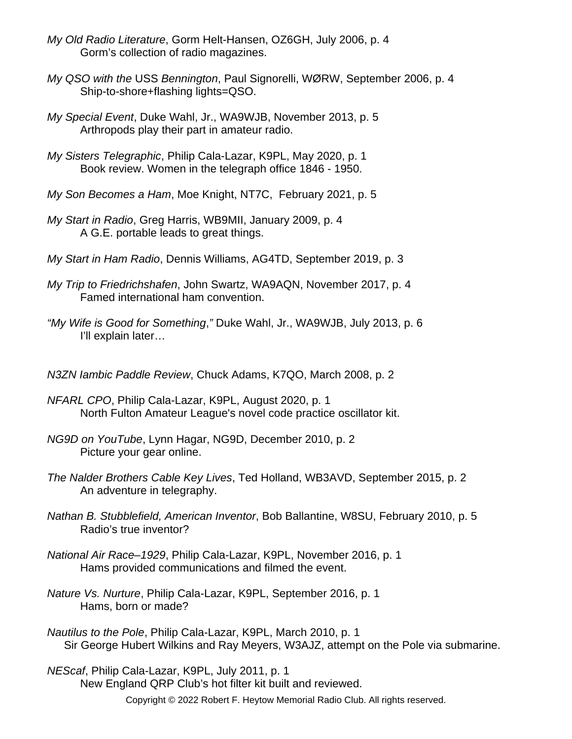*My Old Radio Literature*, Gorm Helt-Hansen, OZ6GH, July 2006, p. 4
Gorm's collection of radio magazines.

*My QSO with the* USS *Bennington*, Paul Signorelli, WØRW, September 2006, p. 4
Ship-to-shore+flashing lights=QSO.

*My Special Event*, Duke Wahl, Jr., WA9WJB, November 2013, p. 5
Arthropods play their part in amateur radio.

*My Sisters Telegraphic*, Philip Cala-Lazar, K9PL, May 2020, p. 1
Book review. Women in the telegraph office 1846 - 1950.

*My Son Becomes a Ham*, Moe Knight, NT7C, February 2021, p. 5

*My Start in Radio*, Greg Harris, WB9MII, January 2009, p. 4
A G.E. portable leads to great things.

*My Start in Ham Radio*, Dennis Williams, AG4TD, September 2019, p. 3

*My Trip to Friedrichshafen*, John Swartz, WA9AQN, November 2017, p. 4
Famed international ham convention.

*"My Wife is Good for Something,"* Duke Wahl, Jr., WA9WJB, July 2013, p. 6
I'll explain later…

*N3ZN Iambic Paddle Review*, Chuck Adams, K7QO, March 2008, p. 2

*NFARL CPO*, Philip Cala-Lazar, K9PL, August 2020, p. 1
North Fulton Amateur League's novel code practice oscillator kit.

*NG9D on YouTube*, Lynn Hagar, NG9D, December 2010, p. 2
Picture your gear online.

*The Nalder Brothers Cable Key Lives*, Ted Holland, WB3AVD, September 2015, p. 2
An adventure in telegraphy.

*Nathan B. Stubblefield, American Inventor*, Bob Ballantine, W8SU, February 2010, p. 5
Radio's true inventor?

*National Air Race–1929*, Philip Cala-Lazar, K9PL, November 2016, p. 1
Hams provided communications and filmed the event.

*Nature Vs. Nurture*, Philip Cala-Lazar, K9PL, September 2016, p. 1
Hams, born or made?

*Nautilus to the Pole*, Philip Cala-Lazar, K9PL, March 2010, p. 1
Sir George Hubert Wilkins and Ray Meyers, W3AJZ, attempt on the Pole via submarine.

*NEScaf*, Philip Cala-Lazar, K9PL, July 2011, p. 1
New England QRP Club's hot filter kit built and reviewed.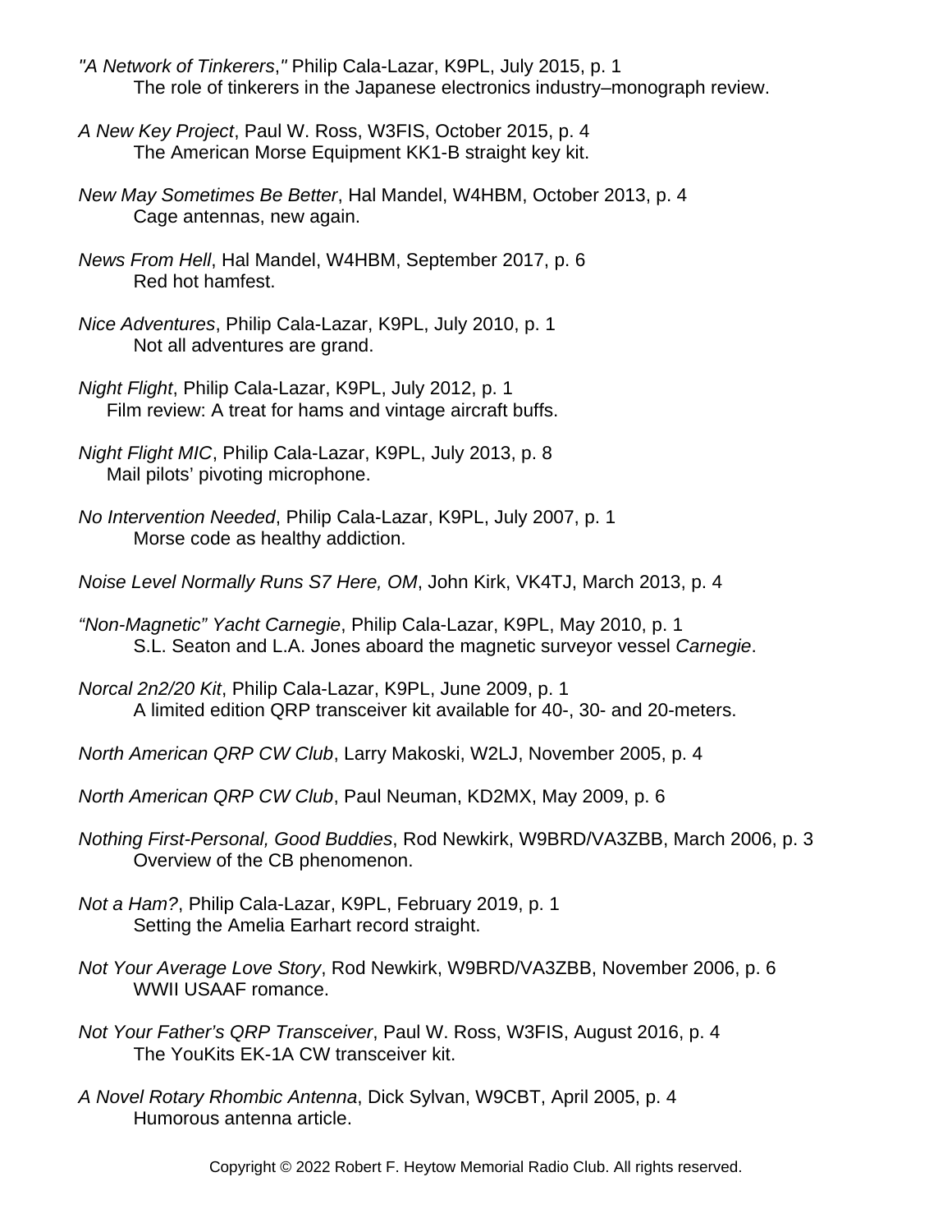*"A Network of Tinkerers,"* Philip Cala-Lazar, K9PL, July 2015, p. 1
The role of tinkerers in the Japanese electronics industry–monograph review.

*A New Key Project*, Paul W. Ross, W3FIS, October 2015, p. 4
The American Morse Equipment KK1-B straight key kit.

*New May Sometimes Be Better*, Hal Mandel, W4HBM, October 2013, p. 4
Cage antennas, new again.

*News From Hell*, Hal Mandel, W4HBM, September 2017, p. 6
Red hot hamfest.

*Nice Adventures*, Philip Cala-Lazar, K9PL, July 2010, p. 1
Not all adventures are grand.

*Night Flight*, Philip Cala-Lazar, K9PL, July 2012, p. 1
Film review: A treat for hams and vintage aircraft buffs.

*Night Flight MIC*, Philip Cala-Lazar, K9PL, July 2013, p. 8
Mail pilots' pivoting microphone.

*No Intervention Needed*, Philip Cala-Lazar, K9PL, July 2007, p. 1
Morse code as healthy addiction.

*Noise Level Normally Runs S7 Here, OM*, John Kirk, VK4TJ, March 2013, p. 4

*"Non-Magnetic" Yacht Carnegie*, Philip Cala-Lazar, K9PL, May 2010, p. 1
S.L. Seaton and L.A. Jones aboard the magnetic surveyor vessel *Carnegie*.

*Norcal 2n2/20 Kit*, Philip Cala-Lazar, K9PL, June 2009, p. 1
A limited edition QRP transceiver kit available for 40-, 30- and 20-meters.

*North American QRP CW Club*, Larry Makoski, W2LJ, November 2005, p. 4

*North American QRP CW Club*, Paul Neuman, KD2MX, May 2009, p. 6

*Nothing First-Personal, Good Buddies*, Rod Newkirk, W9BRD/VA3ZBB, March 2006, p. 3
Overview of the CB phenomenon.

*Not a Ham?*, Philip Cala-Lazar, K9PL, February 2019, p. 1
Setting the Amelia Earhart record straight.

*Not Your Average Love Story*, Rod Newkirk, W9BRD/VA3ZBB, November 2006, p. 6
WWII USAAF romance.

*Not Your Father's QRP Transceiver*, Paul W. Ross, W3FIS, August 2016, p. 4
The YouKits EK-1A CW transceiver kit.

*A Novel Rotary Rhombic Antenna*, Dick Sylvan, W9CBT, April 2005, p. 4
Humorous antenna article.

Copyright © 2022 Robert F. Heytow Memorial Radio Club. All rights reserved.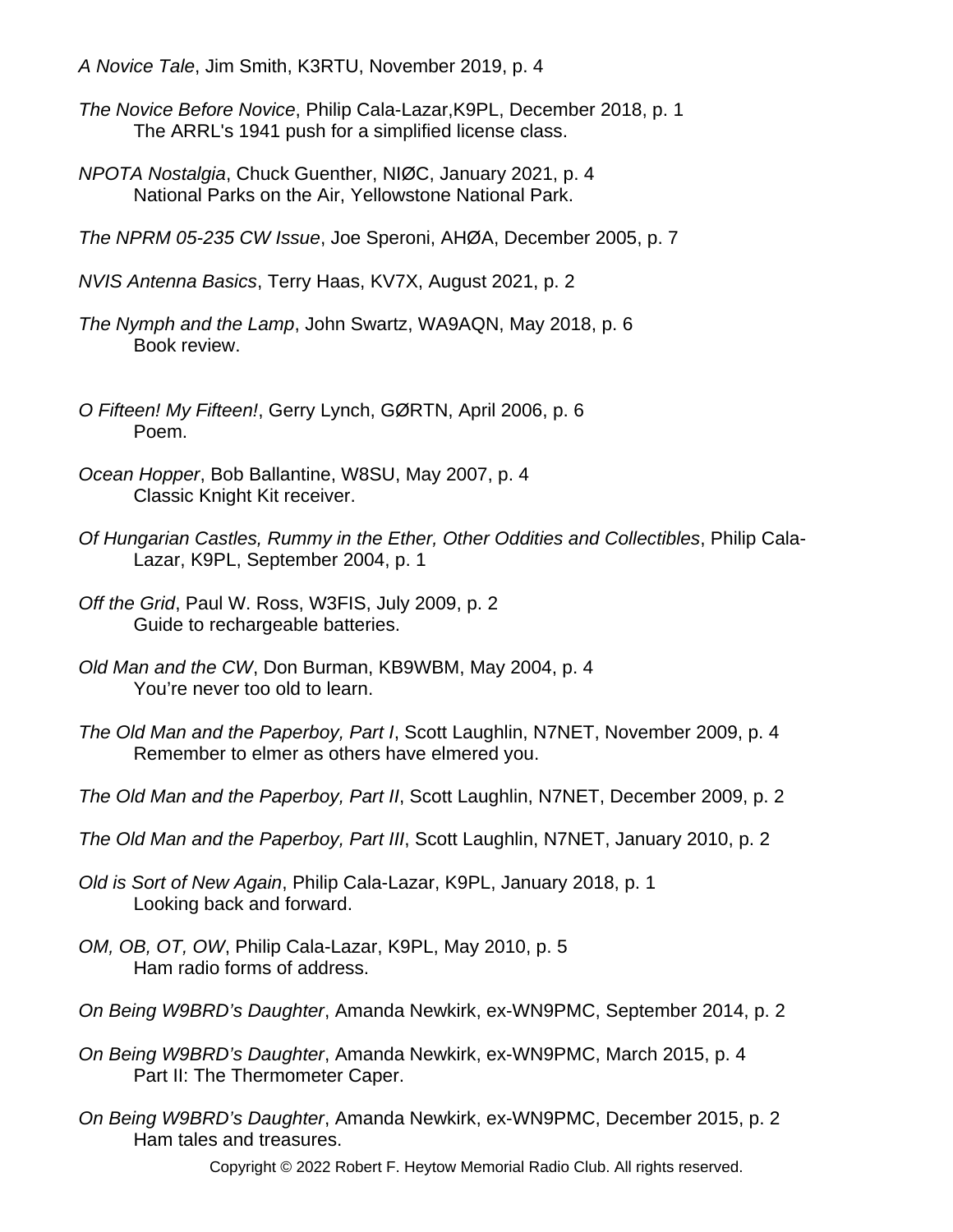*A Novice Tale*, Jim Smith, K3RTU, November 2019, p. 4

*The Novice Before Novice*, Philip Cala-Lazar,K9PL, December 2018, p. 1
  The ARRL's 1941 push for a simplified license class.

*NPOTA Nostalgia*, Chuck Guenther, NIØC, January 2021, p. 4
  National Parks on the Air, Yellowstone National Park.

*The NPRM 05-235 CW Issue*, Joe Speroni, AHØA, December 2005, p. 7

*NVIS Antenna Basics*, Terry Haas, KV7X, August 2021, p. 2

*The Nymph and the Lamp*, John Swartz, WA9AQN, May 2018, p. 6
  Book review.

*O Fifteen! My Fifteen!*, Gerry Lynch, GØRTN, April 2006, p. 6
  Poem.

*Ocean Hopper*, Bob Ballantine, W8SU, May 2007, p. 4
  Classic Knight Kit receiver.

*Of Hungarian Castles, Rummy in the Ether, Other Oddities and Collectibles*, Philip Cala-Lazar, K9PL, September 2004, p. 1

*Off the Grid*, Paul W. Ross, W3FIS, July 2009, p. 2
  Guide to rechargeable batteries.

*Old Man and the CW*, Don Burman, KB9WBM, May 2004, p. 4
  You're never too old to learn.

*The Old Man and the Paperboy, Part I*, Scott Laughlin, N7NET, November 2009, p. 4
  Remember to elmer as others have elmered you.

*The Old Man and the Paperboy, Part II*, Scott Laughlin, N7NET, December 2009, p. 2

*The Old Man and the Paperboy, Part III*, Scott Laughlin, N7NET, January 2010, p. 2

*Old is Sort of New Again*, Philip Cala-Lazar, K9PL, January 2018, p. 1
  Looking back and forward.

*OM, OB, OT, OW*, Philip Cala-Lazar, K9PL, May 2010, p. 5
  Ham radio forms of address.

*On Being W9BRD's Daughter*, Amanda Newkirk, ex-WN9PMC, September 2014, p. 2

*On Being W9BRD's Daughter*, Amanda Newkirk, ex-WN9PMC, March 2015, p. 4
  Part II: The Thermometer Caper.

*On Being W9BRD's Daughter*, Amanda Newkirk, ex-WN9PMC, December 2015, p. 2
  Ham tales and treasures.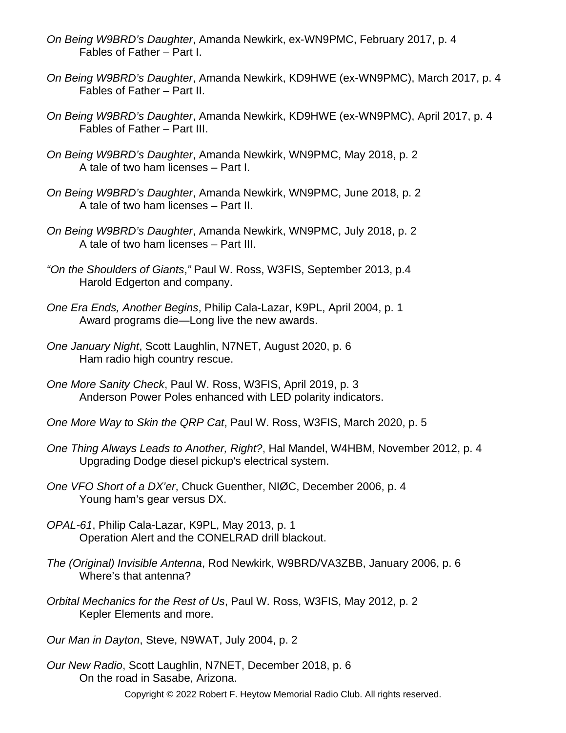*On Being W9BRD's Daughter*, Amanda Newkirk, ex-WN9PMC, February 2017, p. 4
Fables of Father – Part I.

*On Being W9BRD's Daughter*, Amanda Newkirk, KD9HWE (ex-WN9PMC), March 2017, p. 4
Fables of Father – Part II.

*On Being W9BRD's Daughter*, Amanda Newkirk, KD9HWE (ex-WN9PMC), April 2017, p. 4
Fables of Father – Part III.

*On Being W9BRD's Daughter*, Amanda Newkirk, WN9PMC, May 2018, p. 2
A tale of two ham licenses – Part I.

*On Being W9BRD's Daughter*, Amanda Newkirk, WN9PMC, June 2018, p. 2
A tale of two ham licenses – Part II.

*On Being W9BRD's Daughter*, Amanda Newkirk, WN9PMC, July 2018, p. 2
A tale of two ham licenses – Part III.

*"On the Shoulders of Giants,"* Paul W. Ross, W3FIS, September 2013, p.4
Harold Edgerton and company.

*One Era Ends, Another Begins*, Philip Cala-Lazar, K9PL, April 2004, p. 1
Award programs die—Long live the new awards.

*One January Night*, Scott Laughlin, N7NET, August 2020, p. 6
Ham radio high country rescue.

*One More Sanity Check*, Paul W. Ross, W3FIS, April 2019, p. 3
Anderson Power Poles enhanced with LED polarity indicators.

*One More Way to Skin the QRP Cat*, Paul W. Ross, W3FIS, March 2020, p. 5

*One Thing Always Leads to Another, Right?*, Hal Mandel, W4HBM, November 2012, p. 4
Upgrading Dodge diesel pickup's electrical system.

*One VFO Short of a DX'er*, Chuck Guenther, NIØC, December 2006, p. 4
Young ham's gear versus DX.

*OPAL-61*, Philip Cala-Lazar, K9PL, May 2013, p. 1
Operation Alert and the CONELRAD drill blackout.

*The (Original) Invisible Antenna*, Rod Newkirk, W9BRD/VA3ZBB, January 2006, p. 6
Where's that antenna?

*Orbital Mechanics for the Rest of Us*, Paul W. Ross, W3FIS, May 2012, p. 2
Kepler Elements and more.

*Our Man in Dayton*, Steve, N9WAT, July 2004, p. 2

*Our New Radio*, Scott Laughlin, N7NET, December 2018, p. 6
On the road in Sasabe, Arizona.

Copyright © 2022 Robert F. Heytow Memorial Radio Club. All rights reserved.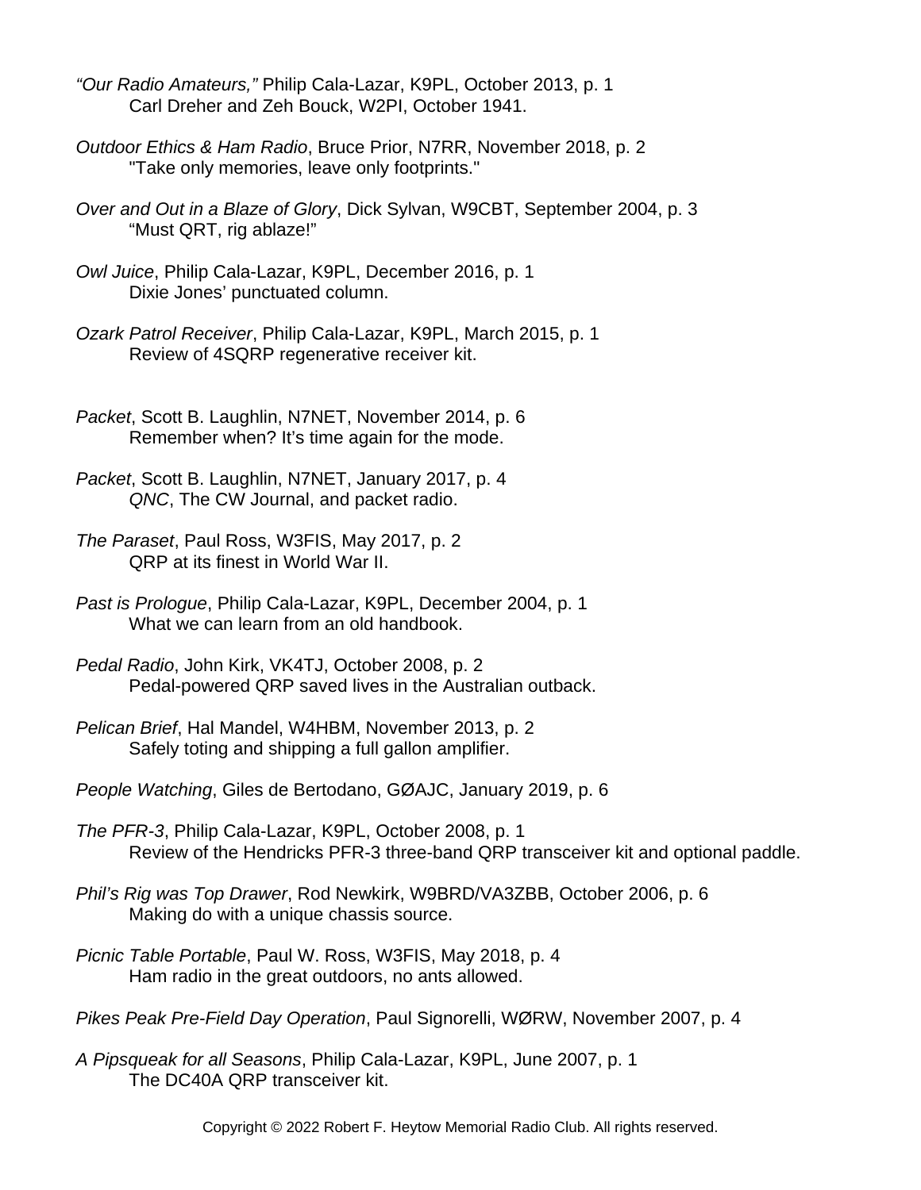*"Our Radio Amateurs,"* Philip Cala-Lazar, K9PL, October 2013, p. 1
Carl Dreher and Zeh Bouck, W2PI, October 1941.

*Outdoor Ethics & Ham Radio*, Bruce Prior, N7RR, November 2018, p. 2
"Take only memories, leave only footprints."

*Over and Out in a Blaze of Glory*, Dick Sylvan, W9CBT, September 2004, p. 3
"Must QRT, rig ablaze!"

*Owl Juice*, Philip Cala-Lazar, K9PL, December 2016, p. 1
Dixie Jones' punctuated column.

*Ozark Patrol Receiver*, Philip Cala-Lazar, K9PL, March 2015, p. 1
Review of 4SQRP regenerative receiver kit.

*Packet*, Scott B. Laughlin, N7NET, November 2014, p. 6
Remember when? It's time again for the mode.

*Packet*, Scott B. Laughlin, N7NET, January 2017, p. 4
*QNC*, The CW Journal, and packet radio.

*The Paraset*, Paul Ross, W3FIS, May 2017, p. 2
QRP at its finest in World War II.

*Past is Prologue*, Philip Cala-Lazar, K9PL, December 2004, p. 1
What we can learn from an old handbook.

*Pedal Radio*, John Kirk, VK4TJ, October 2008, p. 2
Pedal-powered QRP saved lives in the Australian outback.

*Pelican Brief*, Hal Mandel, W4HBM, November 2013, p. 2
Safely toting and shipping a full gallon amplifier.

*People Watching*, Giles de Bertodano, GØAJC, January 2019, p. 6

*The PFR-3*, Philip Cala-Lazar, K9PL, October 2008, p. 1
Review of the Hendricks PFR-3 three-band QRP transceiver kit and optional paddle.

*Phil's Rig was Top Drawer*, Rod Newkirk, W9BRD/VA3ZBB, October 2006, p. 6
Making do with a unique chassis source.

*Picnic Table Portable*, Paul W. Ross, W3FIS, May 2018, p. 4
Ham radio in the great outdoors, no ants allowed.

*Pikes Peak Pre-Field Day Operation*, Paul Signorelli, WØRW, November 2007, p. 4

*A Pipsqueak for all Seasons*, Philip Cala-Lazar, K9PL, June 2007, p. 1
The DC40A QRP transceiver kit.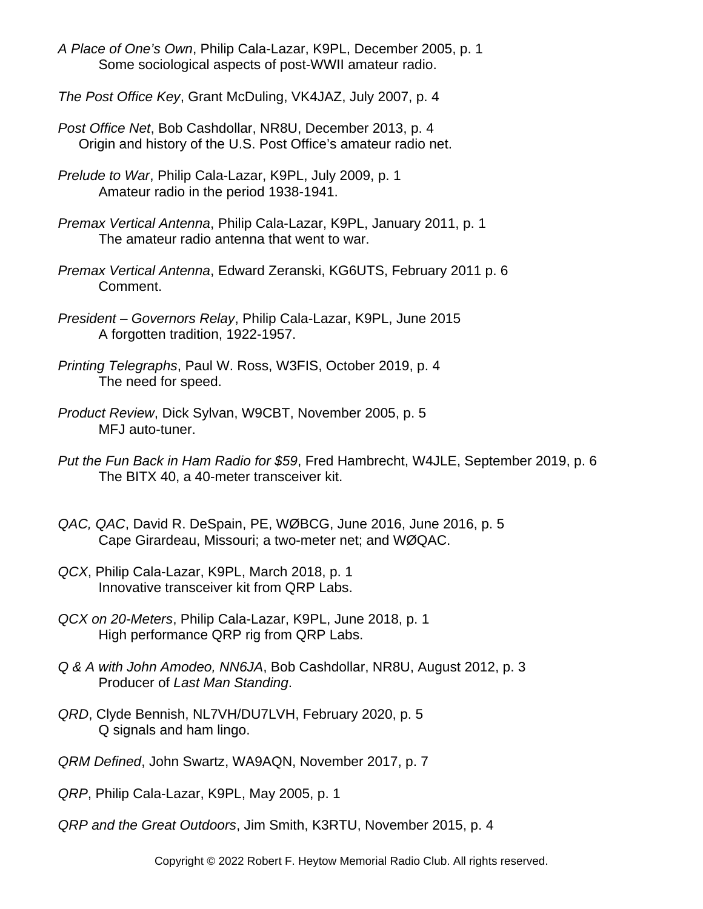*A Place of One's Own*, Philip Cala-Lazar, K9PL, December 2005, p. 1
Some sociological aspects of post-WWII amateur radio.

*The Post Office Key*, Grant McDuling, VK4JAZ, July 2007, p. 4

*Post Office Net*, Bob Cashdollar, NR8U, December 2013, p. 4
Origin and history of the U.S. Post Office's amateur radio net.

*Prelude to War*, Philip Cala-Lazar, K9PL, July 2009, p. 1
Amateur radio in the period 1938-1941.

*Premax Vertical Antenna*, Philip Cala-Lazar, K9PL, January 2011, p. 1
The amateur radio antenna that went to war.

*Premax Vertical Antenna*, Edward Zeranski, KG6UTS, February 2011 p. 6
Comment.

*President – Governors Relay*, Philip Cala-Lazar, K9PL, June 2015
A forgotten tradition, 1922-1957.

*Printing Telegraphs*, Paul W. Ross, W3FIS, October 2019, p. 4
The need for speed.

*Product Review*, Dick Sylvan, W9CBT, November 2005, p. 5
MFJ auto-tuner.

*Put the Fun Back in Ham Radio for $59*, Fred Hambrecht, W4JLE, September 2019, p. 6
The BITX 40, a 40-meter transceiver kit.

*QAC, QAC*, David R. DeSpain, PE, WØBCG, June 2016, June 2016, p. 5
Cape Girardeau, Missouri; a two-meter net; and WØQAC.

*QCX*, Philip Cala-Lazar, K9PL, March 2018, p. 1
Innovative transceiver kit from QRP Labs.

*QCX on 20-Meters*, Philip Cala-Lazar, K9PL, June 2018, p. 1
High performance QRP rig from QRP Labs.

*Q & A with John Amodeo, NN6JA*, Bob Cashdollar, NR8U, August 2012, p. 3
Producer of *Last Man Standing*.

*QRD*, Clyde Bennish, NL7VH/DU7LVH, February 2020, p. 5
Q signals and ham lingo.

*QRM Defined*, John Swartz, WA9AQN, November 2017, p. 7

*QRP*, Philip Cala-Lazar, K9PL, May 2005, p. 1

*QRP and the Great Outdoors*, Jim Smith, K3RTU, November 2015, p. 4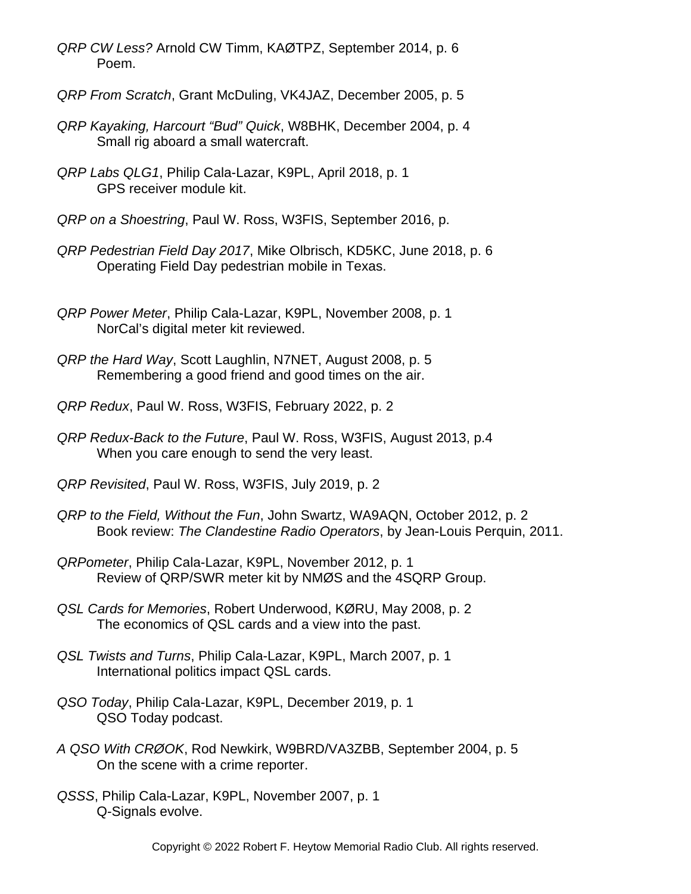*QRP CW Less?* Arnold CW Timm, KAØTPZ, September 2014, p. 6
 Poem.

*QRP From Scratch*, Grant McDuling, VK4JAZ, December 2005, p. 5

*QRP Kayaking, Harcourt "Bud" Quick*, W8BHK, December 2004, p. 4
 Small rig aboard a small watercraft.

*QRP Labs QLG1*, Philip Cala-Lazar, K9PL, April 2018, p. 1
 GPS receiver module kit.

*QRP on a Shoestring*, Paul W. Ross, W3FIS, September 2016, p.

*QRP Pedestrian Field Day 2017*, Mike Olbrisch, KD5KC, June 2018, p. 6
 Operating Field Day pedestrian mobile in Texas.

*QRP Power Meter*, Philip Cala-Lazar, K9PL, November 2008, p. 1
 NorCal's digital meter kit reviewed.

*QRP the Hard Way*, Scott Laughlin, N7NET, August 2008, p. 5
 Remembering a good friend and good times on the air.

*QRP Redux*, Paul W. Ross, W3FIS, February 2022, p. 2

*QRP Redux-Back to the Future*, Paul W. Ross, W3FIS, August 2013, p.4
 When you care enough to send the very least.

*QRP Revisited*, Paul W. Ross, W3FIS, July 2019, p. 2

*QRP to the Field, Without the Fun*, John Swartz, WA9AQN, October 2012, p. 2
 Book review: *The Clandestine Radio Operators*, by Jean-Louis Perquin, 2011.

*QRPometer*, Philip Cala-Lazar, K9PL, November 2012, p. 1
 Review of QRP/SWR meter kit by NMØS and the 4SQRP Group.

*QSL Cards for Memories*, Robert Underwood, KØRU, May 2008, p. 2
 The economics of QSL cards and a view into the past.

*QSL Twists and Turns*, Philip Cala-Lazar, K9PL, March 2007, p. 1
 International politics impact QSL cards.

*QSO Today*, Philip Cala-Lazar, K9PL, December 2019, p. 1
 QSO Today podcast.

*A QSO With CRØOK*, Rod Newkirk, W9BRD/VA3ZBB, September 2004, p. 5
 On the scene with a crime reporter.

*QSSS*, Philip Cala-Lazar, K9PL, November 2007, p. 1
 Q-Signals evolve.

Copyright © 2022 Robert F. Heytow Memorial Radio Club. All rights reserved.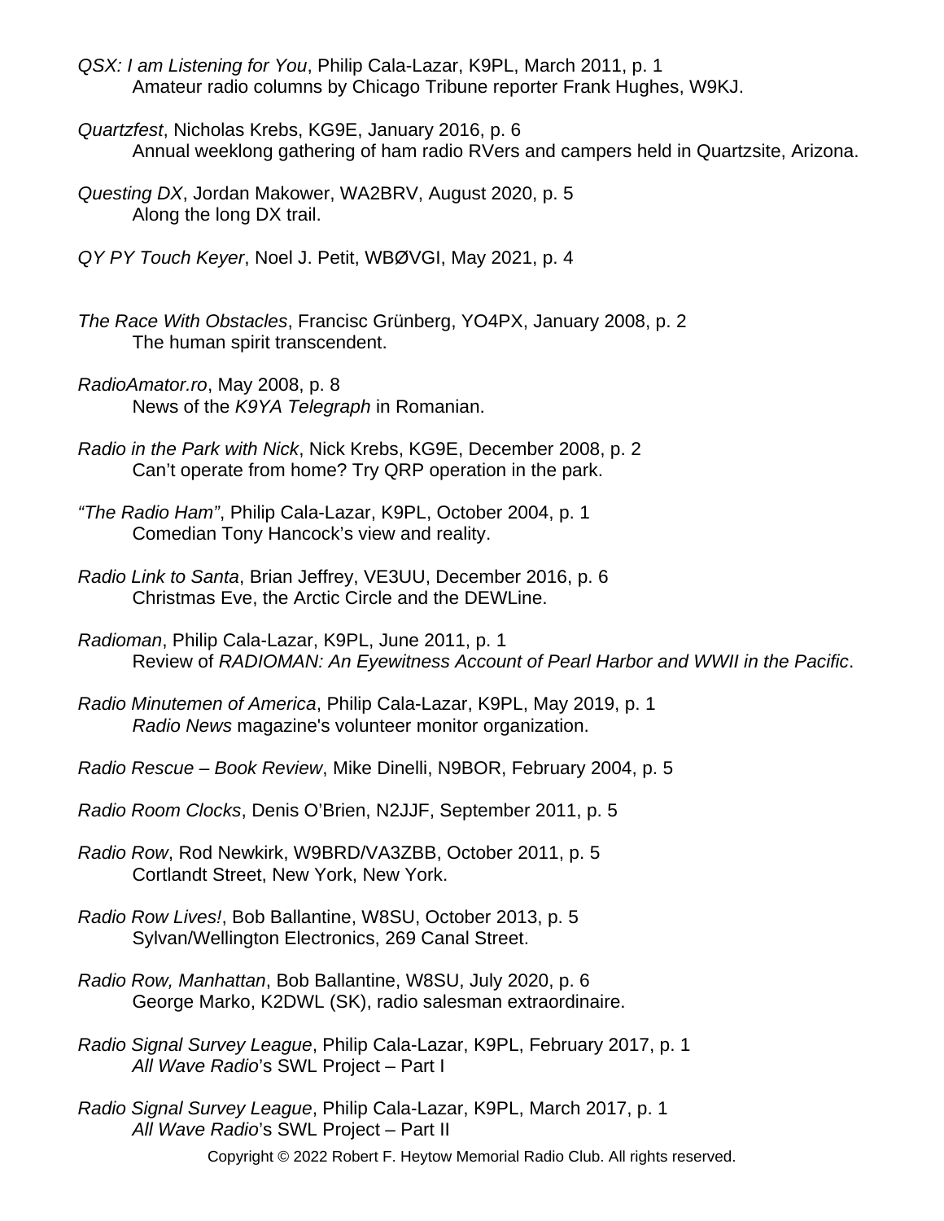*QSX: I am Listening for You*, Philip Cala-Lazar, K9PL, March 2011, p. 1
Amateur radio columns by Chicago Tribune reporter Frank Hughes, W9KJ.

*Quartzfest*, Nicholas Krebs, KG9E, January 2016, p. 6
Annual weeklong gathering of ham radio RVers and campers held in Quartzsite, Arizona.

*Questing DX*, Jordan Makower, WA2BRV, August 2020, p. 5
Along the long DX trail.

*QY PY Touch Keyer*, Noel J. Petit, WBØVGI, May 2021, p. 4

*The Race With Obstacles*, Francisc Grünberg, YO4PX, January 2008, p. 2
The human spirit transcendent.

*RadioAmator.ro*, May 2008, p. 8
News of the *K9YA Telegraph* in Romanian.

*Radio in the Park with Nick*, Nick Krebs, KG9E, December 2008, p. 2
Can't operate from home? Try QRP operation in the park.

*"The Radio Ham"*, Philip Cala-Lazar, K9PL, October 2004, p. 1
Comedian Tony Hancock's view and reality.

*Radio Link to Santa*, Brian Jeffrey, VE3UU, December 2016, p. 6
Christmas Eve, the Arctic Circle and the DEWLine.

*Radioman*, Philip Cala-Lazar, K9PL, June 2011, p. 1
Review of *RADIOMAN: An Eyewitness Account of Pearl Harbor and WWII in the Pacific*.

*Radio Minutemen of America*, Philip Cala-Lazar, K9PL, May 2019, p. 1
*Radio News* magazine's volunteer monitor organization.

*Radio Rescue – Book Review*, Mike Dinelli, N9BOR, February 2004, p. 5

*Radio Room Clocks*, Denis O'Brien, N2JJF, September 2011, p. 5

*Radio Row*, Rod Newkirk, W9BRD/VA3ZBB, October 2011, p. 5
Cortlandt Street, New York, New York.

*Radio Row Lives!*, Bob Ballantine, W8SU, October 2013, p. 5
Sylvan/Wellington Electronics, 269 Canal Street.

*Radio Row, Manhattan*, Bob Ballantine, W8SU, July 2020, p. 6
George Marko, K2DWL (SK), radio salesman extraordinaire.

*Radio Signal Survey League*, Philip Cala-Lazar, K9PL, February 2017, p. 1
*All Wave Radio*'s SWL Project – Part I

*Radio Signal Survey League*, Philip Cala-Lazar, K9PL, March 2017, p. 1
*All Wave Radio*'s SWL Project – Part II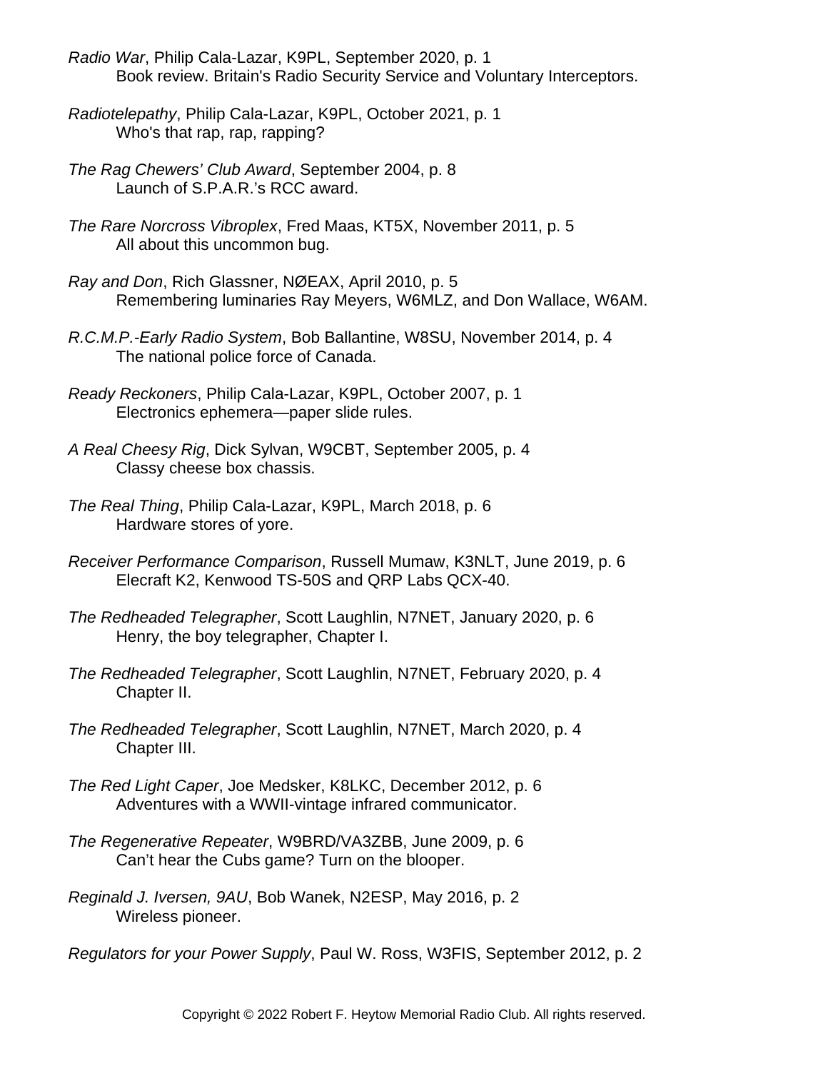*Radio War*, Philip Cala-Lazar, K9PL, September 2020, p. 1
Book review. Britain's Radio Security Service and Voluntary Interceptors.

*Radiotelepathy*, Philip Cala-Lazar, K9PL, October 2021, p. 1
Who's that rap, rap, rapping?

*The Rag Chewers' Club Award*, September 2004, p. 8
Launch of S.P.A.R.'s RCC award.

*The Rare Norcross Vibroplex*, Fred Maas, KT5X, November 2011, p. 5
All about this uncommon bug.

*Ray and Don*, Rich Glassner, NØEAX, April 2010, p. 5
Remembering luminaries Ray Meyers, W6MLZ, and Don Wallace, W6AM.

*R.C.M.P.-Early Radio System*, Bob Ballantine, W8SU, November 2014, p. 4
The national police force of Canada.

*Ready Reckoners*, Philip Cala-Lazar, K9PL, October 2007, p. 1
Electronics ephemera—paper slide rules.

*A Real Cheesy Rig*, Dick Sylvan, W9CBT, September 2005, p. 4
Classy cheese box chassis.

*The Real Thing*, Philip Cala-Lazar, K9PL, March 2018, p. 6
Hardware stores of yore.

*Receiver Performance Comparison*, Russell Mumaw, K3NLT, June 2019, p. 6
Elecraft K2, Kenwood TS-50S and QRP Labs QCX-40.

*The Redheaded Telegrapher*, Scott Laughlin, N7NET, January 2020, p. 6
Henry, the boy telegrapher, Chapter I.

*The Redheaded Telegrapher*, Scott Laughlin, N7NET, February 2020, p. 4
Chapter II.

*The Redheaded Telegrapher*, Scott Laughlin, N7NET, March 2020, p. 4
Chapter III.

*The Red Light Caper*, Joe Medsker, K8LKC, December 2012, p. 6
Adventures with a WWII-vintage infrared communicator.

*The Regenerative Repeater*, W9BRD/VA3ZBB, June 2009, p. 6
Can't hear the Cubs game? Turn on the blooper.

*Reginald J. Iversen, 9AU*, Bob Wanek, N2ESP, May 2016, p. 2
Wireless pioneer.

*Regulators for your Power Supply*, Paul W. Ross, W3FIS, September 2012, p. 2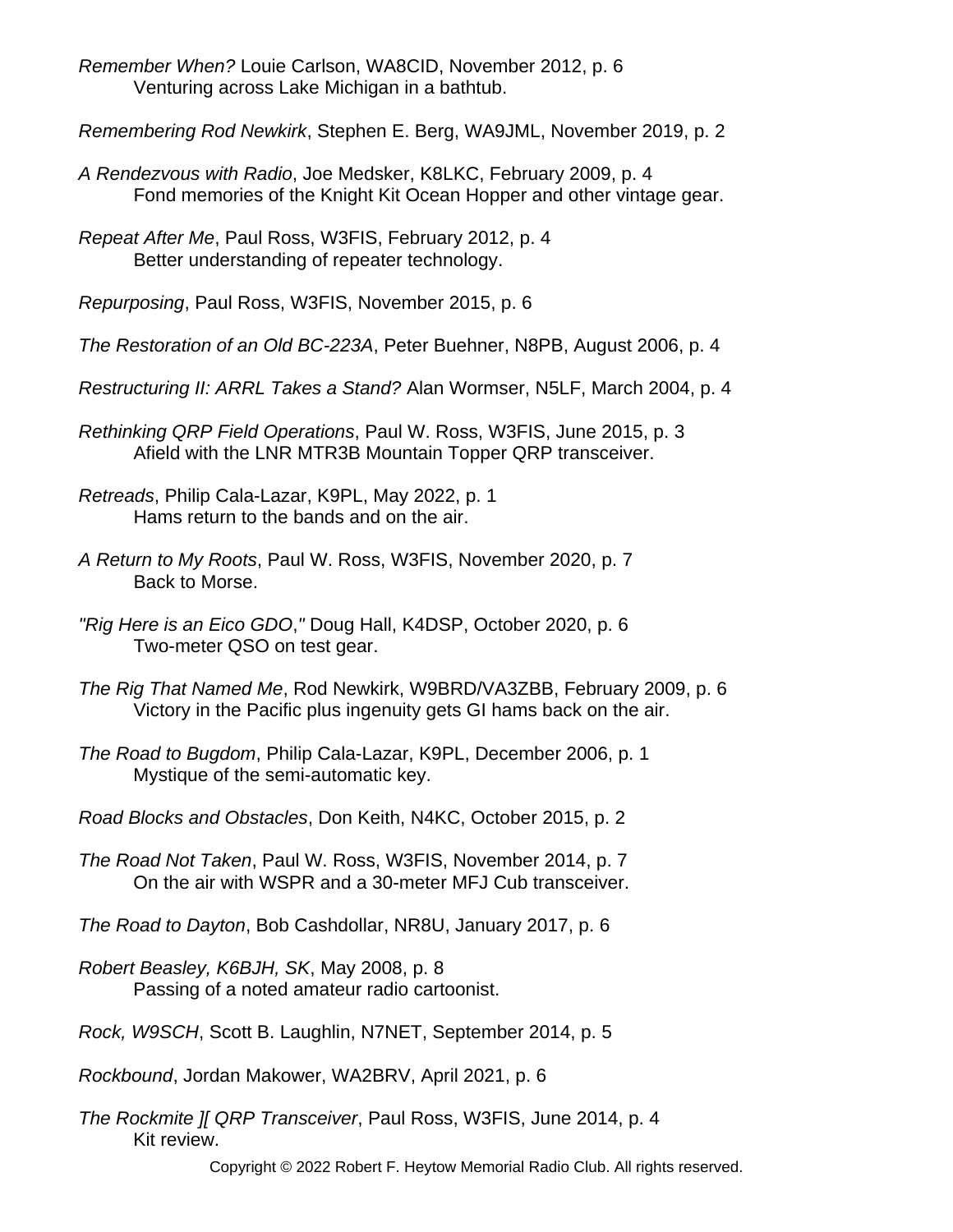*Remember When?* Louie Carlson, WA8CID, November 2012, p. 6
    Venturing across Lake Michigan in a bathtub.

*Remembering Rod Newkirk*, Stephen E. Berg, WA9JML, November 2019, p. 2

*A Rendezvous with Radio*, Joe Medsker, K8LKC, February 2009, p. 4
    Fond memories of the Knight Kit Ocean Hopper and other vintage gear.

*Repeat After Me*, Paul Ross, W3FIS, February 2012, p. 4
    Better understanding of repeater technology.

*Repurposing*, Paul Ross, W3FIS, November 2015, p. 6

*The Restoration of an Old BC-223A*, Peter Buehner, N8PB, August 2006, p. 4

*Restructuring II: ARRL Takes a Stand?* Alan Wormser, N5LF, March 2004, p. 4

*Rethinking QRP Field Operations*, Paul W. Ross, W3FIS, June 2015, p. 3
    Afield with the LNR MTR3B Mountain Topper QRP transceiver.

*Retreads*, Philip Cala-Lazar, K9PL, May 2022, p. 1
    Hams return to the bands and on the air.

*A Return to My Roots*, Paul W. Ross, W3FIS, November 2020, p. 7
    Back to Morse.

*"Rig Here is an Eico GDO,"* Doug Hall, K4DSP, October 2020, p. 6
    Two-meter QSO on test gear.

*The Rig That Named Me*, Rod Newkirk, W9BRD/VA3ZBB, February 2009, p. 6
    Victory in the Pacific plus ingenuity gets GI hams back on the air.

*The Road to Bugdom*, Philip Cala-Lazar, K9PL, December 2006, p. 1
    Mystique of the semi-automatic key.

*Road Blocks and Obstacles*, Don Keith, N4KC, October 2015, p. 2

*The Road Not Taken*, Paul W. Ross, W3FIS, November 2014, p. 7
    On the air with WSPR and a 30-meter MFJ Cub transceiver.

*The Road to Dayton*, Bob Cashdollar, NR8U, January 2017, p. 6

*Robert Beasley, K6BJH, SK*, May 2008, p. 8
    Passing of a noted amateur radio cartoonist.

*Rock, W9SCH*, Scott B. Laughlin, N7NET, September 2014, p. 5

*Rockbound*, Jordan Makower, WA2BRV, April 2021, p. 6

*The Rockmite ][ QRP Transceiver*, Paul Ross, W3FIS, June 2014, p. 4
    Kit review.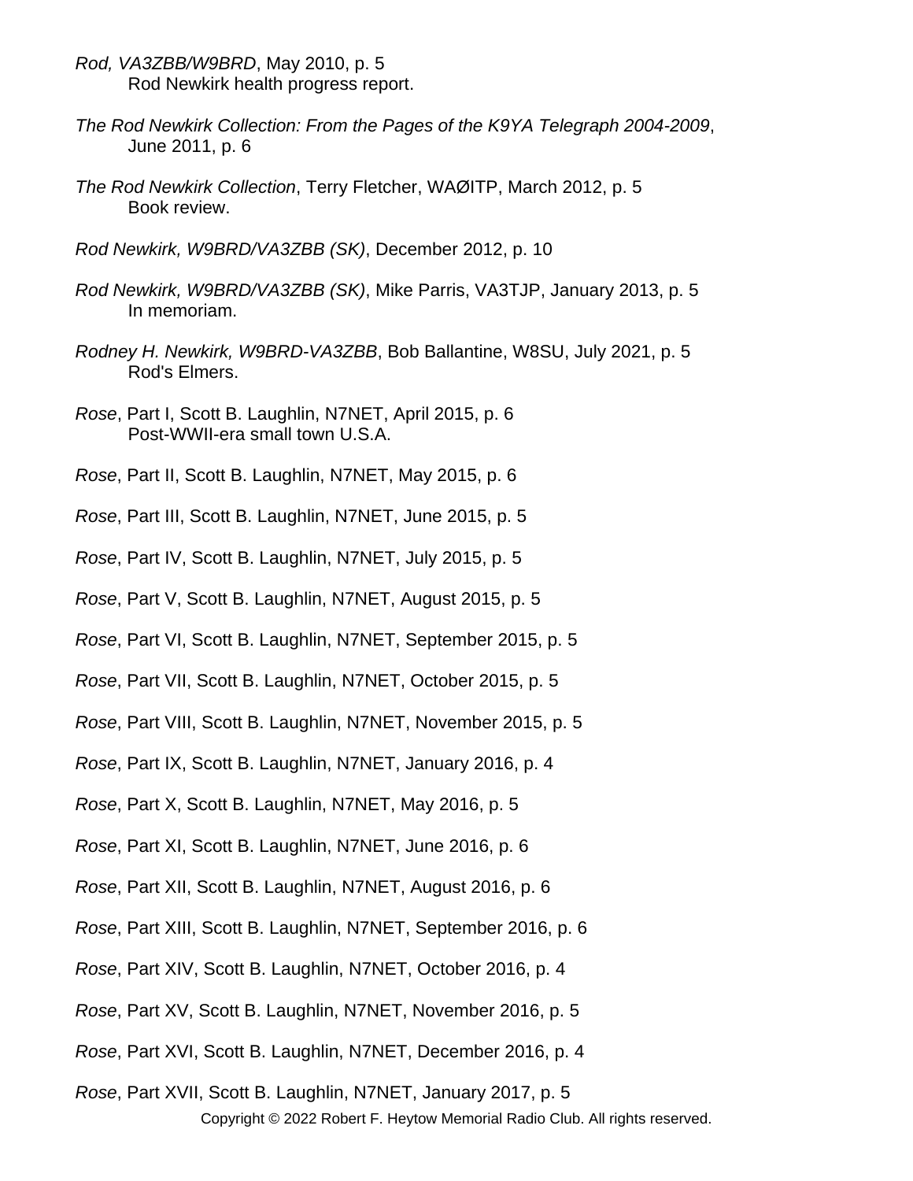*Rod, VA3ZBB/W9BRD*, May 2010, p. 5
Rod Newkirk health progress report.

*The Rod Newkirk Collection: From the Pages of the K9YA Telegraph 2004-2009*, June 2011, p. 6

*The Rod Newkirk Collection*, Terry Fletcher, WAØITP, March 2012, p. 5
Book review.

*Rod Newkirk, W9BRD/VA3ZBB (SK)*, December 2012, p. 10

*Rod Newkirk, W9BRD/VA3ZBB (SK)*, Mike Parris, VA3TJP, January 2013, p. 5
In memoriam.

*Rodney H. Newkirk, W9BRD-VA3ZBB*, Bob Ballantine, W8SU, July 2021, p. 5
Rod's Elmers.

*Rose*, Part I, Scott B. Laughlin, N7NET, April 2015, p. 6
Post-WWII-era small town U.S.A.

*Rose*, Part II, Scott B. Laughlin, N7NET, May 2015, p. 6

*Rose*, Part III, Scott B. Laughlin, N7NET, June 2015, p. 5

*Rose*, Part IV, Scott B. Laughlin, N7NET, July 2015, p. 5

*Rose*, Part V, Scott B. Laughlin, N7NET, August 2015, p. 5

*Rose*, Part VI, Scott B. Laughlin, N7NET, September 2015, p. 5

*Rose*, Part VII, Scott B. Laughlin, N7NET, October 2015, p. 5

*Rose*, Part VIII, Scott B. Laughlin, N7NET, November 2015, p. 5

*Rose*, Part IX, Scott B. Laughlin, N7NET, January 2016, p. 4

*Rose*, Part X, Scott B. Laughlin, N7NET, May 2016, p. 5

*Rose*, Part XI, Scott B. Laughlin, N7NET, June 2016, p. 6

*Rose*, Part XII, Scott B. Laughlin, N7NET, August 2016, p. 6

*Rose*, Part XIII, Scott B. Laughlin, N7NET, September 2016, p. 6

*Rose*, Part XIV, Scott B. Laughlin, N7NET, October 2016, p. 4

*Rose*, Part XV, Scott B. Laughlin, N7NET, November 2016, p. 5

*Rose*, Part XVI, Scott B. Laughlin, N7NET, December 2016, p. 4

*Rose*, Part XVII, Scott B. Laughlin, N7NET, January 2017, p. 5

Copyright © 2022 Robert F. Heytow Memorial Radio Club. All rights reserved.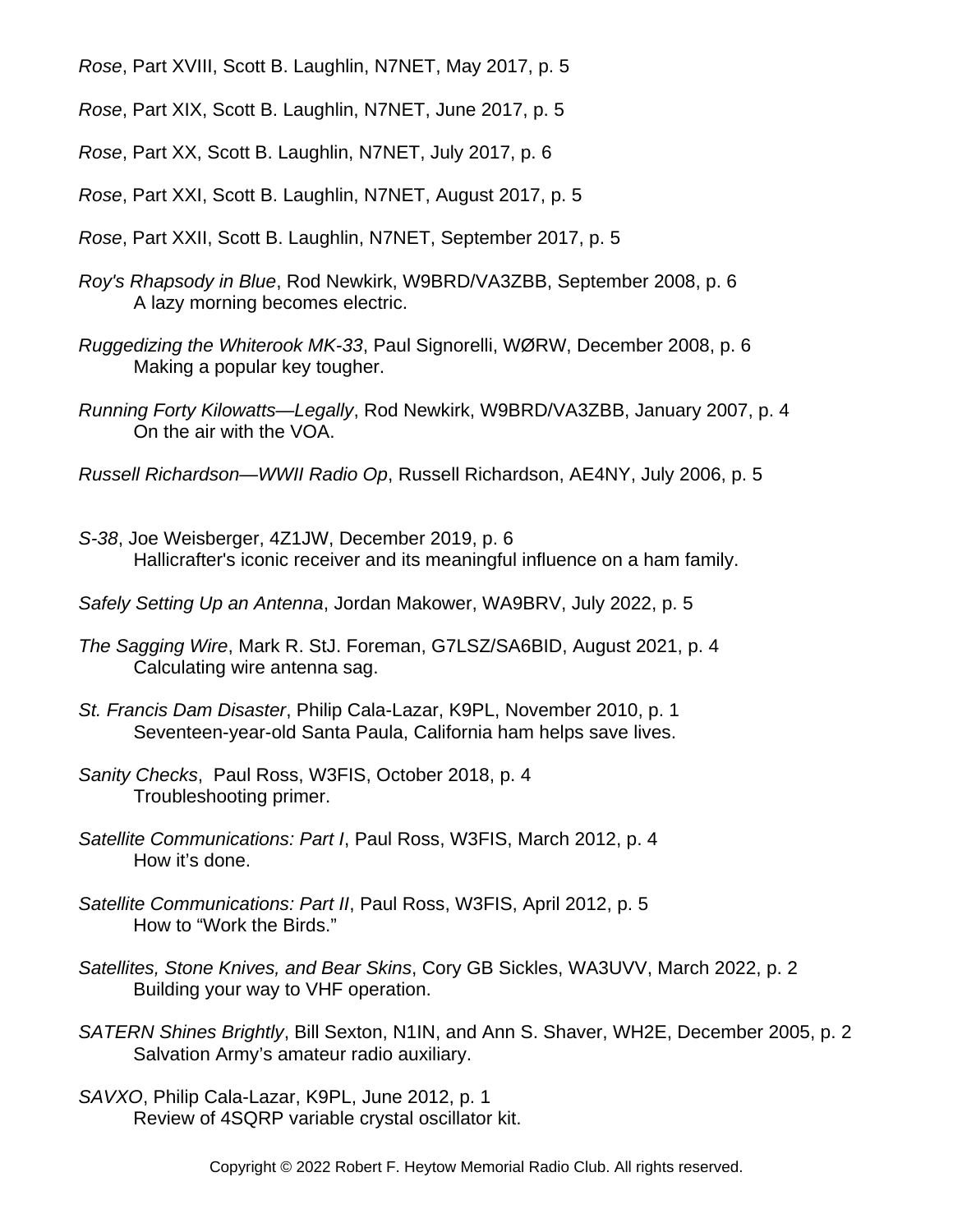*Rose*, Part XVIII, Scott B. Laughlin, N7NET, May 2017, p. 5

*Rose*, Part XIX, Scott B. Laughlin, N7NET, June 2017, p. 5

*Rose*, Part XX, Scott B. Laughlin, N7NET, July 2017, p. 6

*Rose*, Part XXI, Scott B. Laughlin, N7NET, August 2017, p. 5

*Rose*, Part XXII, Scott B. Laughlin, N7NET, September 2017, p. 5

*Roy's Rhapsody in Blue*, Rod Newkirk, W9BRD/VA3ZBB, September 2008, p. 6
A lazy morning becomes electric.

*Ruggedizing the Whiterook MK-33*, Paul Signorelli, WØRW, December 2008, p. 6
Making a popular key tougher.

*Running Forty Kilowatts—Legally*, Rod Newkirk, W9BRD/VA3ZBB, January 2007, p. 4
On the air with the VOA.

*Russell Richardson—WWII Radio Op*, Russell Richardson, AE4NY, July 2006, p. 5

*S-38*, Joe Weisberger, 4Z1JW, December 2019, p. 6
Hallicrafter's iconic receiver and its meaningful influence on a ham family.

*Safely Setting Up an Antenna*, Jordan Makower, WA9BRV, July 2022, p. 5

*The Sagging Wire*, Mark R. StJ. Foreman, G7LSZ/SA6BID, August 2021, p. 4
Calculating wire antenna sag.

*St. Francis Dam Disaster*, Philip Cala-Lazar, K9PL, November 2010, p. 1
Seventeen-year-old Santa Paula, California ham helps save lives.

*Sanity Checks*, Paul Ross, W3FIS, October 2018, p. 4
Troubleshooting primer.

*Satellite Communications: Part I*, Paul Ross, W3FIS, March 2012, p. 4
How it's done.

*Satellite Communications: Part II*, Paul Ross, W3FIS, April 2012, p. 5
How to "Work the Birds."

*Satellites, Stone Knives, and Bear Skins*, Cory GB Sickles, WA3UVV, March 2022, p. 2
Building your way to VHF operation.

*SATERN Shines Brightly*, Bill Sexton, N1IN, and Ann S. Shaver, WH2E, December 2005, p. 2
Salvation Army's amateur radio auxiliary.

*SAVXO*, Philip Cala-Lazar, K9PL, June 2012, p. 1
Review of 4SQRP variable crystal oscillator kit.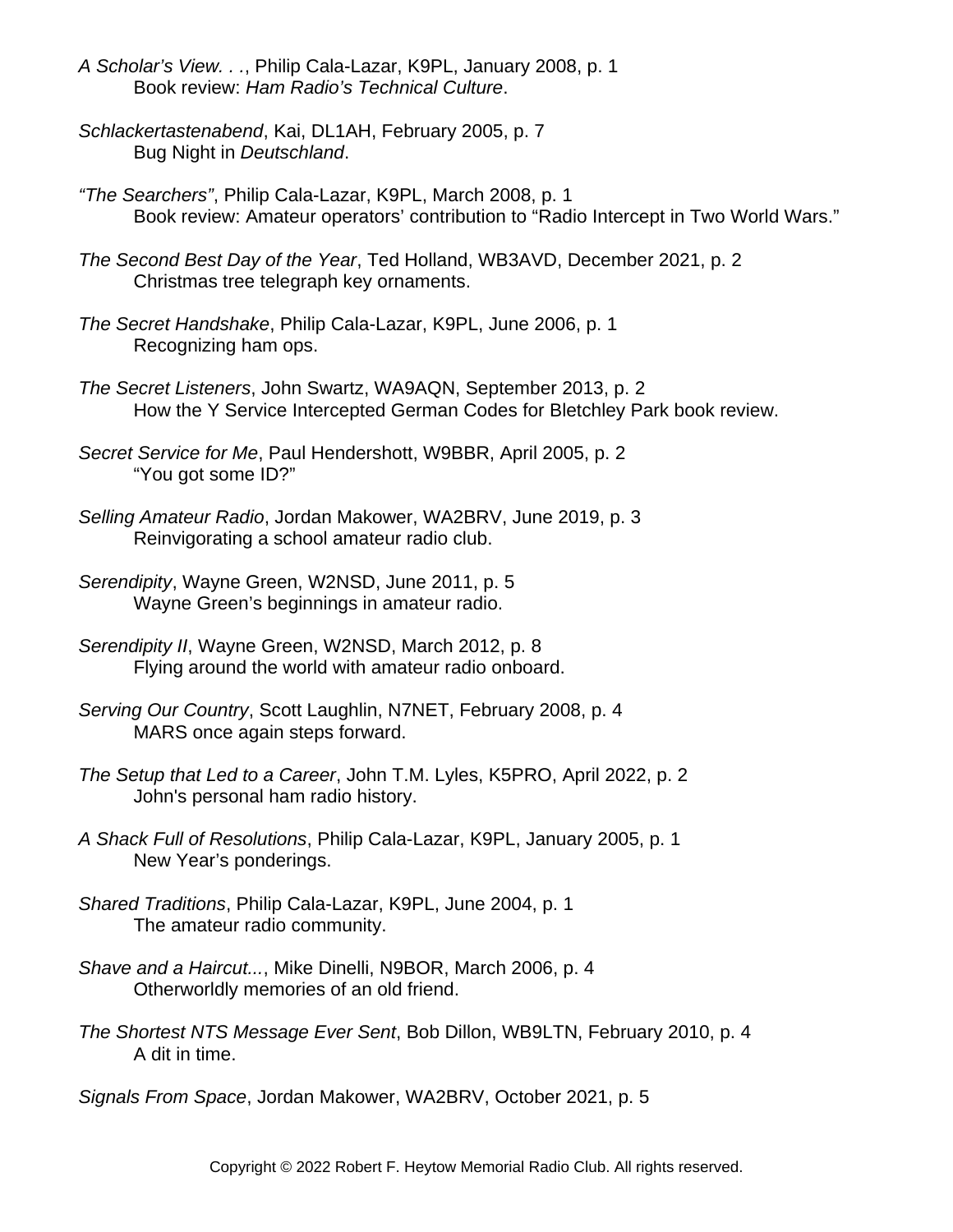*A Scholar's View. . .*, Philip Cala-Lazar, K9PL, January 2008, p. 1
Book review: *Ham Radio's Technical Culture*.

*Schlackertastenabend*, Kai, DL1AH, February 2005, p. 7
Bug Night in *Deutschland*.

*"The Searchers"*, Philip Cala-Lazar, K9PL, March 2008, p. 1
Book review: Amateur operators' contribution to "Radio Intercept in Two World Wars."

*The Second Best Day of the Year*, Ted Holland, WB3AVD, December 2021, p. 2
Christmas tree telegraph key ornaments.

*The Secret Handshake*, Philip Cala-Lazar, K9PL, June 2006, p. 1
Recognizing ham ops.

*The Secret Listeners*, John Swartz, WA9AQN, September 2013, p. 2
How the Y Service Intercepted German Codes for Bletchley Park book review.

*Secret Service for Me*, Paul Hendershott, W9BBR, April 2005, p. 2
"You got some ID?"

*Selling Amateur Radio*, Jordan Makower, WA2BRV, June 2019, p. 3
Reinvigorating a school amateur radio club.

*Serendipity*, Wayne Green, W2NSD, June 2011, p. 5
Wayne Green's beginnings in amateur radio.

*Serendipity II*, Wayne Green, W2NSD, March 2012, p. 8
Flying around the world with amateur radio onboard.

*Serving Our Country*, Scott Laughlin, N7NET, February 2008, p. 4
MARS once again steps forward.

*The Setup that Led to a Career*, John T.M. Lyles, K5PRO, April 2022, p. 2
John's personal ham radio history.

*A Shack Full of Resolutions*, Philip Cala-Lazar, K9PL, January 2005, p. 1
New Year's ponderings.

*Shared Traditions*, Philip Cala-Lazar, K9PL, June 2004, p. 1
The amateur radio community.

*Shave and a Haircut...*, Mike Dinelli, N9BOR, March 2006, p. 4
Otherworldly memories of an old friend.

*The Shortest NTS Message Ever Sent*, Bob Dillon, WB9LTN, February 2010, p. 4
A dit in time.

*Signals From Space*, Jordan Makower, WA2BRV, October 2021, p. 5

Copyright © 2022 Robert F. Heytow Memorial Radio Club. All rights reserved.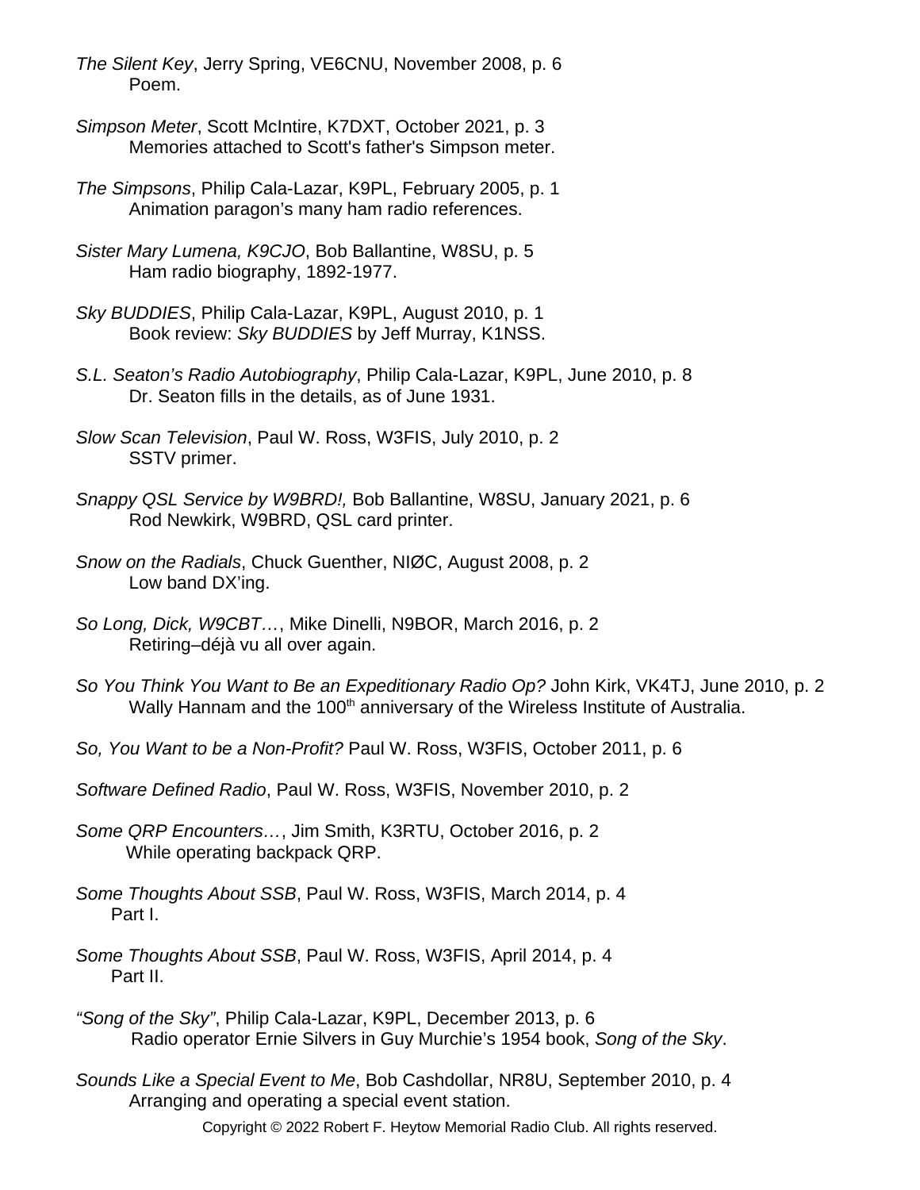*The Silent Key*, Jerry Spring, VE6CNU, November 2008, p. 6
Poem.

*Simpson Meter*, Scott McIntire, K7DXT, October 2021, p. 3
Memories attached to Scott's father's Simpson meter.

*The Simpsons*, Philip Cala-Lazar, K9PL, February 2005, p. 1
Animation paragon's many ham radio references.

*Sister Mary Lumena, K9CJO*, Bob Ballantine, W8SU, p. 5
Ham radio biography, 1892-1977.

*Sky BUDDIES*, Philip Cala-Lazar, K9PL, August 2010, p. 1
Book review: *Sky BUDDIES* by Jeff Murray, K1NSS.

*S.L. Seaton's Radio Autobiography*, Philip Cala-Lazar, K9PL, June 2010, p. 8
Dr. Seaton fills in the details, as of June 1931.

*Slow Scan Television*, Paul W. Ross, W3FIS, July 2010, p. 2
SSTV primer.

*Snappy QSL Service by W9BRD!,* Bob Ballantine, W8SU, January 2021, p. 6
Rod Newkirk, W9BRD, QSL card printer.

*Snow on the Radials*, Chuck Guenther, NIØC, August 2008, p. 2
Low band DX'ing.

*So Long, Dick, W9CBT…*, Mike Dinelli, N9BOR, March 2016, p. 2
Retiring–déjà vu all over again.

*So You Think You Want to Be an Expeditionary Radio Op?* John Kirk, VK4TJ, June 2010, p. 2
Wally Hannam and the 100th anniversary of the Wireless Institute of Australia.

*So, You Want to be a Non-Profit?* Paul W. Ross, W3FIS, October 2011, p. 6

*Software Defined Radio*, Paul W. Ross, W3FIS, November 2010, p. 2

*Some QRP Encounters…*, Jim Smith, K3RTU, October 2016, p. 2
While operating backpack QRP.

*Some Thoughts About SSB*, Paul W. Ross, W3FIS, March 2014, p. 4
Part I.

*Some Thoughts About SSB*, Paul W. Ross, W3FIS, April 2014, p. 4
Part II.

*"Song of the Sky"*, Philip Cala-Lazar, K9PL, December 2013, p. 6
Radio operator Ernie Silvers in Guy Murchie's 1954 book, *Song of the Sky*.

*Sounds Like a Special Event to Me*, Bob Cashdollar, NR8U, September 2010, p. 4
Arranging and operating a special event station.

Copyright © 2022 Robert F. Heytow Memorial Radio Club. All rights reserved.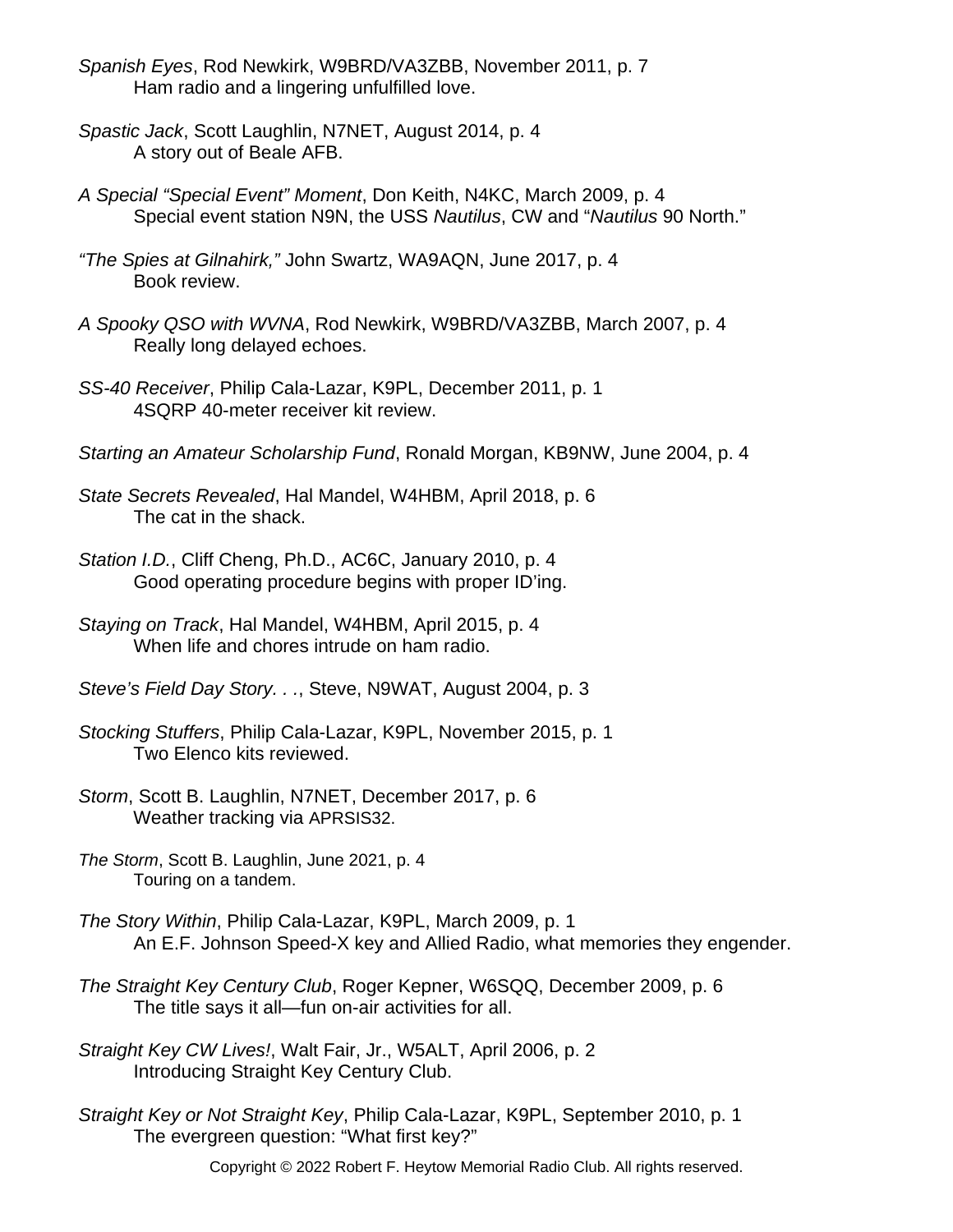*Spanish Eyes*, Rod Newkirk, W9BRD/VA3ZBB, November 2011, p. 7
Ham radio and a lingering unfulfilled love.

*Spastic Jack*, Scott Laughlin, N7NET, August 2014, p. 4
A story out of Beale AFB.

*A Special "Special Event" Moment*, Don Keith, N4KC, March 2009, p. 4
Special event station N9N, the USS *Nautilus*, CW and "*Nautilus* 90 North."

*"The Spies at Gilnahirk,"* John Swartz, WA9AQN, June 2017, p. 4
Book review.

*A Spooky QSO with WVNA*, Rod Newkirk, W9BRD/VA3ZBB, March 2007, p. 4
Really long delayed echoes.

*SS-40 Receiver*, Philip Cala-Lazar, K9PL, December 2011, p. 1
4SQRP 40-meter receiver kit review.

*Starting an Amateur Scholarship Fund*, Ronald Morgan, KB9NW, June 2004, p. 4

*State Secrets Revealed*, Hal Mandel, W4HBM, April 2018, p. 6
The cat in the shack.

*Station I.D.*, Cliff Cheng, Ph.D., AC6C, January 2010, p. 4
Good operating procedure begins with proper ID'ing.

*Staying on Track*, Hal Mandel, W4HBM, April 2015, p. 4
When life and chores intrude on ham radio.

*Steve's Field Day Story. . .*, Steve, N9WAT, August 2004, p. 3

*Stocking Stuffers*, Philip Cala-Lazar, K9PL, November 2015, p. 1
Two Elenco kits reviewed.

*Storm*, Scott B. Laughlin, N7NET, December 2017, p. 6
Weather tracking via APRSIS32.

*The Storm*, Scott B. Laughlin, June 2021, p. 4
Touring on a tandem.

*The Story Within*, Philip Cala-Lazar, K9PL, March 2009, p. 1
An E.F. Johnson Speed-X key and Allied Radio, what memories they engender.

*The Straight Key Century Club*, Roger Kepner, W6SQQ, December 2009, p. 6
The title says it all—fun on-air activities for all.

*Straight Key CW Lives!*, Walt Fair, Jr., W5ALT, April 2006, p. 2
Introducing Straight Key Century Club.

*Straight Key or Not Straight Key*, Philip Cala-Lazar, K9PL, September 2010, p. 1
The evergreen question: "What first key?"

Copyright © 2022 Robert F. Heytow Memorial Radio Club. All rights reserved.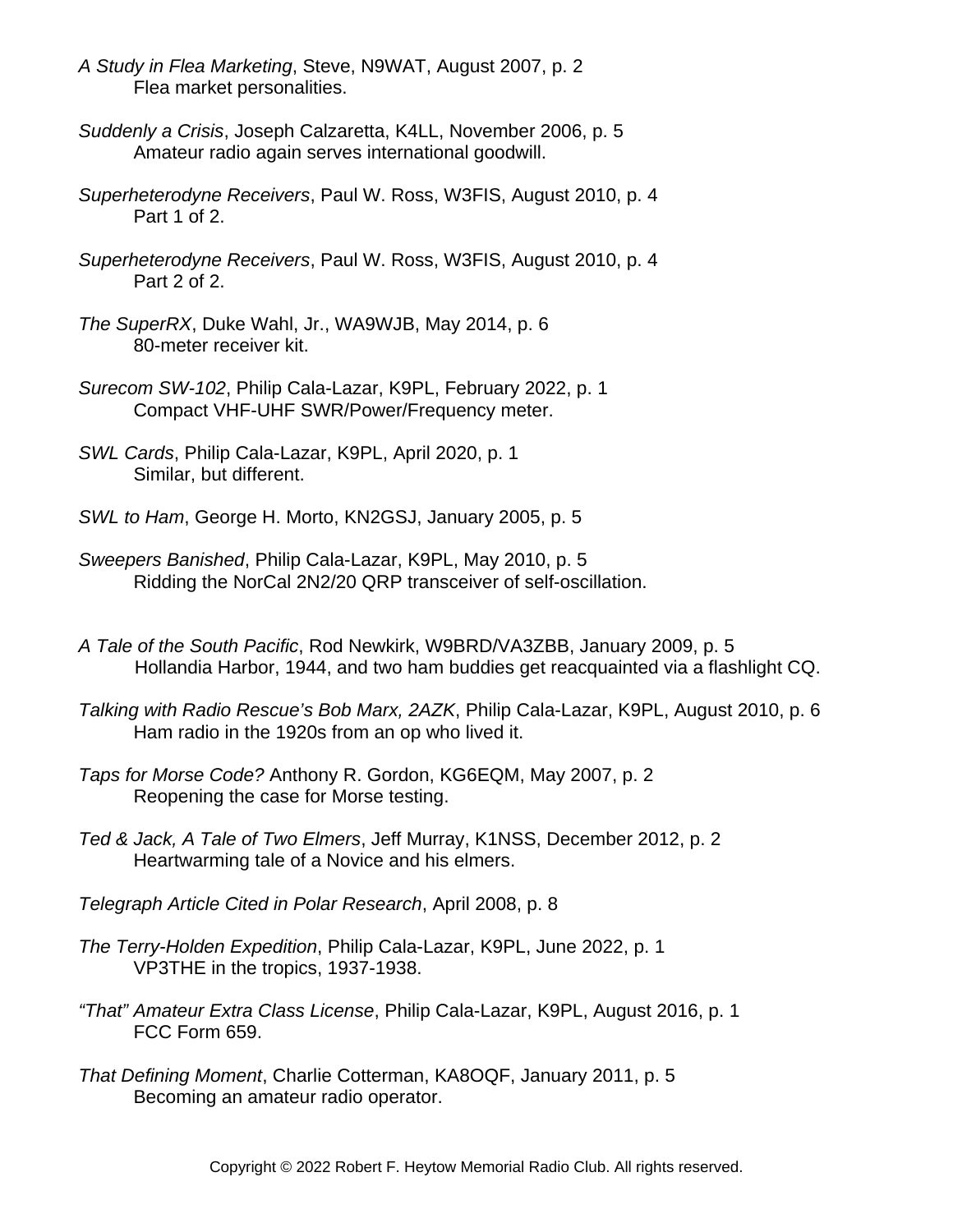*A Study in Flea Marketing*, Steve, N9WAT, August 2007, p. 2
Flea market personalities.

*Suddenly a Crisis*, Joseph Calzaretta, K4LL, November 2006, p. 5
Amateur radio again serves international goodwill.

*Superheterodyne Receivers*, Paul W. Ross, W3FIS, August 2010, p. 4
Part 1 of 2.

*Superheterodyne Receivers*, Paul W. Ross, W3FIS, August 2010, p. 4
Part 2 of 2.

*The SuperRX*, Duke Wahl, Jr., WA9WJB, May 2014, p. 6
80-meter receiver kit.

*Surecom SW-102*, Philip Cala-Lazar, K9PL, February 2022, p. 1
Compact VHF-UHF SWR/Power/Frequency meter.

*SWL Cards*, Philip Cala-Lazar, K9PL, April 2020, p. 1
Similar, but different.

*SWL to Ham*, George H. Morto, KN2GSJ, January 2005, p. 5

*Sweepers Banished*, Philip Cala-Lazar, K9PL, May 2010, p. 5
Ridding the NorCal 2N2/20 QRP transceiver of self-oscillation.

*A Tale of the South Pacific*, Rod Newkirk, W9BRD/VA3ZBB, January 2009, p. 5
Hollandia Harbor, 1944, and two ham buddies get reacquainted via a flashlight CQ.

*Talking with Radio Rescue's Bob Marx, 2AZK*, Philip Cala-Lazar, K9PL, August 2010, p. 6
Ham radio in the 1920s from an op who lived it.

*Taps for Morse Code?* Anthony R. Gordon, KG6EQM, May 2007, p. 2
Reopening the case for Morse testing.

*Ted & Jack, A Tale of Two Elmers*, Jeff Murray, K1NSS, December 2012, p. 2
Heartwarming tale of a Novice and his elmers.

*Telegraph Article Cited in Polar Research*, April 2008, p. 8

*The Terry-Holden Expedition*, Philip Cala-Lazar, K9PL, June 2022, p. 1
VP3THE in the tropics, 1937-1938.

*"That" Amateur Extra Class License*, Philip Cala-Lazar, K9PL, August 2016, p. 1
FCC Form 659.

*That Defining Moment*, Charlie Cotterman, KA8OQF, January 2011, p. 5
Becoming an amateur radio operator.

Copyright © 2022 Robert F. Heytow Memorial Radio Club. All rights reserved.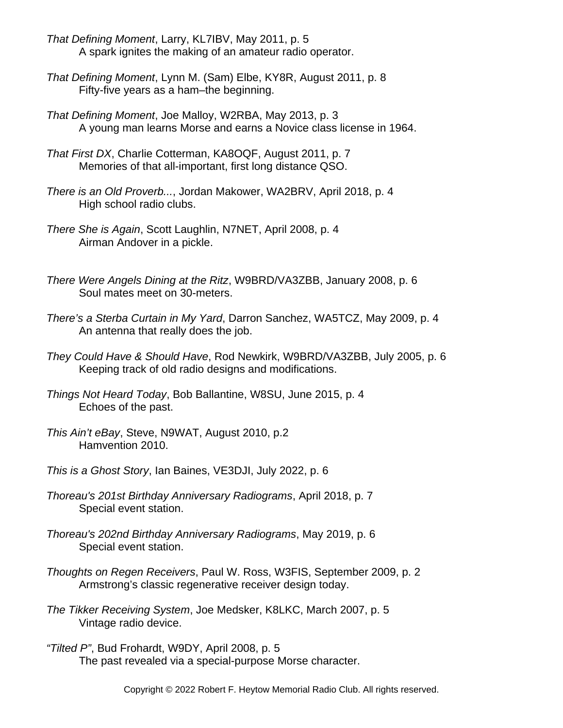*That Defining Moment*, Larry, KL7IBV, May 2011, p. 5
A spark ignites the making of an amateur radio operator.

*That Defining Moment*, Lynn M. (Sam) Elbe, KY8R, August 2011, p. 8
Fifty-five years as a ham–the beginning.

*That Defining Moment*, Joe Malloy, W2RBA, May 2013, p. 3
A young man learns Morse and earns a Novice class license in 1964.

*That First DX*, Charlie Cotterman, KA8OQF, August 2011, p. 7
Memories of that all-important, first long distance QSO.

*There is an Old Proverb...*, Jordan Makower, WA2BRV, April 2018, p. 4
High school radio clubs.

*There She is Again*, Scott Laughlin, N7NET, April 2008, p. 4
Airman Andover in a pickle.

*There Were Angels Dining at the Ritz*, W9BRD/VA3ZBB, January 2008, p. 6
Soul mates meet on 30-meters.

*There's a Sterba Curtain in My Yard*, Darron Sanchez, WA5TCZ, May 2009, p. 4
An antenna that really does the job.

*They Could Have & Should Have*, Rod Newkirk, W9BRD/VA3ZBB, July 2005, p. 6
Keeping track of old radio designs and modifications.

*Things Not Heard Today*, Bob Ballantine, W8SU, June 2015, p. 4
Echoes of the past.

*This Ain't eBay*, Steve, N9WAT, August 2010, p.2
Hamvention 2010.

*This is a Ghost Story*, Ian Baines, VE3DJI, July 2022, p. 6

*Thoreau's 201st Birthday Anniversary Radiograms*, April 2018, p. 7
Special event station.

*Thoreau's 202nd Birthday Anniversary Radiograms*, May 2019, p. 6
Special event station.

*Thoughts on Regen Receivers*, Paul W. Ross, W3FIS, September 2009, p. 2
Armstrong's classic regenerative receiver design today.

*The Tikker Receiving System*, Joe Medsker, K8LKC, March 2007, p. 5
Vintage radio device.

*"Tilted P"*, Bud Frohardt, W9DY, April 2008, p. 5
The past revealed via a special-purpose Morse character.

Copyright © 2022 Robert F. Heytow Memorial Radio Club. All rights reserved.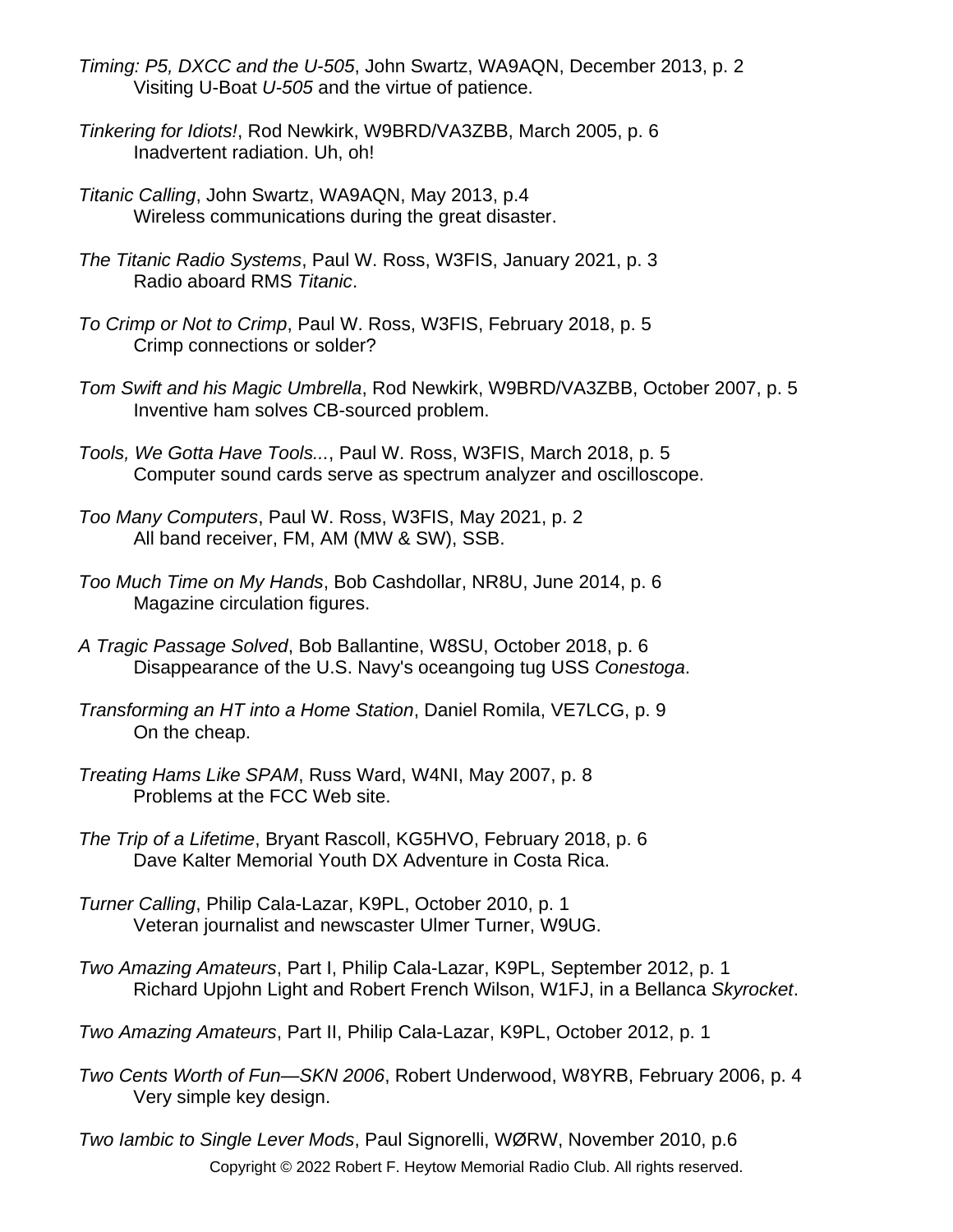*Timing: P5, DXCC and the U-505*, John Swartz, WA9AQN, December 2013, p. 2
Visiting U-Boat *U-505* and the virtue of patience.

*Tinkering for Idiots!*, Rod Newkirk, W9BRD/VA3ZBB, March 2005, p. 6
Inadvertent radiation. Uh, oh!

*Titanic Calling*, John Swartz, WA9AQN, May 2013, p.4
Wireless communications during the great disaster.

*The Titanic Radio Systems*, Paul W. Ross, W3FIS, January 2021, p. 3
Radio aboard RMS *Titanic*.

*To Crimp or Not to Crimp*, Paul W. Ross, W3FIS, February 2018, p. 5
Crimp connections or solder?

*Tom Swift and his Magic Umbrella*, Rod Newkirk, W9BRD/VA3ZBB, October 2007, p. 5
Inventive ham solves CB-sourced problem.

*Tools, We Gotta Have Tools...*, Paul W. Ross, W3FIS, March 2018, p. 5
Computer sound cards serve as spectrum analyzer and oscilloscope.

*Too Many Computers*, Paul W. Ross, W3FIS, May 2021, p. 2
All band receiver, FM, AM (MW & SW), SSB.

*Too Much Time on My Hands*, Bob Cashdollar, NR8U, June 2014, p. 6
Magazine circulation figures.

*A Tragic Passage Solved*, Bob Ballantine, W8SU, October 2018, p. 6
Disappearance of the U.S. Navy's oceangoing tug USS *Conestoga*.

*Transforming an HT into a Home Station*, Daniel Romila, VE7LCG, p. 9
On the cheap.

*Treating Hams Like SPAM*, Russ Ward, W4NI, May 2007, p. 8
Problems at the FCC Web site.

*The Trip of a Lifetime*, Bryant Rascoll, KG5HVO, February 2018, p. 6
Dave Kalter Memorial Youth DX Adventure in Costa Rica.

*Turner Calling*, Philip Cala-Lazar, K9PL, October 2010, p. 1
Veteran journalist and newscaster Ulmer Turner, W9UG.

*Two Amazing Amateurs*, Part I, Philip Cala-Lazar, K9PL, September 2012, p. 1
Richard Upjohn Light and Robert French Wilson, W1FJ, in a Bellanca *Skyrocket*.

*Two Amazing Amateurs*, Part II, Philip Cala-Lazar, K9PL, October 2012, p. 1

*Two Cents Worth of Fun—SKN 2006*, Robert Underwood, W8YRB, February 2006, p. 4
Very simple key design.

*Two Iambic to Single Lever Mods*, Paul Signorelli, WØRW, November 2010, p.6

Copyright © 2022 Robert F. Heytow Memorial Radio Club. All rights reserved.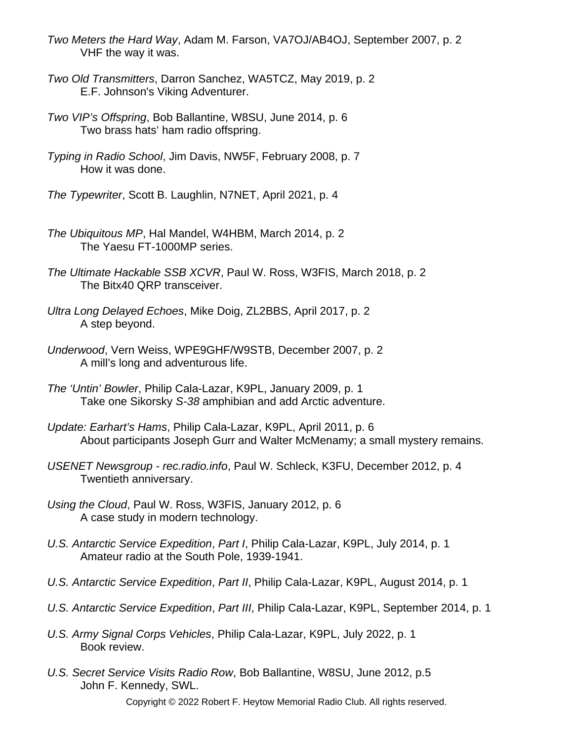*Two Meters the Hard Way*, Adam M. Farson, VA7OJ/AB4OJ, September 2007, p. 2
VHF the way it was.

*Two Old Transmitters*, Darron Sanchez, WA5TCZ, May 2019, p. 2
E.F. Johnson's Viking Adventurer.

*Two VIP's Offspring*, Bob Ballantine, W8SU, June 2014, p. 6
Two brass hats' ham radio offspring.

*Typing in Radio School*, Jim Davis, NW5F, February 2008, p. 7
How it was done.

*The Typewriter*, Scott B. Laughlin, N7NET, April 2021, p. 4

*The Ubiquitous MP*, Hal Mandel, W4HBM, March 2014, p. 2
The Yaesu FT-1000MP series.

*The Ultimate Hackable SSB XCVR*, Paul W. Ross, W3FIS, March 2018, p. 2
The Bitx40 QRP transceiver.

*Ultra Long Delayed Echoes*, Mike Doig, ZL2BBS, April 2017, p. 2
A step beyond.

*Underwood*, Vern Weiss, WPE9GHF/W9STB, December 2007, p. 2
A mill's long and adventurous life.

*The 'Untin' Bowler*, Philip Cala-Lazar, K9PL, January 2009, p. 1
Take one Sikorsky *S-38* amphibian and add Arctic adventure.

*Update: Earhart's Hams*, Philip Cala-Lazar, K9PL, April 2011, p. 6
About participants Joseph Gurr and Walter McMenamy; a small mystery remains.

*USENET Newsgroup - rec.radio.info*, Paul W. Schleck, K3FU, December 2012, p. 4
Twentieth anniversary.

*Using the Cloud*, Paul W. Ross, W3FIS, January 2012, p. 6
A case study in modern technology.

*U.S. Antarctic Service Expedition*, *Part I*, Philip Cala-Lazar, K9PL, July 2014, p. 1
Amateur radio at the South Pole, 1939-1941.

*U.S. Antarctic Service Expedition*, *Part II*, Philip Cala-Lazar, K9PL, August 2014, p. 1

*U.S. Antarctic Service Expedition*, *Part III*, Philip Cala-Lazar, K9PL, September 2014, p. 1

*U.S. Army Signal Corps Vehicles*, Philip Cala-Lazar, K9PL, July 2022, p. 1
Book review.

*U.S. Secret Service Visits Radio Row*, Bob Ballantine, W8SU, June 2012, p.5
John F. Kennedy, SWL.

Copyright © 2022 Robert F. Heytow Memorial Radio Club. All rights reserved.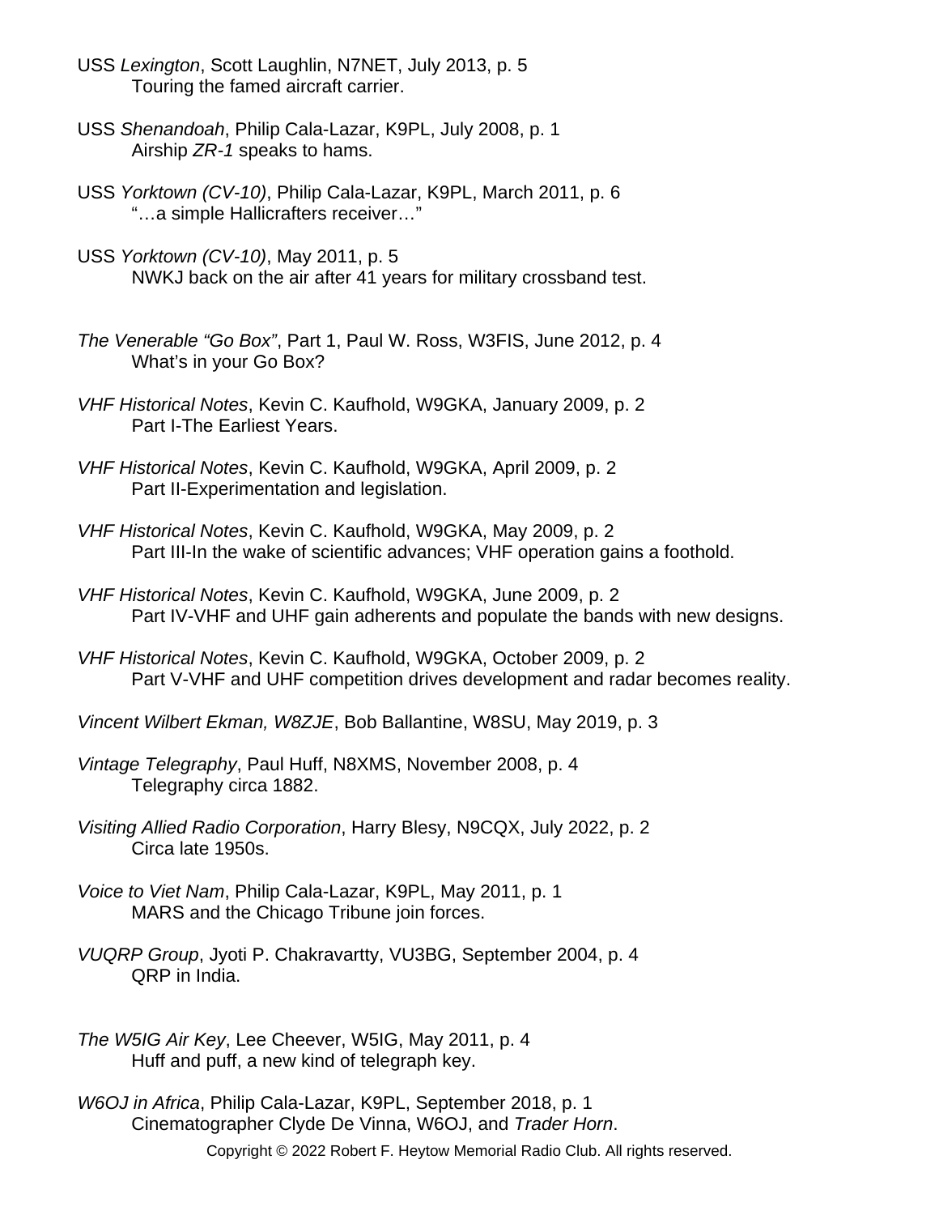USS *Lexington*, Scott Laughlin, N7NET, July 2013, p. 5
Touring the famed aircraft carrier.

USS *Shenandoah*, Philip Cala-Lazar, K9PL, July 2008, p. 1
Airship *ZR-1* speaks to hams.

USS *Yorktown (CV-10)*, Philip Cala-Lazar, K9PL, March 2011, p. 6
"…a simple Hallicrafters receiver…"

USS *Yorktown (CV-10)*, May 2011, p. 5
NWKJ back on the air after 41 years for military crossband test.

*The Venerable "Go Box"*, Part 1, Paul W. Ross, W3FIS, June 2012, p. 4
What's in your Go Box?

*VHF Historical Notes*, Kevin C. Kaufhold, W9GKA, January 2009, p. 2
Part I-The Earliest Years.

*VHF Historical Notes*, Kevin C. Kaufhold, W9GKA, April 2009, p. 2
Part II-Experimentation and legislation.

*VHF Historical Notes*, Kevin C. Kaufhold, W9GKA, May 2009, p. 2
Part III-In the wake of scientific advances; VHF operation gains a foothold.

*VHF Historical Notes*, Kevin C. Kaufhold, W9GKA, June 2009, p. 2
Part IV-VHF and UHF gain adherents and populate the bands with new designs.

*VHF Historical Notes*, Kevin C. Kaufhold, W9GKA, October 2009, p. 2
Part V-VHF and UHF competition drives development and radar becomes reality.

*Vincent Wilbert Ekman, W8ZJE*, Bob Ballantine, W8SU, May 2019, p. 3

*Vintage Telegraphy*, Paul Huff, N8XMS, November 2008, p. 4
Telegraphy circa 1882.

*Visiting Allied Radio Corporation*, Harry Blesy, N9CQX, July 2022, p. 2
Circa late 1950s.

*Voice to Viet Nam*, Philip Cala-Lazar, K9PL, May 2011, p. 1
MARS and the Chicago Tribune join forces.

*VUQRP Group*, Jyoti P. Chakravartty, VU3BG, September 2004, p. 4
QRP in India.

*The W5IG Air Key*, Lee Cheever, W5IG, May 2011, p. 4
Huff and puff, a new kind of telegraph key.

*W6OJ in Africa*, Philip Cala-Lazar, K9PL, September 2018, p. 1
Cinematographer Clyde De Vinna, W6OJ, and *Trader Horn*.

Copyright © 2022 Robert F. Heytow Memorial Radio Club. All rights reserved.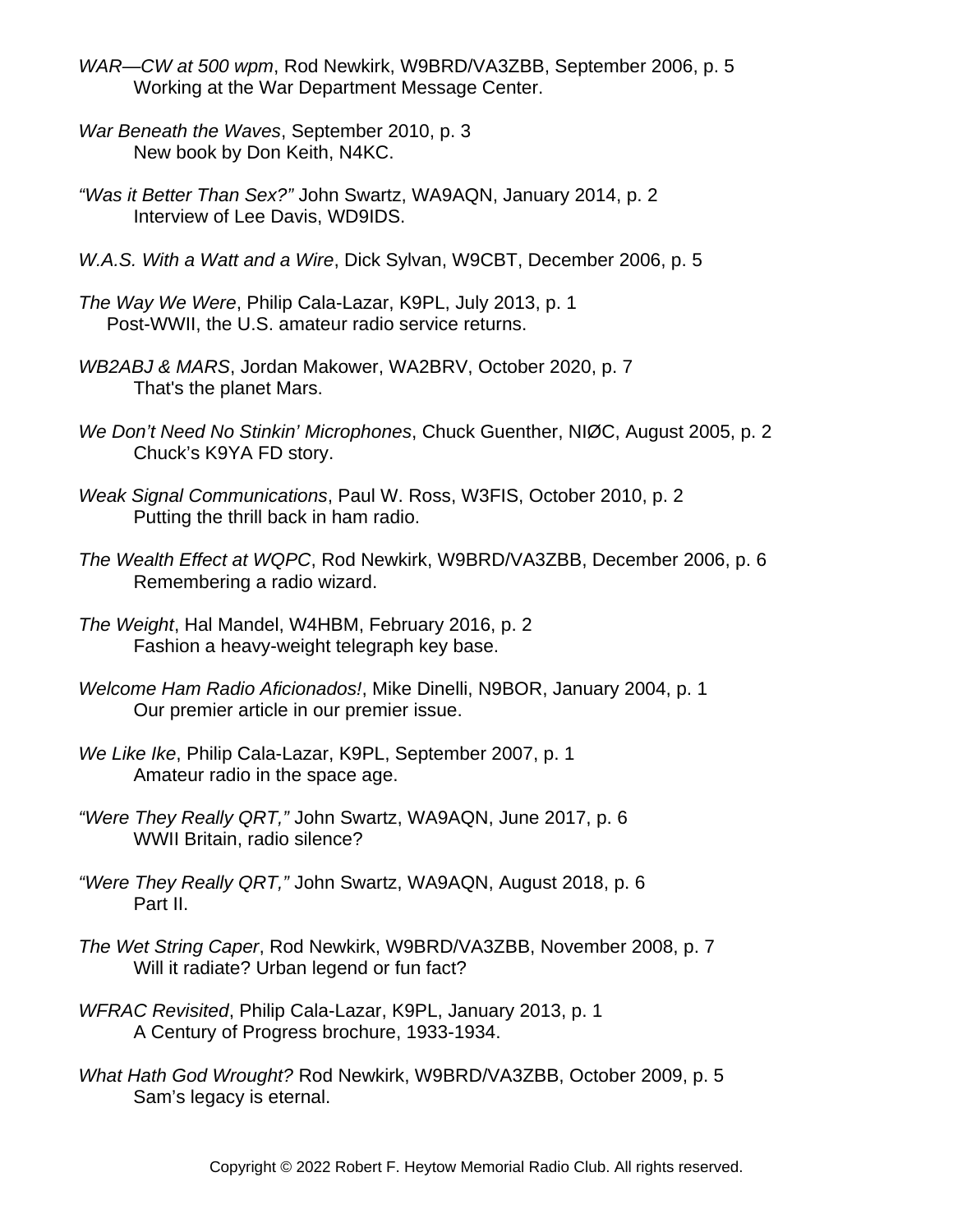*WAR—CW at 500 wpm*, Rod Newkirk, W9BRD/VA3ZBB, September 2006, p. 5
Working at the War Department Message Center.

*War Beneath the Waves*, September 2010, p. 3
New book by Don Keith, N4KC.

*“Was it Better Than Sex?”* John Swartz, WA9AQN, January 2014, p. 2
Interview of Lee Davis, WD9IDS.

*W.A.S. With a Watt and a Wire*, Dick Sylvan, W9CBT, December 2006, p. 5

*The Way We Were*, Philip Cala-Lazar, K9PL, July 2013, p. 1
Post-WWII, the U.S. amateur radio service returns.

*WB2ABJ & MARS*, Jordan Makower, WA2BRV, October 2020, p. 7
That's the planet Mars.

*We Don’t Need No Stinkin’ Microphones*, Chuck Guenther, NIØC, August 2005, p. 2
Chuck’s K9YA FD story.

*Weak Signal Communications*, Paul W. Ross, W3FIS, October 2010, p. 2
Putting the thrill back in ham radio.

*The Wealth Effect at WQPC*, Rod Newkirk, W9BRD/VA3ZBB, December 2006, p. 6
Remembering a radio wizard.

*The Weight*, Hal Mandel, W4HBM, February 2016, p. 2
Fashion a heavy-weight telegraph key base.

*Welcome Ham Radio Aficionados!*, Mike Dinelli, N9BOR, January 2004, p. 1
Our premier article in our premier issue.

*We Like Ike*, Philip Cala-Lazar, K9PL, September 2007, p. 1
Amateur radio in the space age.

*“Were They Really QRT,”* John Swartz, WA9AQN, June 2017, p. 6
WWII Britain, radio silence?

*“Were They Really QRT,”* John Swartz, WA9AQN, August 2018, p. 6
Part II.

*The Wet String Caper*, Rod Newkirk, W9BRD/VA3ZBB, November 2008, p. 7
Will it radiate? Urban legend or fun fact?

*WFRAC Revisited*, Philip Cala-Lazar, K9PL, January 2013, p. 1
A Century of Progress brochure, 1933-1934.

*What Hath God Wrought?* Rod Newkirk, W9BRD/VA3ZBB, October 2009, p. 5
Sam’s legacy is eternal.

Copyright © 2022 Robert F. Heytow Memorial Radio Club. All rights reserved.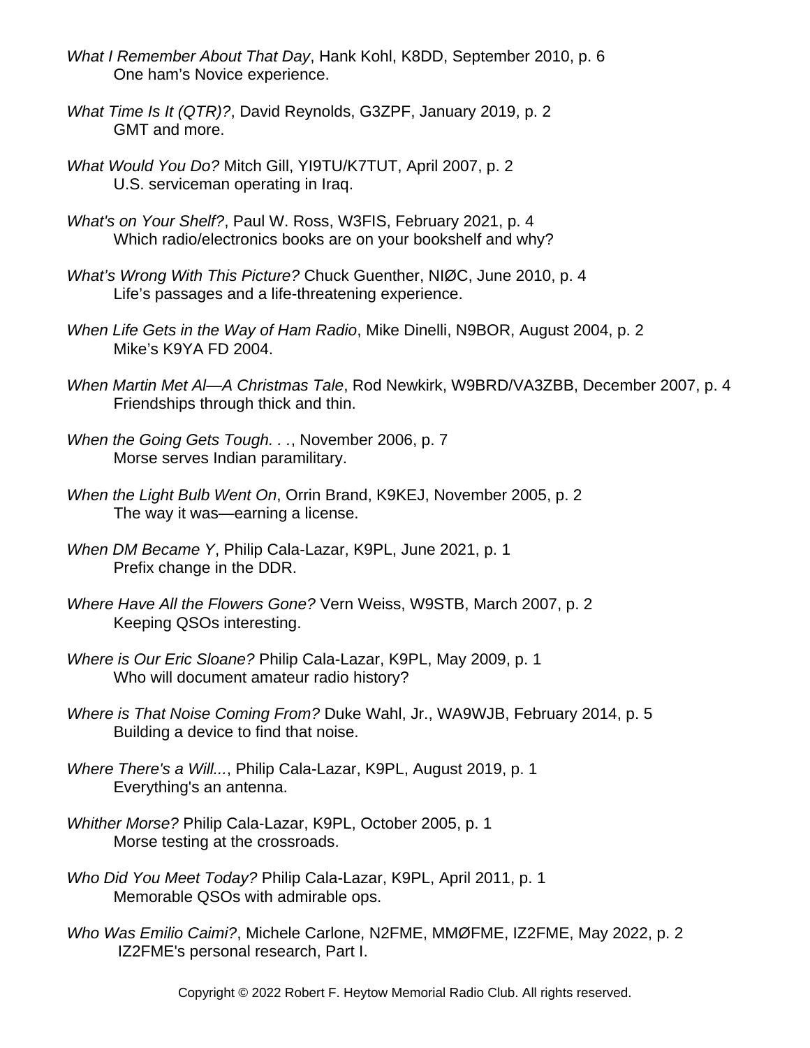*What I Remember About That Day*, Hank Kohl, K8DD, September 2010, p. 6
One ham's Novice experience.

*What Time Is It (QTR)?*, David Reynolds, G3ZPF, January 2019, p. 2
GMT and more.

*What Would You Do?* Mitch Gill, YI9TU/K7TUT, April 2007, p. 2
U.S. serviceman operating in Iraq.

*What's on Your Shelf?*, Paul W. Ross, W3FIS, February 2021, p. 4
Which radio/electronics books are on your bookshelf and why?

*What's Wrong With This Picture?* Chuck Guenther, NIØC, June 2010, p. 4
Life's passages and a life-threatening experience.

*When Life Gets in the Way of Ham Radio*, Mike Dinelli, N9BOR, August 2004, p. 2
Mike's K9YA FD 2004.

*When Martin Met Al—A Christmas Tale*, Rod Newkirk, W9BRD/VA3ZBB, December 2007, p. 4
Friendships through thick and thin.

*When the Going Gets Tough. . .*, November 2006, p. 7
Morse serves Indian paramilitary.

*When the Light Bulb Went On*, Orrin Brand, K9KEJ, November 2005, p. 2
The way it was—earning a license.

*When DM Became Y*, Philip Cala-Lazar, K9PL, June 2021, p. 1
Prefix change in the DDR.

*Where Have All the Flowers Gone?* Vern Weiss, W9STB, March 2007, p. 2
Keeping QSOs interesting.

*Where is Our Eric Sloane?* Philip Cala-Lazar, K9PL, May 2009, p. 1
Who will document amateur radio history?

*Where is That Noise Coming From?* Duke Wahl, Jr., WA9WJB, February 2014, p. 5
Building a device to find that noise.

*Where There's a Will...*, Philip Cala-Lazar, K9PL, August 2019, p. 1
Everything's an antenna.

*Whither Morse?* Philip Cala-Lazar, K9PL, October 2005, p. 1
Morse testing at the crossroads.

*Who Did You Meet Today?* Philip Cala-Lazar, K9PL, April 2011, p. 1
Memorable QSOs with admirable ops.

*Who Was Emilio Caimi?*, Michele Carlone, N2FME, MMØFME, IZ2FME, May 2022, p. 2
IZ2FME's personal research, Part I.

Copyright © 2022 Robert F. Heytow Memorial Radio Club. All rights reserved.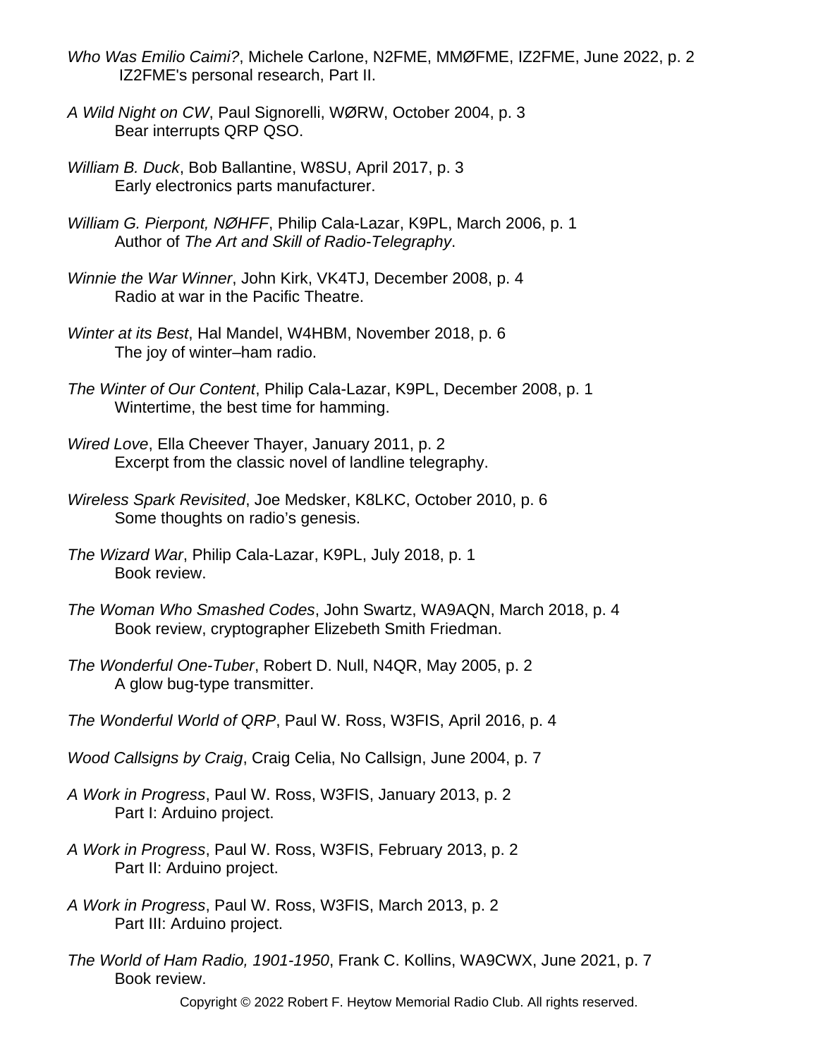*Who Was Emilio Caimi?*, Michele Carlone, N2FME, MMØFME, IZ2FME, June 2022, p. 2
IZ2FME's personal research, Part II.

*A Wild Night on CW*, Paul Signorelli, WØRW, October 2004, p. 3
Bear interrupts QRP QSO.

*William B. Duck*, Bob Ballantine, W8SU, April 2017, p. 3
Early electronics parts manufacturer.

*William G. Pierpont, NØHFF*, Philip Cala-Lazar, K9PL, March 2006, p. 1
Author of *The Art and Skill of Radio-Telegraphy*.

*Winnie the War Winner*, John Kirk, VK4TJ, December 2008, p. 4
Radio at war in the Pacific Theatre.

*Winter at its Best*, Hal Mandel, W4HBM, November 2018, p. 6
The joy of winter–ham radio.

*The Winter of Our Content*, Philip Cala-Lazar, K9PL, December 2008, p. 1
Wintertime, the best time for hamming.

*Wired Love*, Ella Cheever Thayer, January 2011, p. 2
Excerpt from the classic novel of landline telegraphy.

*Wireless Spark Revisited*, Joe Medsker, K8LKC, October 2010, p. 6
Some thoughts on radio's genesis.

*The Wizard War*, Philip Cala-Lazar, K9PL, July 2018, p. 1
Book review.

*The Woman Who Smashed Codes*, John Swartz, WA9AQN, March 2018, p. 4
Book review, cryptographer Elizebeth Smith Friedman.

*The Wonderful One-Tuber*, Robert D. Null, N4QR, May 2005, p. 2
A glow bug-type transmitter.

*The Wonderful World of QRP*, Paul W. Ross, W3FIS, April 2016, p. 4

*Wood Callsigns by Craig*, Craig Celia, No Callsign, June 2004, p. 7

*A Work in Progress*, Paul W. Ross, W3FIS, January 2013, p. 2
Part I: Arduino project.

*A Work in Progress*, Paul W. Ross, W3FIS, February 2013, p. 2
Part II: Arduino project.

*A Work in Progress*, Paul W. Ross, W3FIS, March 2013, p. 2
Part III: Arduino project.

*The World of Ham Radio, 1901-1950*, Frank C. Kollins, WA9CWX, June 2021, p. 7
Book review.

Copyright © 2022 Robert F. Heytow Memorial Radio Club. All rights reserved.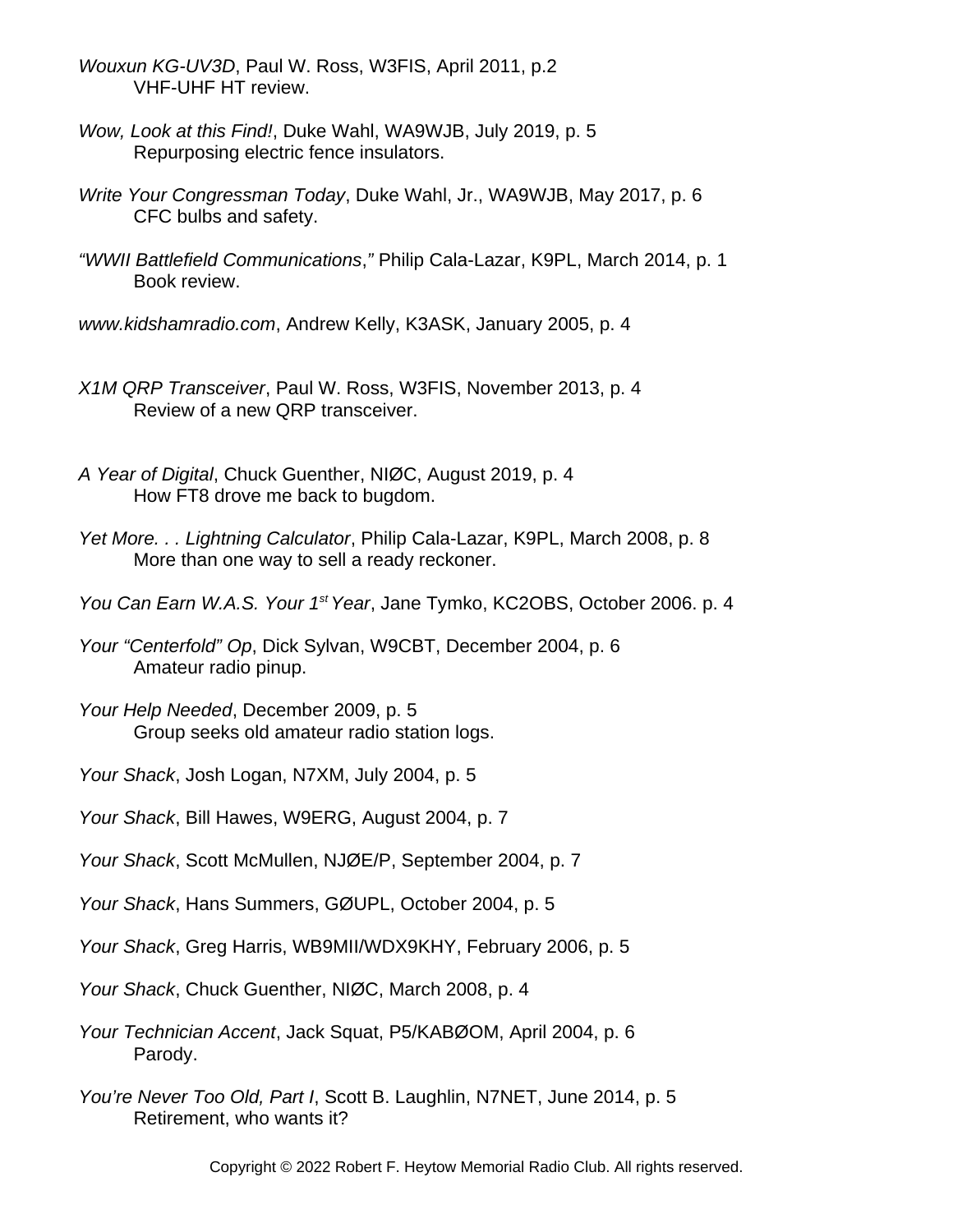*Wouxun KG-UV3D*, Paul W. Ross, W3FIS, April 2011, p.2
VHF-UHF HT review.

*Wow, Look at this Find!*, Duke Wahl, WA9WJB, July 2019, p. 5
Repurposing electric fence insulators.

*Write Your Congressman Today*, Duke Wahl, Jr., WA9WJB, May 2017, p. 6
CFC bulbs and safety.

*"WWII Battlefield Communications*,*"* Philip Cala-Lazar, K9PL, March 2014, p. 1
Book review.

*www.kidshamradio.com*, Andrew Kelly, K3ASK, January 2005, p. 4

*X1M QRP Transceiver*, Paul W. Ross, W3FIS, November 2013, p. 4
Review of a new QRP transceiver.

*A Year of Digital*, Chuck Guenther, NIØC, August 2019, p. 4
How FT8 drove me back to bugdom.

*Yet More. . . Lightning Calculator*, Philip Cala-Lazar, K9PL, March 2008, p. 8
More than one way to sell a ready reckoner.

*You Can Earn W.A.S. Your 1st Year*, Jane Tymko, KC2OBS, October 2006. p. 4

*Your "Centerfold" Op*, Dick Sylvan, W9CBT, December 2004, p. 6
Amateur radio pinup.

*Your Help Needed*, December 2009, p. 5
Group seeks old amateur radio station logs.

*Your Shack*, Josh Logan, N7XM, July 2004, p. 5

*Your Shack*, Bill Hawes, W9ERG, August 2004, p. 7

*Your Shack*, Scott McMullen, NJØE/P, September 2004, p. 7

*Your Shack*, Hans Summers, GØUPL, October 2004, p. 5

*Your Shack*, Greg Harris, WB9MII/WDX9KHY, February 2006, p. 5

*Your Shack*, Chuck Guenther, NIØC, March 2008, p. 4

*Your Technician Accent*, Jack Squat, P5/KABØOM, April 2004, p. 6
Parody.

*You're Never Too Old, Part I*, Scott B. Laughlin, N7NET, June 2014, p. 5
Retirement, who wants it?

Copyright © 2022 Robert F. Heytow Memorial Radio Club. All rights reserved.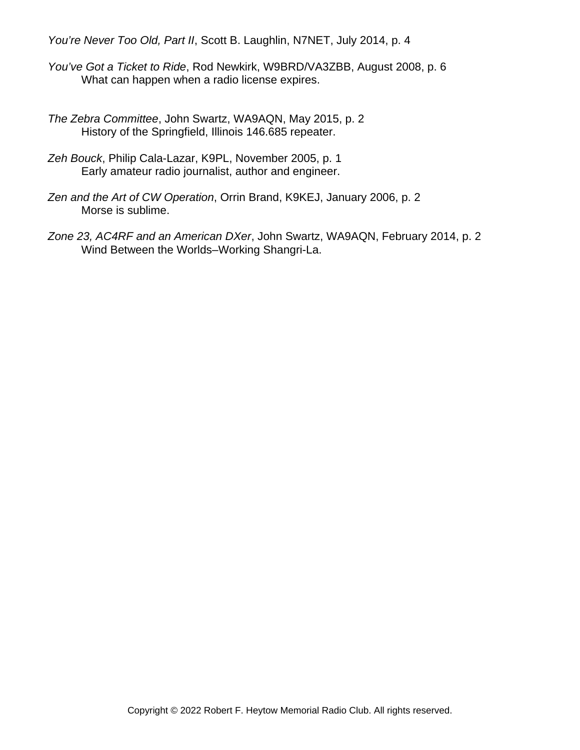*You're Never Too Old, Part II*, Scott B. Laughlin, N7NET, July 2014, p. 4

*You've Got a Ticket to Ride*, Rod Newkirk, W9BRD/VA3ZBB, August 2008, p. 6
What can happen when a radio license expires.

*The Zebra Committee*, John Swartz, WA9AQN, May 2015, p. 2
History of the Springfield, Illinois 146.685 repeater.

*Zeh Bouck*, Philip Cala-Lazar, K9PL, November 2005, p. 1
Early amateur radio journalist, author and engineer.

*Zen and the Art of CW Operation*, Orrin Brand, K9KEJ, January 2006, p. 2
Morse is sublime.

*Zone 23, AC4RF and an American DXer*, John Swartz, WA9AQN, February 2014, p. 2
Wind Between the Worlds–Working Shangri-La.

Copyright © 2022 Robert F. Heytow Memorial Radio Club. All rights reserved.